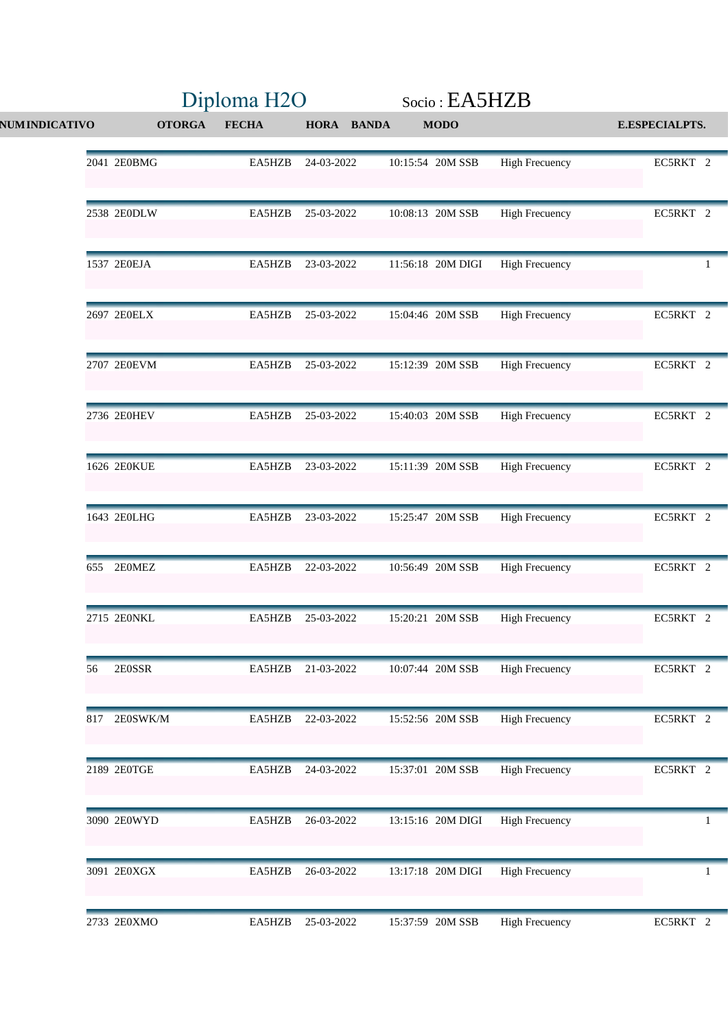# Diploma H2O

Socio : EA5HZB

| NUM | INDICATIVO | OTORGA | FECHA | HORA | BANDA | MODO | | E.ESPECIAL | PTS. |
|---|---|---|---|---|---|---|---|---|---|
| 2041 | 2E0BMG | EA5HZB | 24-03-2022 | 10:15:54 | 20M | SSB | High Frecuency | EC5RKT | 2 |
| 2538 | 2E0DLW | EA5HZB | 25-03-2022 | 10:08:13 | 20M | SSB | High Frecuency | EC5RKT | 2 |
| 1537 | 2E0EJA | EA5HZB | 23-03-2022 | 11:56:18 | 20M | DIGI | High Frecuency | | 1 |
| 2697 | 2E0ELX | EA5HZB | 25-03-2022 | 15:04:46 | 20M | SSB | High Frecuency | EC5RKT | 2 |
| 2707 | 2E0EVM | EA5HZB | 25-03-2022 | 15:12:39 | 20M | SSB | High Frecuency | EC5RKT | 2 |
| 2736 | 2E0HEV | EA5HZB | 25-03-2022 | 15:40:03 | 20M | SSB | High Frecuency | EC5RKT | 2 |
| 1626 | 2E0KUE | EA5HZB | 23-03-2022 | 15:11:39 | 20M | SSB | High Frecuency | EC5RKT | 2 |
| 1643 | 2E0LHG | EA5HZB | 23-03-2022 | 15:25:47 | 20M | SSB | High Frecuency | EC5RKT | 2 |
| 655 | 2E0MEZ | EA5HZB | 22-03-2022 | 10:56:49 | 20M | SSB | High Frecuency | EC5RKT | 2 |
| 2715 | 2E0NKL | EA5HZB | 25-03-2022 | 15:20:21 | 20M | SSB | High Frecuency | EC5RKT | 2 |
| 56 | 2E0SSR | EA5HZB | 21-03-2022 | 10:07:44 | 20M | SSB | High Frecuency | EC5RKT | 2 |
| 817 | 2E0SWK/M | EA5HZB | 22-03-2022 | 15:52:56 | 20M | SSB | High Frecuency | EC5RKT | 2 |
| 2189 | 2E0TGE | EA5HZB | 24-03-2022 | 15:37:01 | 20M | SSB | High Frecuency | EC5RKT | 2 |
| 3090 | 2E0WYD | EA5HZB | 26-03-2022 | 13:15:16 | 20M | DIGI | High Frecuency | | 1 |
| 3091 | 2E0XGX | EA5HZB | 26-03-2022 | 13:17:18 | 20M | DIGI | High Frecuency | | 1 |
| 2733 | 2E0XMO | EA5HZB | 25-03-2022 | 15:37:59 | 20M | SSB | High Frecuency | EC5RKT | 2 |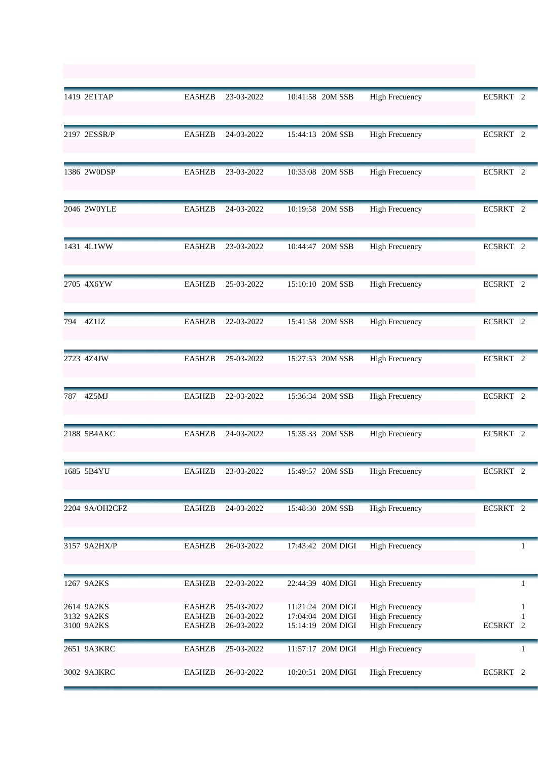| | | | | | | | | |
|---|---|---|---|---|---|---|---|---|
| 1419 | 2E1TAP | EA5HZB | 23-03-2022 | 10:41:58 | 20M SSB | High Frecuency | EC5RKT | 2 |
| 2197 | 2ESSR/P | EA5HZB | 24-03-2022 | 15:44:13 | 20M SSB | High Frecuency | EC5RKT | 2 |
| 1386 | 2W0DSP | EA5HZB | 23-03-2022 | 10:33:08 | 20M SSB | High Frecuency | EC5RKT | 2 |
| 2046 | 2W0YLE | EA5HZB | 24-03-2022 | 10:19:58 | 20M SSB | High Frecuency | EC5RKT | 2 |
| 1431 | 4L1WW | EA5HZB | 23-03-2022 | 10:44:47 | 20M SSB | High Frecuency | EC5RKT | 2 |
| 2705 | 4X6YW | EA5HZB | 25-03-2022 | 15:10:10 | 20M SSB | High Frecuency | EC5RKT | 2 |
| 794 | 4Z1IZ | EA5HZB | 22-03-2022 | 15:41:58 | 20M SSB | High Frecuency | EC5RKT | 2 |
| 2723 | 4Z4JW | EA5HZB | 25-03-2022 | 15:27:53 | 20M SSB | High Frecuency | EC5RKT | 2 |
| 787 | 4Z5MJ | EA5HZB | 22-03-2022 | 15:36:34 | 20M SSB | High Frecuency | EC5RKT | 2 |
| 2188 | 5B4AKC | EA5HZB | 24-03-2022 | 15:35:33 | 20M SSB | High Frecuency | EC5RKT | 2 |
| 1685 | 5B4YU | EA5HZB | 23-03-2022 | 15:49:57 | 20M SSB | High Frecuency | EC5RKT | 2 |
| 2204 | 9A/OH2CFZ | EA5HZB | 24-03-2022 | 15:48:30 | 20M SSB | High Frecuency | EC5RKT | 2 |
| 3157 | 9A2HX/P | EA5HZB | 26-03-2022 | 17:43:42 | 20M DIGI | High Frecuency | | 1 |
| 1267 | 9A2KS | EA5HZB | 22-03-2022 | 22:44:39 | 40M DIGI | High Frecuency | | 1 |
| 2614 | 9A2KS | EA5HZB | 25-03-2022 | 11:21:24 | 20M DIGI | High Frecuency | | 1 |
| 3132 | 9A2KS | EA5HZB | 26-03-2022 | 17:04:04 | 20M DIGI | High Frecuency | | 1 |
| 3100 | 9A2KS | EA5HZB | 26-03-2022 | 15:14:19 | 20M DIGI | High Frecuency | EC5RKT | 2 |
| 2651 | 9A3KRC | EA5HZB | 25-03-2022 | 11:57:17 | 20M DIGI | High Frecuency | | 1 |
| 3002 | 9A3KRC | EA5HZB | 26-03-2022 | 10:20:51 | 20M DIGI | High Frecuency | EC5RKT | 2 |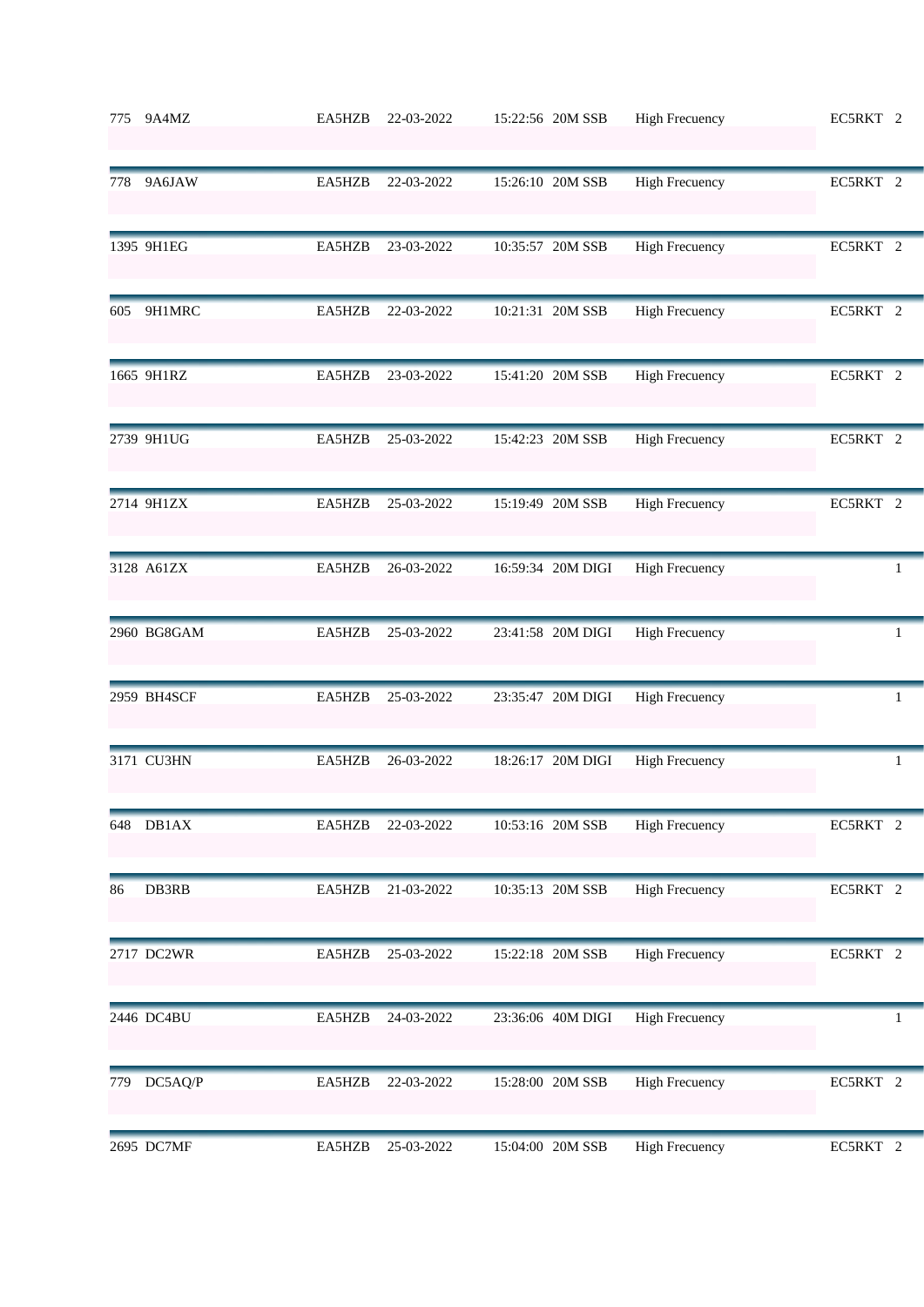| | | | | | | | | |
|---|---|---|---|---|---|---|---|---|
| 775 | 9A4MZ | EA5HZB | 22-03-2022 | 15:22:56 | 20M SSB | High Frecuency | EC5RKT | 2 |
| 778 | 9A6JAW | EA5HZB | 22-03-2022 | 15:26:10 | 20M SSB | High Frecuency | EC5RKT | 2 |
| 1395 | 9H1EG | EA5HZB | 23-03-2022 | 10:35:57 | 20M SSB | High Frecuency | EC5RKT | 2 |
| 605 | 9H1MRC | EA5HZB | 22-03-2022 | 10:21:31 | 20M SSB | High Frecuency | EC5RKT | 2 |
| 1665 | 9H1RZ | EA5HZB | 23-03-2022 | 15:41:20 | 20M SSB | High Frecuency | EC5RKT | 2 |
| 2739 | 9H1UG | EA5HZB | 25-03-2022 | 15:42:23 | 20M SSB | High Frecuency | EC5RKT | 2 |
| 2714 | 9H1ZX | EA5HZB | 25-03-2022 | 15:19:49 | 20M SSB | High Frecuency | EC5RKT | 2 |
| 3128 | A61ZX | EA5HZB | 26-03-2022 | 16:59:34 | 20M DIGI | High Frecuency | | 1 |
| 2960 | BG8GAM | EA5HZB | 25-03-2022 | 23:41:58 | 20M DIGI | High Frecuency | | 1 |
| 2959 | BH4SCF | EA5HZB | 25-03-2022 | 23:35:47 | 20M DIGI | High Frecuency | | 1 |
| 3171 | CU3HN | EA5HZB | 26-03-2022 | 18:26:17 | 20M DIGI | High Frecuency | | 1 |
| 648 | DB1AX | EA5HZB | 22-03-2022 | 10:53:16 | 20M SSB | High Frecuency | EC5RKT | 2 |
| 86 | DB3RB | EA5HZB | 21-03-2022 | 10:35:13 | 20M SSB | High Frecuency | EC5RKT | 2 |
| 2717 | DC2WR | EA5HZB | 25-03-2022 | 15:22:18 | 20M SSB | High Frecuency | EC5RKT | 2 |
| 2446 | DC4BU | EA5HZB | 24-03-2022 | 23:36:06 | 40M DIGI | High Frecuency | | 1 |
| 779 | DC5AQ/P | EA5HZB | 22-03-2022 | 15:28:00 | 20M SSB | High Frecuency | EC5RKT | 2 |
| 2695 | DC7MF | EA5HZB | 25-03-2022 | 15:04:00 | 20M SSB | High Frecuency | EC5RKT | 2 |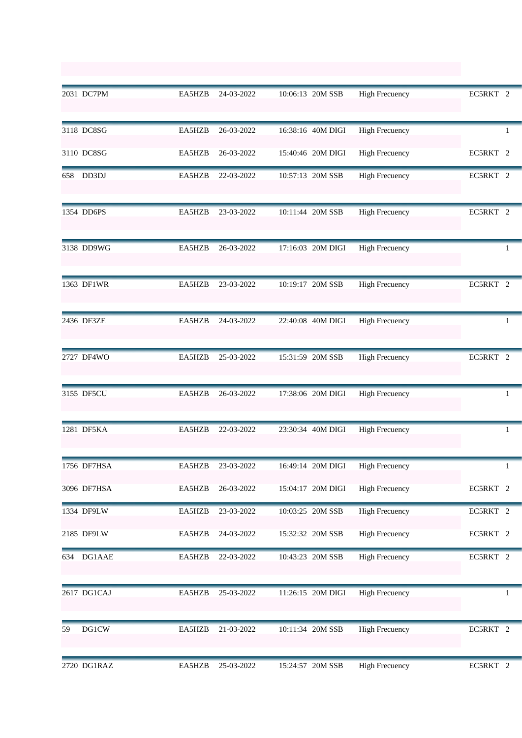| | | | | | | | | |
|---|---|---|---|---|---|---|---|---|
| 2031 | DC7PM | EA5HZB | 24-03-2022 | 10:06:13 | 20M SSB | High Frecuency | EC5RKT | 2 |
| 3118 | DC8SG | EA5HZB | 26-03-2022 | 16:38:16 | 40M DIGI | High Frecuency | | 1 |
| 3110 | DC8SG | EA5HZB | 26-03-2022 | 15:40:46 | 20M DIGI | High Frecuency | EC5RKT | 2 |
| 658 | DD3DJ | EA5HZB | 22-03-2022 | 10:57:13 | 20M SSB | High Frecuency | EC5RKT | 2 |
| 1354 | DD6PS | EA5HZB | 23-03-2022 | 10:11:44 | 20M SSB | High Frecuency | EC5RKT | 2 |
| 3138 | DD9WG | EA5HZB | 26-03-2022 | 17:16:03 | 20M DIGI | High Frecuency | | 1 |
| 1363 | DF1WR | EA5HZB | 23-03-2022 | 10:19:17 | 20M SSB | High Frecuency | EC5RKT | 2 |
| 2436 | DF3ZE | EA5HZB | 24-03-2022 | 22:40:08 | 40M DIGI | High Frecuency | | 1 |
| 2727 | DF4WO | EA5HZB | 25-03-2022 | 15:31:59 | 20M SSB | High Frecuency | EC5RKT | 2 |
| 3155 | DF5CU | EA5HZB | 26-03-2022 | 17:38:06 | 20M DIGI | High Frecuency | | 1 |
| 1281 | DF5KA | EA5HZB | 22-03-2022 | 23:30:34 | 40M DIGI | High Frecuency | | 1 |
| 1756 | DF7HSA | EA5HZB | 23-03-2022 | 16:49:14 | 20M DIGI | High Frecuency | | 1 |
| 3096 | DF7HSA | EA5HZB | 26-03-2022 | 15:04:17 | 20M DIGI | High Frecuency | EC5RKT | 2 |
| 1334 | DF9LW | EA5HZB | 23-03-2022 | 10:03:25 | 20M SSB | High Frecuency | EC5RKT | 2 |
| 2185 | DF9LW | EA5HZB | 24-03-2022 | 15:32:32 | 20M SSB | High Frecuency | EC5RKT | 2 |
| 634 | DG1AAE | EA5HZB | 22-03-2022 | 10:43:23 | 20M SSB | High Frecuency | EC5RKT | 2 |
| 2617 | DG1CAJ | EA5HZB | 25-03-2022 | 11:26:15 | 20M DIGI | High Frecuency | | 1 |
| 59 | DG1CW | EA5HZB | 21-03-2022 | 10:11:34 | 20M SSB | High Frecuency | EC5RKT | 2 |
| 2720 | DG1RAZ | EA5HZB | 25-03-2022 | 15:24:57 | 20M SSB | High Frecuency | EC5RKT | 2 |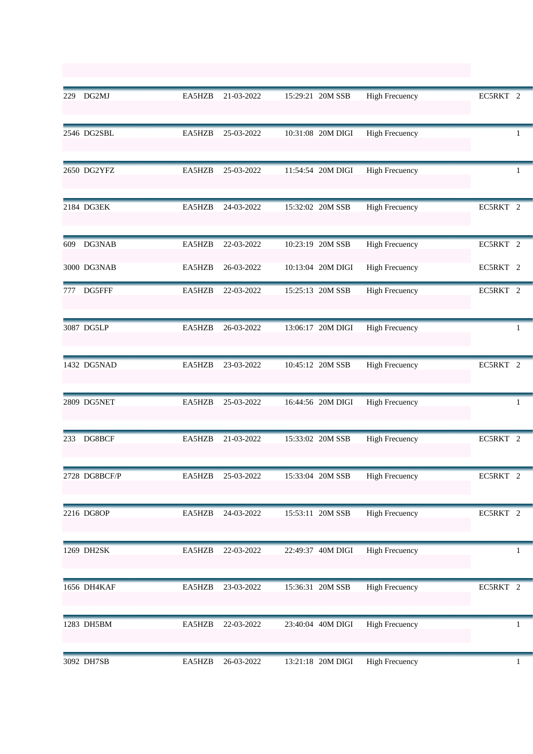| | | | | | | | | |
|---|---|---|---|---|---|---|---|---|
| 229 | DG2MJ | EA5HZB | 21-03-2022 | 15:29:21 | 20M SSB | High Frecuency | EC5RKT | 2 |
| 2546 | DG2SBL | EA5HZB | 25-03-2022 | 10:31:08 | 20M DIGI | High Frecuency | | 1 |
| 2650 | DG2YFZ | EA5HZB | 25-03-2022 | 11:54:54 | 20M DIGI | High Frecuency | | 1 |
| 2184 | DG3EK | EA5HZB | 24-03-2022 | 15:32:02 | 20M SSB | High Frecuency | EC5RKT | 2 |
| 609 | DG3NAB | EA5HZB | 22-03-2022 | 10:23:19 | 20M SSB | High Frecuency | EC5RKT | 2 |
| 3000 | DG3NAB | EA5HZB | 26-03-2022 | 10:13:04 | 20M DIGI | High Frecuency | EC5RKT | 2 |
| 777 | DG5FFF | EA5HZB | 22-03-2022 | 15:25:13 | 20M SSB | High Frecuency | EC5RKT | 2 |
| 3087 | DG5LP | EA5HZB | 26-03-2022 | 13:06:17 | 20M DIGI | High Frecuency | | 1 |
| 1432 | DG5NAD | EA5HZB | 23-03-2022 | 10:45:12 | 20M SSB | High Frecuency | EC5RKT | 2 |
| 2809 | DG5NET | EA5HZB | 25-03-2022 | 16:44:56 | 20M DIGI | High Frecuency | | 1 |
| 233 | DG8BCF | EA5HZB | 21-03-2022 | 15:33:02 | 20M SSB | High Frecuency | EC5RKT | 2 |
| 2728 | DG8BCF/P | EA5HZB | 25-03-2022 | 15:33:04 | 20M SSB | High Frecuency | EC5RKT | 2 |
| 2216 | DG8OP | EA5HZB | 24-03-2022 | 15:53:11 | 20M SSB | High Frecuency | EC5RKT | 2 |
| 1269 | DH2SK | EA5HZB | 22-03-2022 | 22:49:37 | 40M DIGI | High Frecuency | | 1 |
| 1656 | DH4KAF | EA5HZB | 23-03-2022 | 15:36:31 | 20M SSB | High Frecuency | EC5RKT | 2 |
| 1283 | DH5BM | EA5HZB | 22-03-2022 | 23:40:04 | 40M DIGI | High Frecuency | | 1 |
| 3092 | DH7SB | EA5HZB | 26-03-2022 | 13:21:18 | 20M DIGI | High Frecuency | | 1 |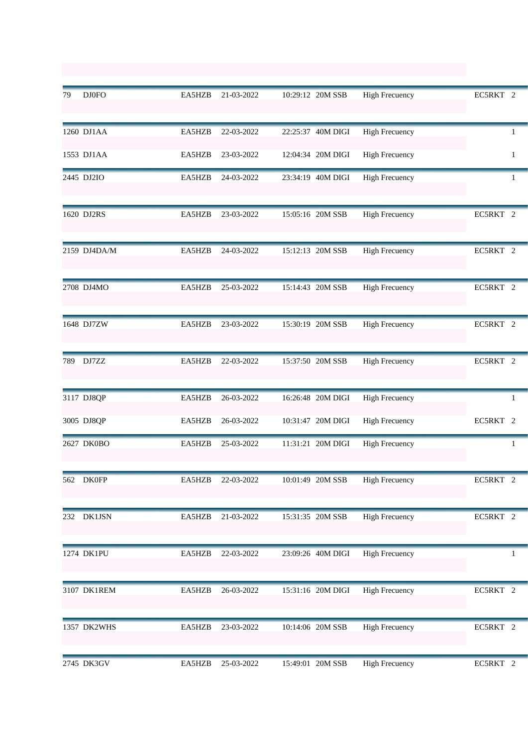| | | | | | | | | |
|---|---|---|---|---|---|---|---|---|
| 79 | DJ0FO | EA5HZB | 21-03-2022 | 10:29:12 | 20M SSB | High Frecuency | EC5RKT | 2 |
| 1260 | DJ1AA | EA5HZB | 22-03-2022 | 22:25:37 | 40M DIGI | High Frecuency | | 1 |
| 1553 | DJ1AA | EA5HZB | 23-03-2022 | 12:04:34 | 20M DIGI | High Frecuency | | 1 |
| 2445 | DJ2IO | EA5HZB | 24-03-2022 | 23:34:19 | 40M DIGI | High Frecuency | | 1 |
| 1620 | DJ2RS | EA5HZB | 23-03-2022 | 15:05:16 | 20M SSB | High Frecuency | EC5RKT | 2 |
| 2159 | DJ4DA/M | EA5HZB | 24-03-2022 | 15:12:13 | 20M SSB | High Frecuency | EC5RKT | 2 |
| 2708 | DJ4MO | EA5HZB | 25-03-2022 | 15:14:43 | 20M SSB | High Frecuency | EC5RKT | 2 |
| 1648 | DJ7ZW | EA5HZB | 23-03-2022 | 15:30:19 | 20M SSB | High Frecuency | EC5RKT | 2 |
| 789 | DJ7ZZ | EA5HZB | 22-03-2022 | 15:37:50 | 20M SSB | High Frecuency | EC5RKT | 2 |
| 3117 | DJ8QP | EA5HZB | 26-03-2022 | 16:26:48 | 20M DIGI | High Frecuency | | 1 |
| 3005 | DJ8QP | EA5HZB | 26-03-2022 | 10:31:47 | 20M DIGI | High Frecuency | EC5RKT | 2 |
| 2627 | DK0BO | EA5HZB | 25-03-2022 | 11:31:21 | 20M DIGI | High Frecuency | | 1 |
| 562 | DK0FP | EA5HZB | 22-03-2022 | 10:01:49 | 20M SSB | High Frecuency | EC5RKT | 2 |
| 232 | DK1JSN | EA5HZB | 21-03-2022 | 15:31:35 | 20M SSB | High Frecuency | EC5RKT | 2 |
| 1274 | DK1PU | EA5HZB | 22-03-2022 | 23:09:26 | 40M DIGI | High Frecuency | | 1 |
| 3107 | DK1REM | EA5HZB | 26-03-2022 | 15:31:16 | 20M DIGI | High Frecuency | EC5RKT | 2 |
| 1357 | DK2WHS | EA5HZB | 23-03-2022 | 10:14:06 | 20M SSB | High Frecuency | EC5RKT | 2 |
| 2745 | DK3GV | EA5HZB | 25-03-2022 | 15:49:01 | 20M SSB | High Frecuency | EC5RKT | 2 |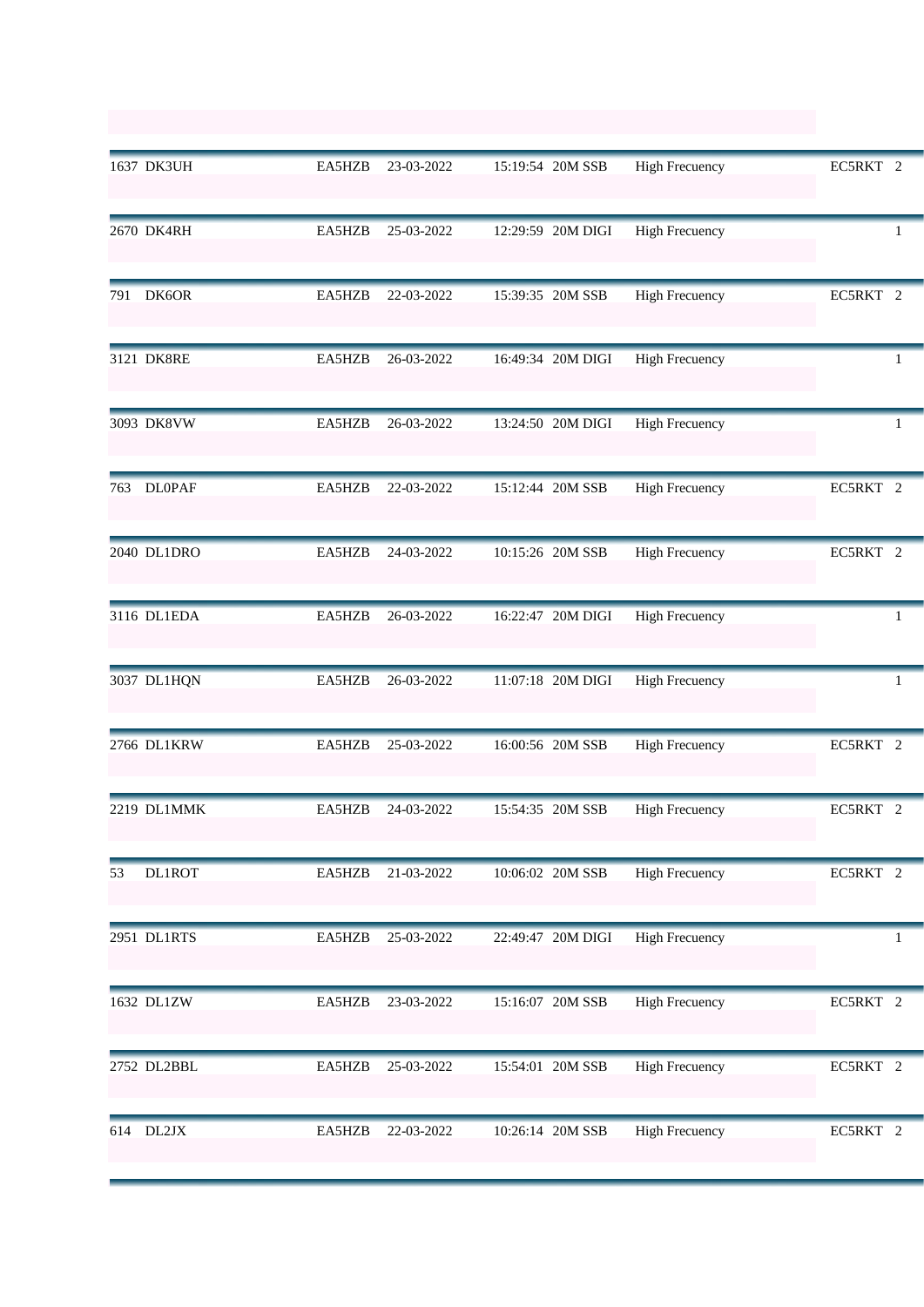| | | | | | | | | |
|---|---|---|---|---|---|---|---|---|
| 1637 | DK3UH | EA5HZB | 23-03-2022 | 15:19:54 | 20M SSB | High Frecuency | EC5RKT | 2 |
| 2670 | DK4RH | EA5HZB | 25-03-2022 | 12:29:59 | 20M DIGI | High Frecuency | | 1 |
| 791 | DK6OR | EA5HZB | 22-03-2022 | 15:39:35 | 20M SSB | High Frecuency | EC5RKT | 2 |
| 3121 | DK8RE | EA5HZB | 26-03-2022 | 16:49:34 | 20M DIGI | High Frecuency | | 1 |
| 3093 | DK8VW | EA5HZB | 26-03-2022 | 13:24:50 | 20M DIGI | High Frecuency | | 1 |
| 763 | DL0PAF | EA5HZB | 22-03-2022 | 15:12:44 | 20M SSB | High Frecuency | EC5RKT | 2 |
| 2040 | DL1DRO | EA5HZB | 24-03-2022 | 10:15:26 | 20M SSB | High Frecuency | EC5RKT | 2 |
| 3116 | DL1EDA | EA5HZB | 26-03-2022 | 16:22:47 | 20M DIGI | High Frecuency | | 1 |
| 3037 | DL1HQN | EA5HZB | 26-03-2022 | 11:07:18 | 20M DIGI | High Frecuency | | 1 |
| 2766 | DL1KRW | EA5HZB | 25-03-2022 | 16:00:56 | 20M SSB | High Frecuency | EC5RKT | 2 |
| 2219 | DL1MMK | EA5HZB | 24-03-2022 | 15:54:35 | 20M SSB | High Frecuency | EC5RKT | 2 |
| 53 | DL1ROT | EA5HZB | 21-03-2022 | 10:06:02 | 20M SSB | High Frecuency | EC5RKT | 2 |
| 2951 | DL1RTS | EA5HZB | 25-03-2022 | 22:49:47 | 20M DIGI | High Frecuency | | 1 |
| 1632 | DL1ZW | EA5HZB | 23-03-2022 | 15:16:07 | 20M SSB | High Frecuency | EC5RKT | 2 |
| 2752 | DL2BBL | EA5HZB | 25-03-2022 | 15:54:01 | 20M SSB | High Frecuency | EC5RKT | 2 |
| 614 | DL2JX | EA5HZB | 22-03-2022 | 10:26:14 | 20M SSB | High Frecuency | EC5RKT | 2 |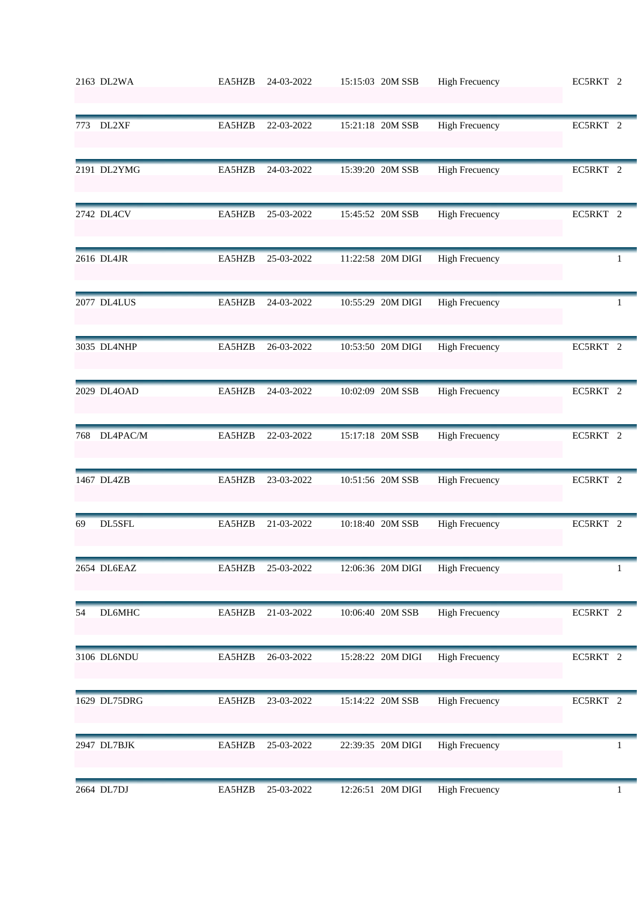| | | | | | | | | |
|---|---|---|---|---|---|---|---|---|
| 2163 | DL2WA | EA5HZB | 24-03-2022 | 15:15:03 | 20M SSB | High Frecuency | EC5RKT | 2 |
| 773 | DL2XF | EA5HZB | 22-03-2022 | 15:21:18 | 20M SSB | High Frecuency | EC5RKT | 2 |
| 2191 | DL2YMG | EA5HZB | 24-03-2022 | 15:39:20 | 20M SSB | High Frecuency | EC5RKT | 2 |
| 2742 | DL4CV | EA5HZB | 25-03-2022 | 15:45:52 | 20M SSB | High Frecuency | EC5RKT | 2 |
| 2616 | DL4JR | EA5HZB | 25-03-2022 | 11:22:58 | 20M DIGI | High Frecuency | | 1 |
| 2077 | DL4LUS | EA5HZB | 24-03-2022 | 10:55:29 | 20M DIGI | High Frecuency | | 1 |
| 3035 | DL4NHP | EA5HZB | 26-03-2022 | 10:53:50 | 20M DIGI | High Frecuency | EC5RKT | 2 |
| 2029 | DL4OAD | EA5HZB | 24-03-2022 | 10:02:09 | 20M SSB | High Frecuency | EC5RKT | 2 |
| 768 | DL4PAC/M | EA5HZB | 22-03-2022 | 15:17:18 | 20M SSB | High Frecuency | EC5RKT | 2 |
| 1467 | DL4ZB | EA5HZB | 23-03-2022 | 10:51:56 | 20M SSB | High Frecuency | EC5RKT | 2 |
| 69 | DL5SFL | EA5HZB | 21-03-2022 | 10:18:40 | 20M SSB | High Frecuency | EC5RKT | 2 |
| 2654 | DL6EAZ | EA5HZB | 25-03-2022 | 12:06:36 | 20M DIGI | High Frecuency | | 1 |
| 54 | DL6MHC | EA5HZB | 21-03-2022 | 10:06:40 | 20M SSB | High Frecuency | EC5RKT | 2 |
| 3106 | DL6NDU | EA5HZB | 26-03-2022 | 15:28:22 | 20M DIGI | High Frecuency | EC5RKT | 2 |
| 1629 | DL75DRG | EA5HZB | 23-03-2022 | 15:14:22 | 20M SSB | High Frecuency | EC5RKT | 2 |
| 2947 | DL7BJK | EA5HZB | 25-03-2022 | 22:39:35 | 20M DIGI | High Frecuency | | 1 |
| 2664 | DL7DJ | EA5HZB | 25-03-2022 | 12:26:51 | 20M DIGI | High Frecuency | | 1 |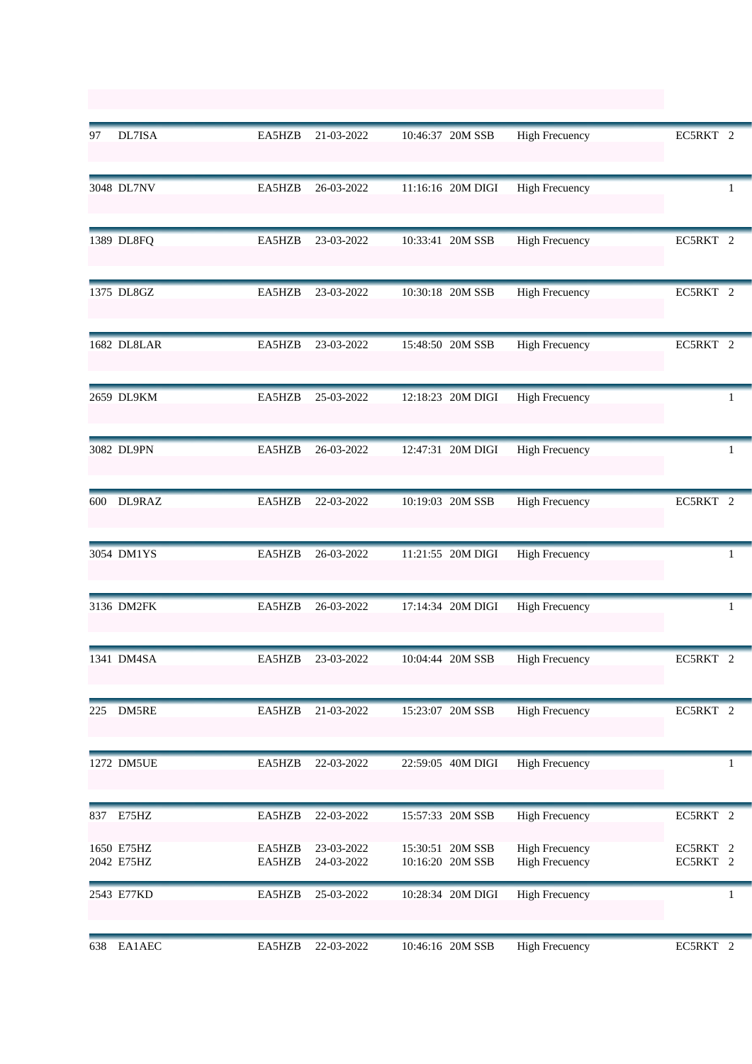| | | | | | | | | |
|---|---|---|---|---|---|---|---|---|
| 97 | DL7ISA | EA5HZB | 21-03-2022 | 10:46:37 | 20M SSB | High Frecuency | EC5RKT | 2 |
| 3048 | DL7NV | EA5HZB | 26-03-2022 | 11:16:16 | 20M DIGI | High Frecuency | | 1 |
| 1389 | DL8FQ | EA5HZB | 23-03-2022 | 10:33:41 | 20M SSB | High Frecuency | EC5RKT | 2 |
| 1375 | DL8GZ | EA5HZB | 23-03-2022 | 10:30:18 | 20M SSB | High Frecuency | EC5RKT | 2 |
| 1682 | DL8LAR | EA5HZB | 23-03-2022 | 15:48:50 | 20M SSB | High Frecuency | EC5RKT | 2 |
| 2659 | DL9KM | EA5HZB | 25-03-2022 | 12:18:23 | 20M DIGI | High Frecuency | | 1 |
| 3082 | DL9PN | EA5HZB | 26-03-2022 | 12:47:31 | 20M DIGI | High Frecuency | | 1 |
| 600 | DL9RAZ | EA5HZB | 22-03-2022 | 10:19:03 | 20M SSB | High Frecuency | EC5RKT | 2 |
| 3054 | DM1YS | EA5HZB | 26-03-2022 | 11:21:55 | 20M DIGI | High Frecuency | | 1 |
| 3136 | DM2FK | EA5HZB | 26-03-2022 | 17:14:34 | 20M DIGI | High Frecuency | | 1 |
| 1341 | DM4SA | EA5HZB | 23-03-2022 | 10:04:44 | 20M SSB | High Frecuency | EC5RKT | 2 |
| 225 | DM5RE | EA5HZB | 21-03-2022 | 15:23:07 | 20M SSB | High Frecuency | EC5RKT | 2 |
| 1272 | DM5UE | EA5HZB | 22-03-2022 | 22:59:05 | 40M DIGI | High Frecuency | | 1 |
| 837 | E75HZ | EA5HZB | 22-03-2022 | 15:57:33 | 20M SSB | High Frecuency | EC5RKT | 2 |
| 1650 | E75HZ | EA5HZB | 23-03-2022 | 15:30:51 | 20M SSB | High Frecuency | EC5RKT | 2 |
| 2042 | E75HZ | EA5HZB | 24-03-2022 | 10:16:20 | 20M SSB | High Frecuency | EC5RKT | 2 |
| 2543 | E77KD | EA5HZB | 25-03-2022 | 10:28:34 | 20M DIGI | High Frecuency | | 1 |
| 638 | EA1AEC | EA5HZB | 22-03-2022 | 10:46:16 | 20M SSB | High Frecuency | EC5RKT | 2 |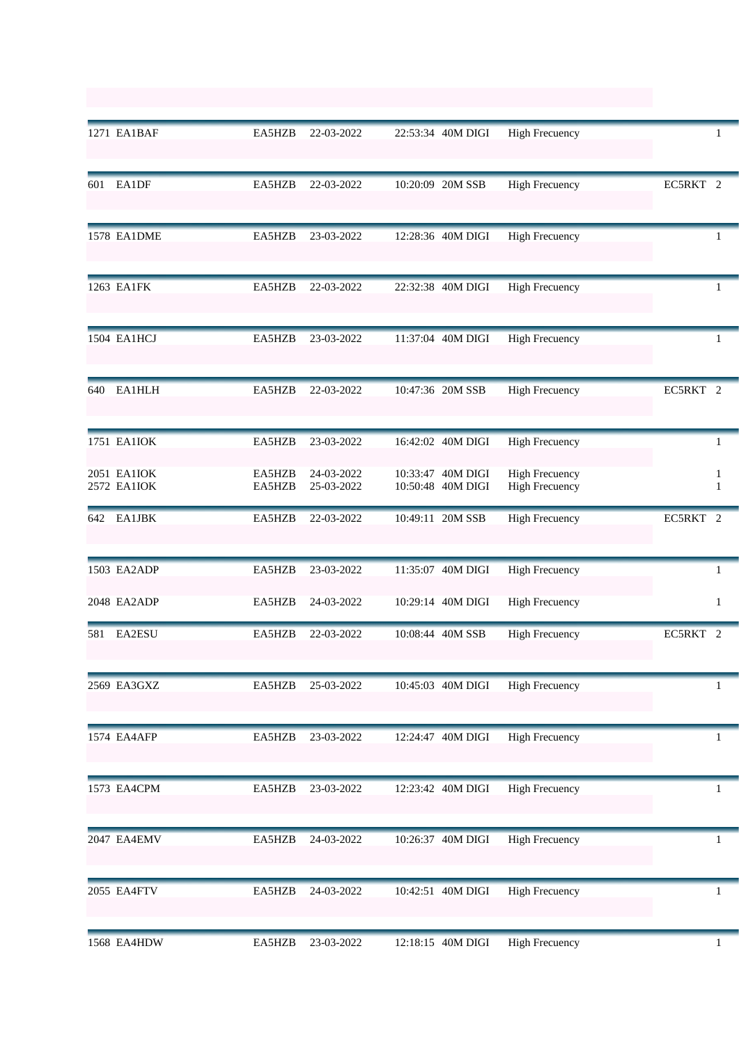| | | | | | | | | |
|---|---|---|---|---|---|---|---|---|
| 1271 | EA1BAF | EA5HZB | 22-03-2022 | 22:53:34 | 40M DIGI | High Frecuency | | 1 |
| 601 | EA1DF | EA5HZB | 22-03-2022 | 10:20:09 | 20M SSB | High Frecuency | EC5RKT | 2 |
| 1578 | EA1DME | EA5HZB | 23-03-2022 | 12:28:36 | 40M DIGI | High Frecuency | | 1 |
| 1263 | EA1FK | EA5HZB | 22-03-2022 | 22:32:38 | 40M DIGI | High Frecuency | | 1 |
| 1504 | EA1HCJ | EA5HZB | 23-03-2022 | 11:37:04 | 40M DIGI | High Frecuency | | 1 |
| 640 | EA1HLH | EA5HZB | 22-03-2022 | 10:47:36 | 20M SSB | High Frecuency | EC5RKT | 2 |
| 1751 | EA1IOK | EA5HZB | 23-03-2022 | 16:42:02 | 40M DIGI | High Frecuency | | 1 |
| 2051 | EA1IOK | EA5HZB | 24-03-2022 | 10:33:47 | 40M DIGI | High Frecuency | | 1 |
| 2572 | EA1IOK | EA5HZB | 25-03-2022 | 10:50:48 | 40M DIGI | High Frecuency | | 1 |
| 642 | EA1JBK | EA5HZB | 22-03-2022 | 10:49:11 | 20M SSB | High Frecuency | EC5RKT | 2 |
| 1503 | EA2ADP | EA5HZB | 23-03-2022 | 11:35:07 | 40M DIGI | High Frecuency | | 1 |
| 2048 | EA2ADP | EA5HZB | 24-03-2022 | 10:29:14 | 40M DIGI | High Frecuency | | 1 |
| 581 | EA2ESU | EA5HZB | 22-03-2022 | 10:08:44 | 40M SSB | High Frecuency | EC5RKT | 2 |
| 2569 | EA3GXZ | EA5HZB | 25-03-2022 | 10:45:03 | 40M DIGI | High Frecuency | | 1 |
| 1574 | EA4AFP | EA5HZB | 23-03-2022 | 12:24:47 | 40M DIGI | High Frecuency | | 1 |
| 1573 | EA4CPM | EA5HZB | 23-03-2022 | 12:23:42 | 40M DIGI | High Frecuency | | 1 |
| 2047 | EA4EMV | EA5HZB | 24-03-2022 | 10:26:37 | 40M DIGI | High Frecuency | | 1 |
| 2055 | EA4FTV | EA5HZB | 24-03-2022 | 10:42:51 | 40M DIGI | High Frecuency | | 1 |
| 1568 | EA4HDW | EA5HZB | 23-03-2022 | 12:18:15 | 40M DIGI | High Frecuency | | 1 |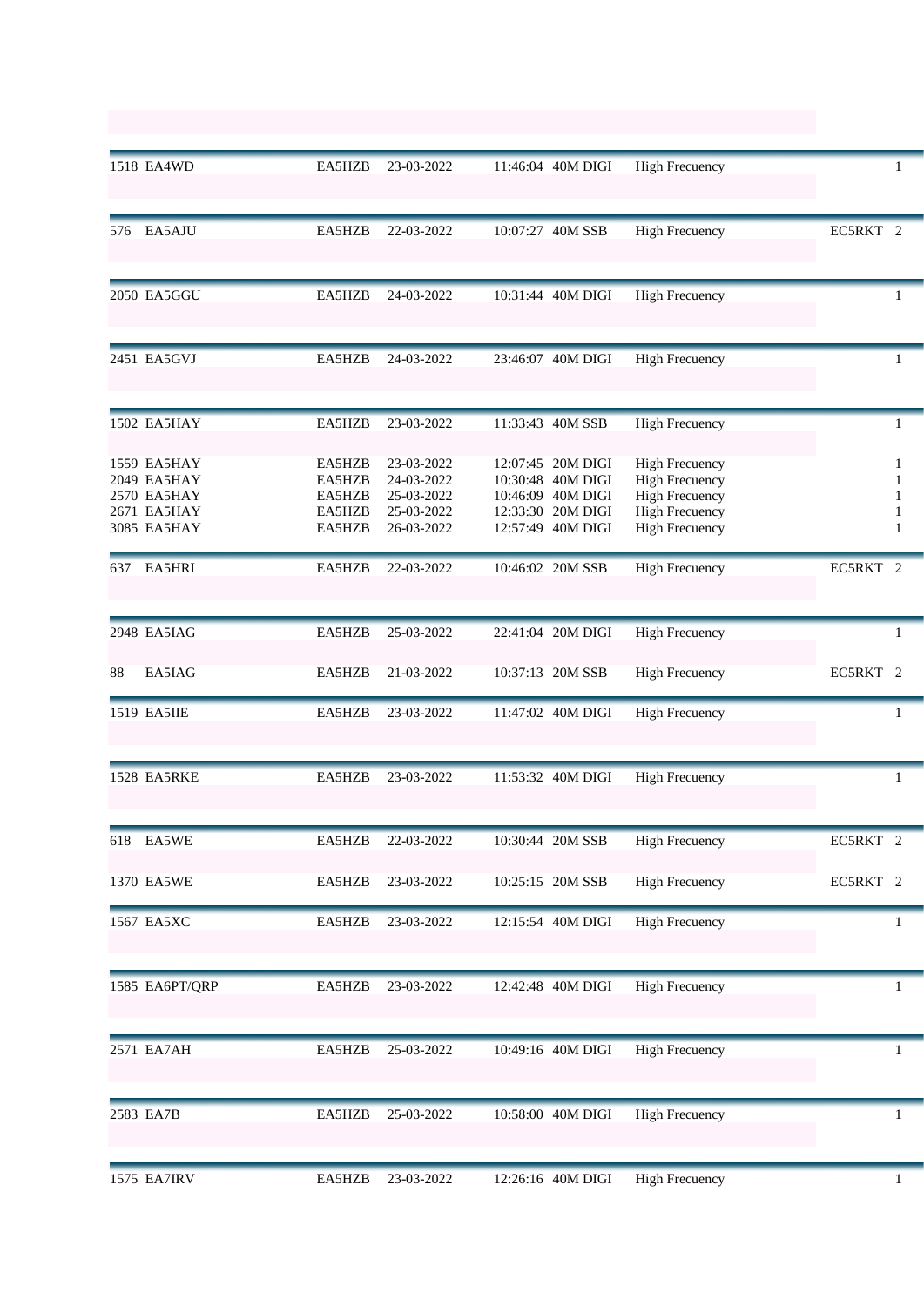| | | | | | | | | |
|---|---|---|---|---|---|---|---|---|
| 1518 | EA4WD | EA5HZB | 23-03-2022 | 11:46:04 | 40M DIGI | High Frecuency | | 1 |
| 576 | EA5AJU | EA5HZB | 22-03-2022 | 10:07:27 | 40M SSB | High Frecuency | EC5RKT | 2 |
| 2050 | EA5GGU | EA5HZB | 24-03-2022 | 10:31:44 | 40M DIGI | High Frecuency | | 1 |
| 2451 | EA5GVJ | EA5HZB | 24-03-2022 | 23:46:07 | 40M DIGI | High Frecuency | | 1 |
| 1502 | EA5HAY | EA5HZB | 23-03-2022 | 11:33:43 | 40M SSB | High Frecuency | | 1 |
| 1559 | EA5HAY | EA5HZB | 23-03-2022 | 12:07:45 | 20M DIGI | High Frecuency | | 1 |
| 2049 | EA5HAY | EA5HZB | 24-03-2022 | 10:30:48 | 40M DIGI | High Frecuency | | 1 |
| 2570 | EA5HAY | EA5HZB | 25-03-2022 | 10:46:09 | 40M DIGI | High Frecuency | | 1 |
| 2671 | EA5HAY | EA5HZB | 25-03-2022 | 12:33:30 | 20M DIGI | High Frecuency | | 1 |
| 3085 | EA5HAY | EA5HZB | 26-03-2022 | 12:57:49 | 40M DIGI | High Frecuency | | 1 |
| 637 | EA5HRI | EA5HZB | 22-03-2022 | 10:46:02 | 20M SSB | High Frecuency | EC5RKT | 2 |
| 2948 | EA5IAG | EA5HZB | 25-03-2022 | 22:41:04 | 20M DIGI | High Frecuency | | 1 |
| 88 | EA5IAG | EA5HZB | 21-03-2022 | 10:37:13 | 20M SSB | High Frecuency | EC5RKT | 2 |
| 1519 | EA5IIE | EA5HZB | 23-03-2022 | 11:47:02 | 40M DIGI | High Frecuency | | 1 |
| 1528 | EA5RKE | EA5HZB | 23-03-2022 | 11:53:32 | 40M DIGI | High Frecuency | | 1 |
| 618 | EA5WE | EA5HZB | 22-03-2022 | 10:30:44 | 20M SSB | High Frecuency | EC5RKT | 2 |
| 1370 | EA5WE | EA5HZB | 23-03-2022 | 10:25:15 | 20M SSB | High Frecuency | EC5RKT | 2 |
| 1567 | EA5XC | EA5HZB | 23-03-2022 | 12:15:54 | 40M DIGI | High Frecuency | | 1 |
| 1585 | EA6PT/QRP | EA5HZB | 23-03-2022 | 12:42:48 | 40M DIGI | High Frecuency | | 1 |
| 2571 | EA7AH | EA5HZB | 25-03-2022 | 10:49:16 | 40M DIGI | High Frecuency | | 1 |
| 2583 | EA7B | EA5HZB | 25-03-2022 | 10:58:00 | 40M DIGI | High Frecuency | | 1 |
| 1575 | EA7IRV | EA5HZB | 23-03-2022 | 12:26:16 | 40M DIGI | High Frecuency | | 1 |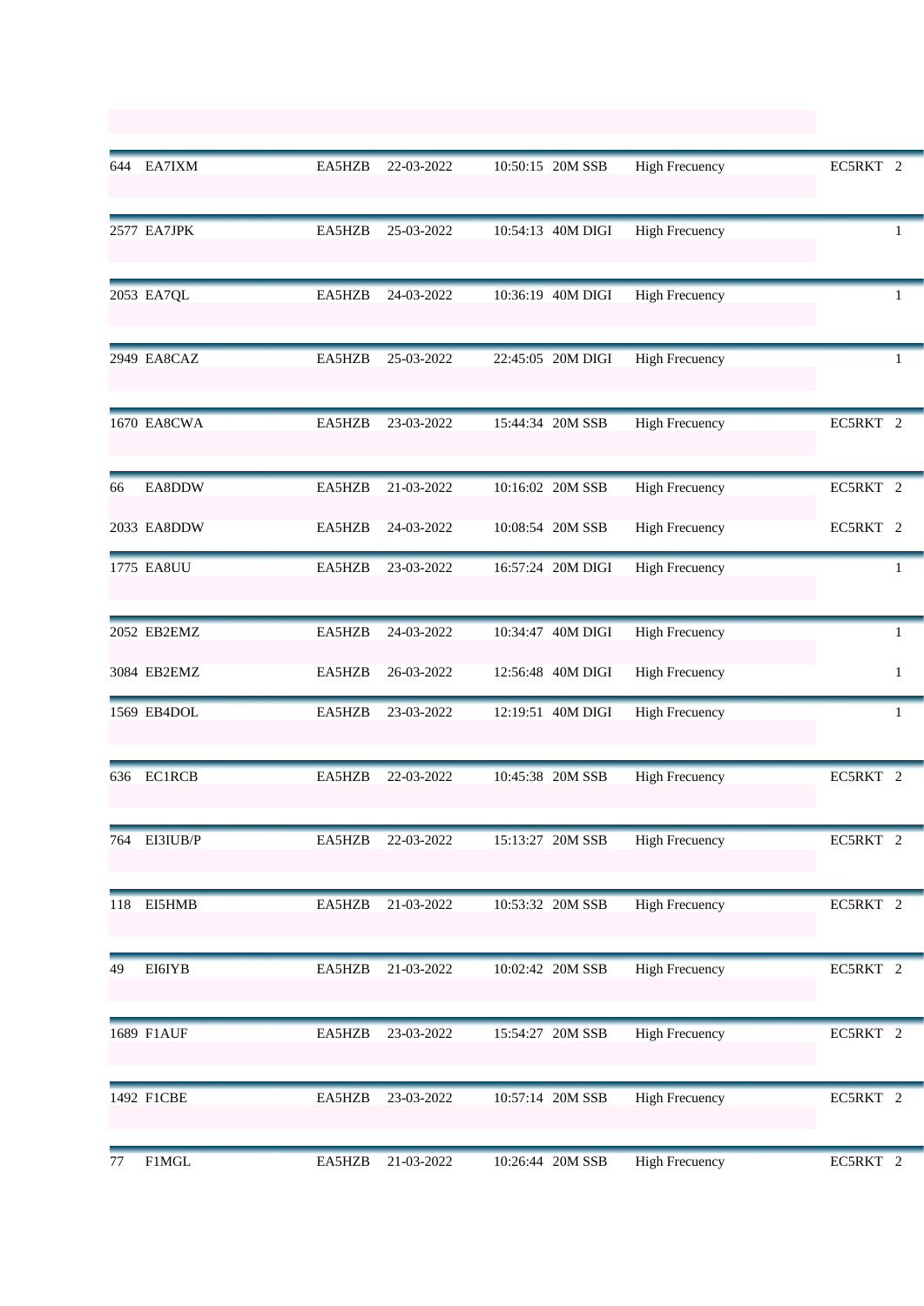| | | | | | | | | |
|---|---|---|---|---|---|---|---|---|
| 644 | EA7IXM | EA5HZB | 22-03-2022 | 10:50:15 | 20M SSB | High Frecuency | EC5RKT | 2 |
| 2577 | EA7JPK | EA5HZB | 25-03-2022 | 10:54:13 | 40M DIGI | High Frecuency | | 1 |
| 2053 | EA7QL | EA5HZB | 24-03-2022 | 10:36:19 | 40M DIGI | High Frecuency | | 1 |
| 2949 | EA8CAZ | EA5HZB | 25-03-2022 | 22:45:05 | 20M DIGI | High Frecuency | | 1 |
| 1670 | EA8CWA | EA5HZB | 23-03-2022 | 15:44:34 | 20M SSB | High Frecuency | EC5RKT | 2 |
| 66 | EA8DDW | EA5HZB | 21-03-2022 | 10:16:02 | 20M SSB | High Frecuency | EC5RKT | 2 |
| 2033 | EA8DDW | EA5HZB | 24-03-2022 | 10:08:54 | 20M SSB | High Frecuency | EC5RKT | 2 |
| 1775 | EA8UU | EA5HZB | 23-03-2022 | 16:57:24 | 20M DIGI | High Frecuency | | 1 |
| 2052 | EB2EMZ | EA5HZB | 24-03-2022 | 10:34:47 | 40M DIGI | High Frecuency | | 1 |
| 3084 | EB2EMZ | EA5HZB | 26-03-2022 | 12:56:48 | 40M DIGI | High Frecuency | | 1 |
| 1569 | EB4DOL | EA5HZB | 23-03-2022 | 12:19:51 | 40M DIGI | High Frecuency | | 1 |
| 636 | EC1RCB | EA5HZB | 22-03-2022 | 10:45:38 | 20M SSB | High Frecuency | EC5RKT | 2 |
| 764 | EI3IUB/P | EA5HZB | 22-03-2022 | 15:13:27 | 20M SSB | High Frecuency | EC5RKT | 2 |
| 118 | EI5HMB | EA5HZB | 21-03-2022 | 10:53:32 | 20M SSB | High Frecuency | EC5RKT | 2 |
| 49 | EI6IYB | EA5HZB | 21-03-2022 | 10:02:42 | 20M SSB | High Frecuency | EC5RKT | 2 |
| 1689 | F1AUF | EA5HZB | 23-03-2022 | 15:54:27 | 20M SSB | High Frecuency | EC5RKT | 2 |
| 1492 | F1CBE | EA5HZB | 23-03-2022 | 10:57:14 | 20M SSB | High Frecuency | EC5RKT | 2 |
| 77 | F1MGL | EA5HZB | 21-03-2022 | 10:26:44 | 20M SSB | High Frecuency | EC5RKT | 2 |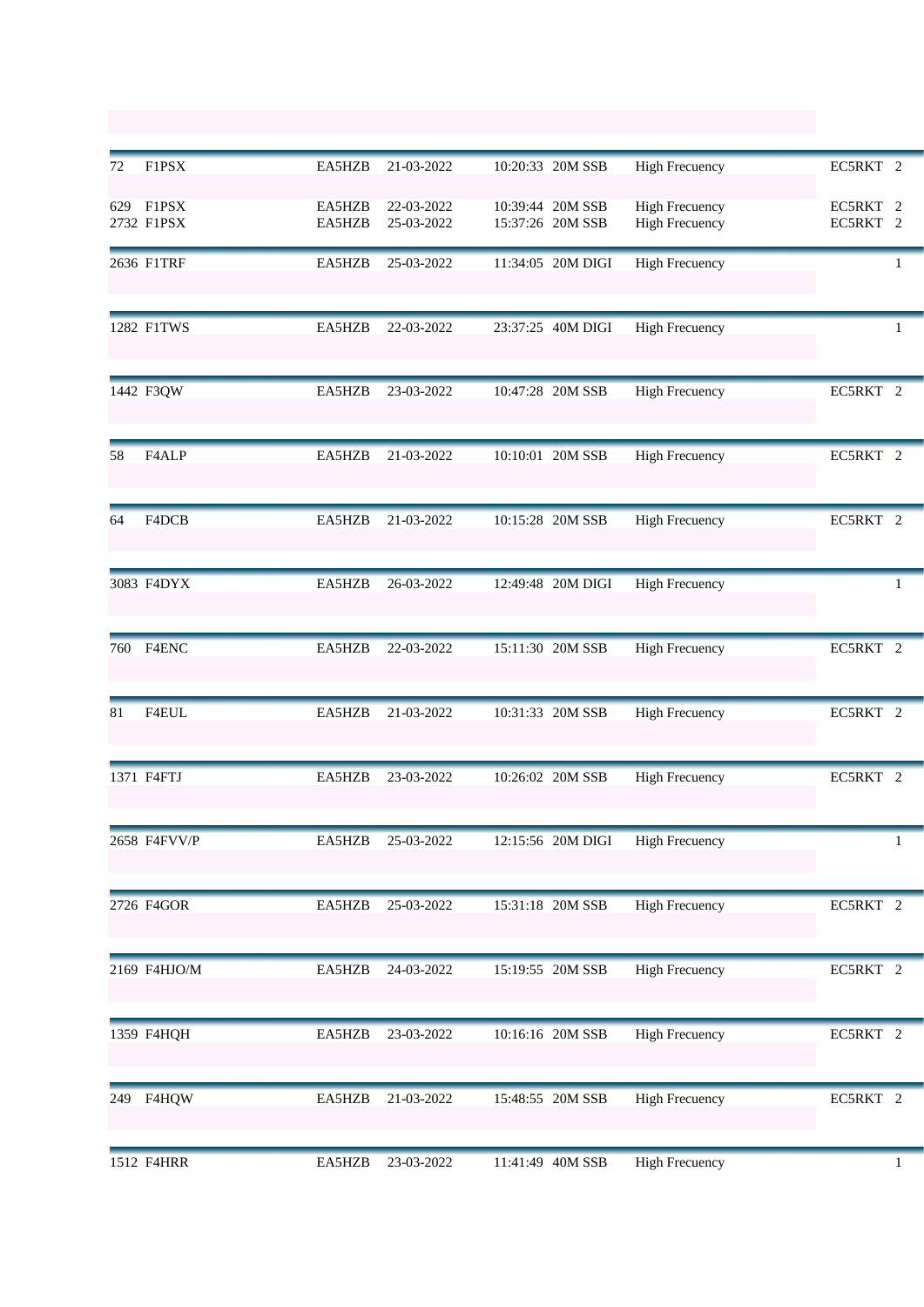| | | | | | | | | |
|---|---|---|---|---|---|---|---|---|
| 72 | F1PSX | EA5HZB | 21-03-2022 | 10:20:33 | 20M SSB | High Frecuency | EC5RKT | 2 |
| 629 | F1PSX | EA5HZB | 22-03-2022 | 10:39:44 | 20M SSB | High Frecuency | EC5RKT | 2 |
| 2732 | F1PSX | EA5HZB | 25-03-2022 | 15:37:26 | 20M SSB | High Frecuency | EC5RKT | 2 |
| 2636 | F1TRF | EA5HZB | 25-03-2022 | 11:34:05 | 20M DIGI | High Frecuency | | 1 |
| 1282 | F1TWS | EA5HZB | 22-03-2022 | 23:37:25 | 40M DIGI | High Frecuency | | 1 |
| 1442 | F3QW | EA5HZB | 23-03-2022 | 10:47:28 | 20M SSB | High Frecuency | EC5RKT | 2 |
| 58 | F4ALP | EA5HZB | 21-03-2022 | 10:10:01 | 20M SSB | High Frecuency | EC5RKT | 2 |
| 64 | F4DCB | EA5HZB | 21-03-2022 | 10:15:28 | 20M SSB | High Frecuency | EC5RKT | 2 |
| 3083 | F4DYX | EA5HZB | 26-03-2022 | 12:49:48 | 20M DIGI | High Frecuency | | 1 |
| 760 | F4ENC | EA5HZB | 22-03-2022 | 15:11:30 | 20M SSB | High Frecuency | EC5RKT | 2 |
| 81 | F4EUL | EA5HZB | 21-03-2022 | 10:31:33 | 20M SSB | High Frecuency | EC5RKT | 2 |
| 1371 | F4FTJ | EA5HZB | 23-03-2022 | 10:26:02 | 20M SSB | High Frecuency | EC5RKT | 2 |
| 2658 | F4FVV/P | EA5HZB | 25-03-2022 | 12:15:56 | 20M DIGI | High Frecuency | | 1 |
| 2726 | F4GOR | EA5HZB | 25-03-2022 | 15:31:18 | 20M SSB | High Frecuency | EC5RKT | 2 |
| 2169 | F4HJO/M | EA5HZB | 24-03-2022 | 15:19:55 | 20M SSB | High Frecuency | EC5RKT | 2 |
| 1359 | F4HQH | EA5HZB | 23-03-2022 | 10:16:16 | 20M SSB | High Frecuency | EC5RKT | 2 |
| 249 | F4HQW | EA5HZB | 21-03-2022 | 15:48:55 | 20M SSB | High Frecuency | EC5RKT | 2 |
| 1512 | F4HRR | EA5HZB | 23-03-2022 | 11:41:49 | 40M SSB | High Frecuency | | 1 |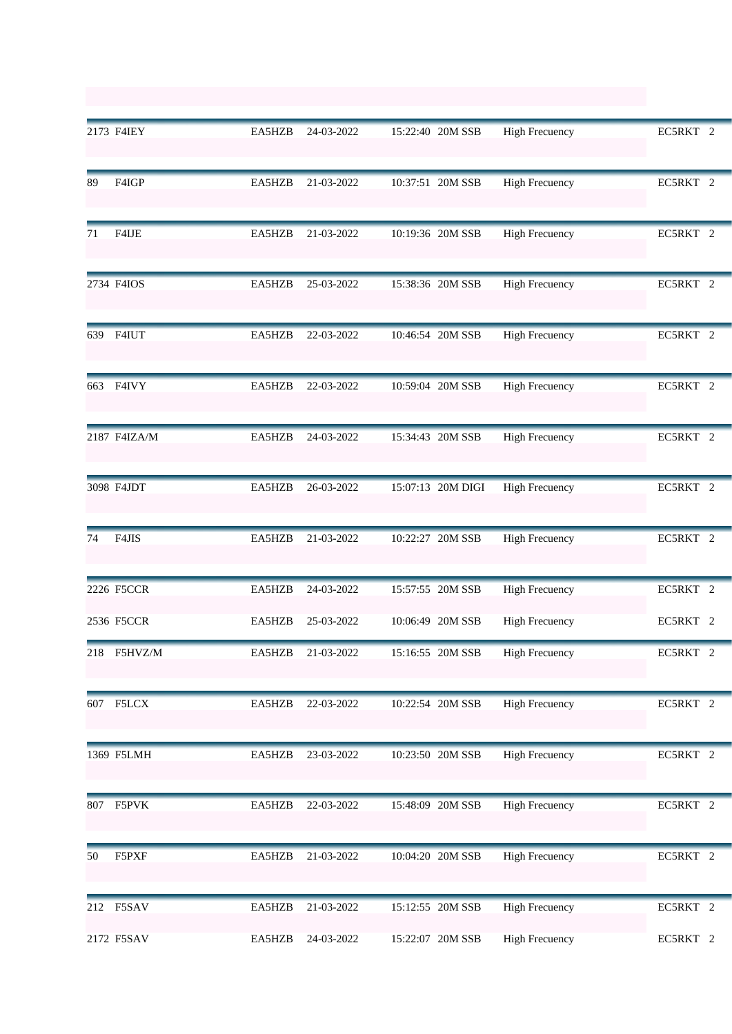| | | | | | | | | |
|---|---|---|---|---|---|---|---|---|
| 2173 | F4IEY | EA5HZB | 24-03-2022 | 15:22:40 | 20M SSB | High Frecuency | EC5RKT | 2 |
| 89 | F4IGP | EA5HZB | 21-03-2022 | 10:37:51 | 20M SSB | High Frecuency | EC5RKT | 2 |
| 71 | F4IJE | EA5HZB | 21-03-2022 | 10:19:36 | 20M SSB | High Frecuency | EC5RKT | 2 |
| 2734 | F4IOS | EA5HZB | 25-03-2022 | 15:38:36 | 20M SSB | High Frecuency | EC5RKT | 2 |
| 639 | F4IUT | EA5HZB | 22-03-2022 | 10:46:54 | 20M SSB | High Frecuency | EC5RKT | 2 |
| 663 | F4IVY | EA5HZB | 22-03-2022 | 10:59:04 | 20M SSB | High Frecuency | EC5RKT | 2 |
| 2187 | F4IZA/M | EA5HZB | 24-03-2022 | 15:34:43 | 20M SSB | High Frecuency | EC5RKT | 2 |
| 3098 | F4JDT | EA5HZB | 26-03-2022 | 15:07:13 | 20M DIGI | High Frecuency | EC5RKT | 2 |
| 74 | F4JIS | EA5HZB | 21-03-2022 | 10:22:27 | 20M SSB | High Frecuency | EC5RKT | 2 |
| 2226 | F5CCR | EA5HZB | 24-03-2022 | 15:57:55 | 20M SSB | High Frecuency | EC5RKT | 2 |
| 2536 | F5CCR | EA5HZB | 25-03-2022 | 10:06:49 | 20M SSB | High Frecuency | EC5RKT | 2 |
| 218 | F5HVZ/M | EA5HZB | 21-03-2022 | 15:16:55 | 20M SSB | High Frecuency | EC5RKT | 2 |
| 607 | F5LCX | EA5HZB | 22-03-2022 | 10:22:54 | 20M SSB | High Frecuency | EC5RKT | 2 |
| 1369 | F5LMH | EA5HZB | 23-03-2022 | 10:23:50 | 20M SSB | High Frecuency | EC5RKT | 2 |
| 807 | F5PVK | EA5HZB | 22-03-2022 | 15:48:09 | 20M SSB | High Frecuency | EC5RKT | 2 |
| 50 | F5PXF | EA5HZB | 21-03-2022 | 10:04:20 | 20M SSB | High Frecuency | EC5RKT | 2 |
| 212 | F5SAV | EA5HZB | 21-03-2022 | 15:12:55 | 20M SSB | High Frecuency | EC5RKT | 2 |
| 2172 | F5SAV | EA5HZB | 24-03-2022 | 15:22:07 | 20M SSB | High Frecuency | EC5RKT | 2 |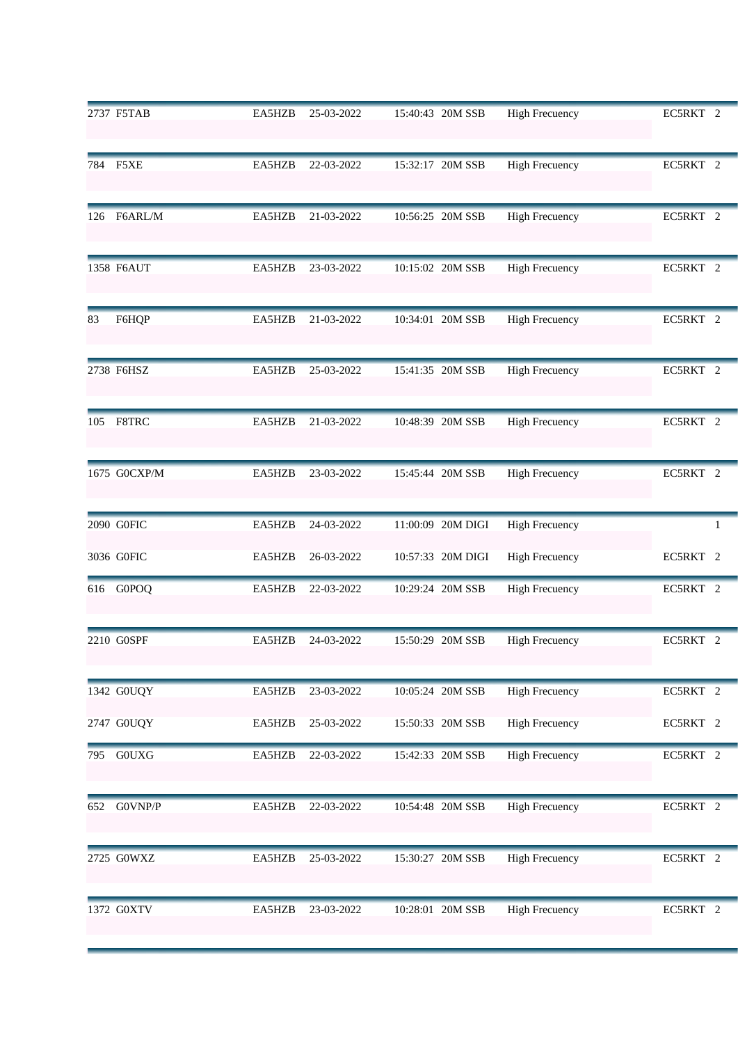| | | | | | | | | |
|---|---|---|---|---|---|---|---|---|
| 2737 | F5TAB | EA5HZB | 25-03-2022 | 15:40:43 | 20M SSB | High Frecuency | EC5RKT | 2 |
| 784 | F5XE | EA5HZB | 22-03-2022 | 15:32:17 | 20M SSB | High Frecuency | EC5RKT | 2 |
| 126 | F6ARL/M | EA5HZB | 21-03-2022 | 10:56:25 | 20M SSB | High Frecuency | EC5RKT | 2 |
| 1358 | F6AUT | EA5HZB | 23-03-2022 | 10:15:02 | 20M SSB | High Frecuency | EC5RKT | 2 |
| 83 | F6HQP | EA5HZB | 21-03-2022 | 10:34:01 | 20M SSB | High Frecuency | EC5RKT | 2 |
| 2738 | F6HSZ | EA5HZB | 25-03-2022 | 15:41:35 | 20M SSB | High Frecuency | EC5RKT | 2 |
| 105 | F8TRC | EA5HZB | 21-03-2022 | 10:48:39 | 20M SSB | High Frecuency | EC5RKT | 2 |
| 1675 | G0CXP/M | EA5HZB | 23-03-2022 | 15:45:44 | 20M SSB | High Frecuency | EC5RKT | 2 |
| 2090 | G0FIC | EA5HZB | 24-03-2022 | 11:00:09 | 20M DIGI | High Frecuency | | 1 |
| 3036 | G0FIC | EA5HZB | 26-03-2022 | 10:57:33 | 20M DIGI | High Frecuency | EC5RKT | 2 |
| 616 | G0POQ | EA5HZB | 22-03-2022 | 10:29:24 | 20M SSB | High Frecuency | EC5RKT | 2 |
| 2210 | G0SPF | EA5HZB | 24-03-2022 | 15:50:29 | 20M SSB | High Frecuency | EC5RKT | 2 |
| 1342 | G0UQY | EA5HZB | 23-03-2022 | 10:05:24 | 20M SSB | High Frecuency | EC5RKT | 2 |
| 2747 | G0UQY | EA5HZB | 25-03-2022 | 15:50:33 | 20M SSB | High Frecuency | EC5RKT | 2 |
| 795 | G0UXG | EA5HZB | 22-03-2022 | 15:42:33 | 20M SSB | High Frecuency | EC5RKT | 2 |
| 652 | G0VNP/P | EA5HZB | 22-03-2022 | 10:54:48 | 20M SSB | High Frecuency | EC5RKT | 2 |
| 2725 | G0WXZ | EA5HZB | 25-03-2022 | 15:30:27 | 20M SSB | High Frecuency | EC5RKT | 2 |
| 1372 | G0XTV | EA5HZB | 23-03-2022 | 10:28:01 | 20M SSB | High Frecuency | EC5RKT | 2 |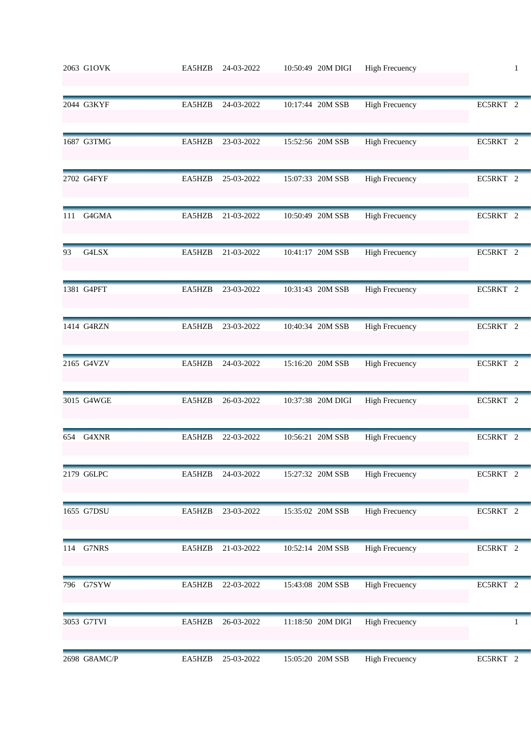| | | | | | | | | |
|---|---|---|---|---|---|---|---|---|
| 2063 | G1OVK | EA5HZB | 24-03-2022 | 10:50:49 | 20M DIGI | High Frecuency | | 1 |
| 2044 | G3KYF | EA5HZB | 24-03-2022 | 10:17:44 | 20M SSB | High Frecuency | EC5RKT | 2 |
| 1687 | G3TMG | EA5HZB | 23-03-2022 | 15:52:56 | 20M SSB | High Frecuency | EC5RKT | 2 |
| 2702 | G4FYF | EA5HZB | 25-03-2022 | 15:07:33 | 20M SSB | High Frecuency | EC5RKT | 2 |
| 111 | G4GMA | EA5HZB | 21-03-2022 | 10:50:49 | 20M SSB | High Frecuency | EC5RKT | 2 |
| 93 | G4LSX | EA5HZB | 21-03-2022 | 10:41:17 | 20M SSB | High Frecuency | EC5RKT | 2 |
| 1381 | G4PFT | EA5HZB | 23-03-2022 | 10:31:43 | 20M SSB | High Frecuency | EC5RKT | 2 |
| 1414 | G4RZN | EA5HZB | 23-03-2022 | 10:40:34 | 20M SSB | High Frecuency | EC5RKT | 2 |
| 2165 | G4VZV | EA5HZB | 24-03-2022 | 15:16:20 | 20M SSB | High Frecuency | EC5RKT | 2 |
| 3015 | G4WGE | EA5HZB | 26-03-2022 | 10:37:38 | 20M DIGI | High Frecuency | EC5RKT | 2 |
| 654 | G4XNR | EA5HZB | 22-03-2022 | 10:56:21 | 20M SSB | High Frecuency | EC5RKT | 2 |
| 2179 | G6LPC | EA5HZB | 24-03-2022 | 15:27:32 | 20M SSB | High Frecuency | EC5RKT | 2 |
| 1655 | G7DSU | EA5HZB | 23-03-2022 | 15:35:02 | 20M SSB | High Frecuency | EC5RKT | 2 |
| 114 | G7NRS | EA5HZB | 21-03-2022 | 10:52:14 | 20M SSB | High Frecuency | EC5RKT | 2 |
| 796 | G7SYW | EA5HZB | 22-03-2022 | 15:43:08 | 20M SSB | High Frecuency | EC5RKT | 2 |
| 3053 | G7TVI | EA5HZB | 26-03-2022 | 11:18:50 | 20M DIGI | High Frecuency | | 1 |
| 2698 | G8AMC/P | EA5HZB | 25-03-2022 | 15:05:20 | 20M SSB | High Frecuency | EC5RKT | 2 |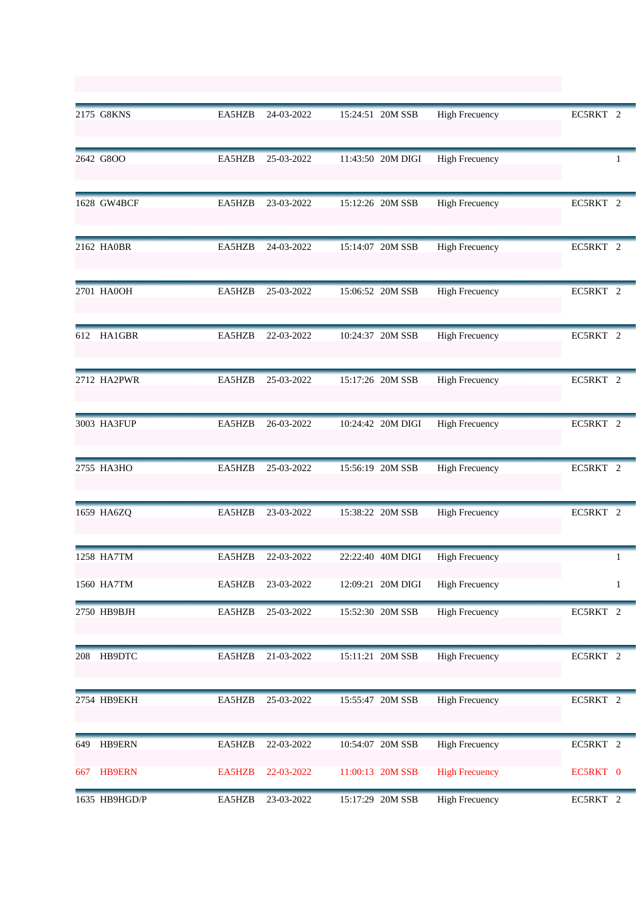| | | | | | | | | |
|---|---|---|---|---|---|---|---|---|
| 2175 | G8KNS | EA5HZB | 24-03-2022 | 15:24:51 | 20M SSB | High Frecuency | EC5RKT | 2 |
| 2642 | G8OO | EA5HZB | 25-03-2022 | 11:43:50 | 20M DIGI | High Frecuency | | 1 |
| 1628 | GW4BCF | EA5HZB | 23-03-2022 | 15:12:26 | 20M SSB | High Frecuency | EC5RKT | 2 |
| 2162 | HA0BR | EA5HZB | 24-03-2022 | 15:14:07 | 20M SSB | High Frecuency | EC5RKT | 2 |
| 2701 | HA0OH | EA5HZB | 25-03-2022 | 15:06:52 | 20M SSB | High Frecuency | EC5RKT | 2 |
| 612 | HA1GBR | EA5HZB | 22-03-2022 | 10:24:37 | 20M SSB | High Frecuency | EC5RKT | 2 |
| 2712 | HA2PWR | EA5HZB | 25-03-2022 | 15:17:26 | 20M SSB | High Frecuency | EC5RKT | 2 |
| 3003 | HA3FUP | EA5HZB | 26-03-2022 | 10:24:42 | 20M DIGI | High Frecuency | EC5RKT | 2 |
| 2755 | HA3HO | EA5HZB | 25-03-2022 | 15:56:19 | 20M SSB | High Frecuency | EC5RKT | 2 |
| 1659 | HA6ZQ | EA5HZB | 23-03-2022 | 15:38:22 | 20M SSB | High Frecuency | EC5RKT | 2 |
| 1258 | HA7TM | EA5HZB | 22-03-2022 | 22:22:40 | 40M DIGI | High Frecuency | | 1 |
| 1560 | HA7TM | EA5HZB | 23-03-2022 | 12:09:21 | 20M DIGI | High Frecuency | | 1 |
| 2750 | HB9BJH | EA5HZB | 25-03-2022 | 15:52:30 | 20M SSB | High Frecuency | EC5RKT | 2 |
| 208 | HB9DTC | EA5HZB | 21-03-2022 | 15:11:21 | 20M SSB | High Frecuency | EC5RKT | 2 |
| 2754 | HB9EKH | EA5HZB | 25-03-2022 | 15:55:47 | 20M SSB | High Frecuency | EC5RKT | 2 |
| 649 | HB9ERN | EA5HZB | 22-03-2022 | 10:54:07 | 20M SSB | High Frecuency | EC5RKT | 2 |
| 667 | HB9ERN | EA5HZB | 22-03-2022 | 11:00:13 | 20M SSB | High Frecuency | EC5RKT | 0 |
| 1635 | HB9HGD/P | EA5HZB | 23-03-2022 | 15:17:29 | 20M SSB | High Frecuency | EC5RKT | 2 |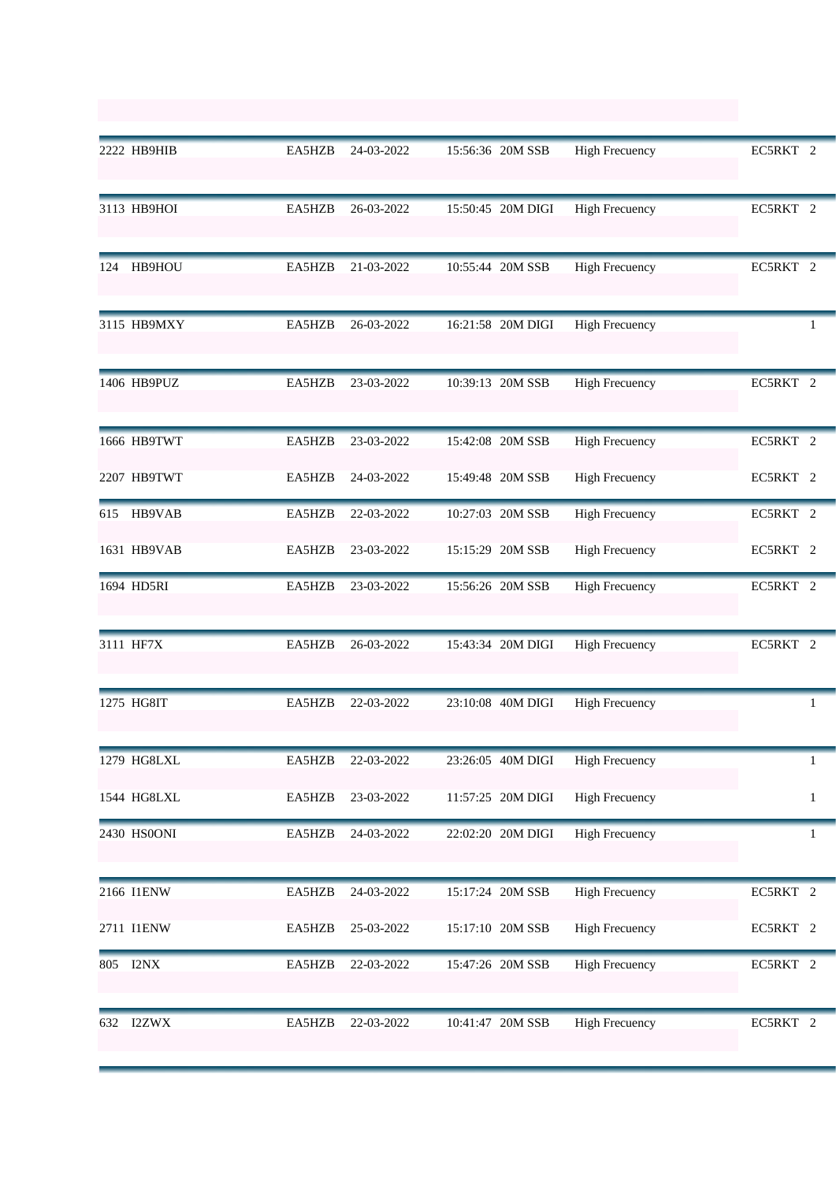| | | | | | | | | |
|---|---|---|---|---|---|---|---|---|
| 2222 | HB9HIB | EA5HZB | 24-03-2022 | 15:56:36 | 20M SSB | High Frecuency | EC5RKT | 2 |
| 3113 | HB9HOI | EA5HZB | 26-03-2022 | 15:50:45 | 20M DIGI | High Frecuency | EC5RKT | 2 |
| 124 | HB9HOU | EA5HZB | 21-03-2022 | 10:55:44 | 20M SSB | High Frecuency | EC5RKT | 2 |
| 3115 | HB9MXY | EA5HZB | 26-03-2022 | 16:21:58 | 20M DIGI | High Frecuency | | 1 |
| 1406 | HB9PUZ | EA5HZB | 23-03-2022 | 10:39:13 | 20M SSB | High Frecuency | EC5RKT | 2 |
| 1666 | HB9TWT | EA5HZB | 23-03-2022 | 15:42:08 | 20M SSB | High Frecuency | EC5RKT | 2 |
| 2207 | HB9TWT | EA5HZB | 24-03-2022 | 15:49:48 | 20M SSB | High Frecuency | EC5RKT | 2 |
| 615 | HB9VAB | EA5HZB | 22-03-2022 | 10:27:03 | 20M SSB | High Frecuency | EC5RKT | 2 |
| 1631 | HB9VAB | EA5HZB | 23-03-2022 | 15:15:29 | 20M SSB | High Frecuency | EC5RKT | 2 |
| 1694 | HD5RI | EA5HZB | 23-03-2022 | 15:56:26 | 20M SSB | High Frecuency | EC5RKT | 2 |
| 3111 | HF7X | EA5HZB | 26-03-2022 | 15:43:34 | 20M DIGI | High Frecuency | EC5RKT | 2 |
| 1275 | HG8IT | EA5HZB | 22-03-2022 | 23:10:08 | 40M DIGI | High Frecuency | | 1 |
| 1279 | HG8LXL | EA5HZB | 22-03-2022 | 23:26:05 | 40M DIGI | High Frecuency | | 1 |
| 1544 | HG8LXL | EA5HZB | 23-03-2022 | 11:57:25 | 20M DIGI | High Frecuency | | 1 |
| 2430 | HS0ONI | EA5HZB | 24-03-2022 | 22:02:20 | 20M DIGI | High Frecuency | | 1 |
| 2166 | I1ENW | EA5HZB | 24-03-2022 | 15:17:24 | 20M SSB | High Frecuency | EC5RKT | 2 |
| 2711 | I1ENW | EA5HZB | 25-03-2022 | 15:17:10 | 20M SSB | High Frecuency | EC5RKT | 2 |
| 805 | I2NX | EA5HZB | 22-03-2022 | 15:47:26 | 20M SSB | High Frecuency | EC5RKT | 2 |
| 632 | I2ZWX | EA5HZB | 22-03-2022 | 10:41:47 | 20M SSB | High Frecuency | EC5RKT | 2 |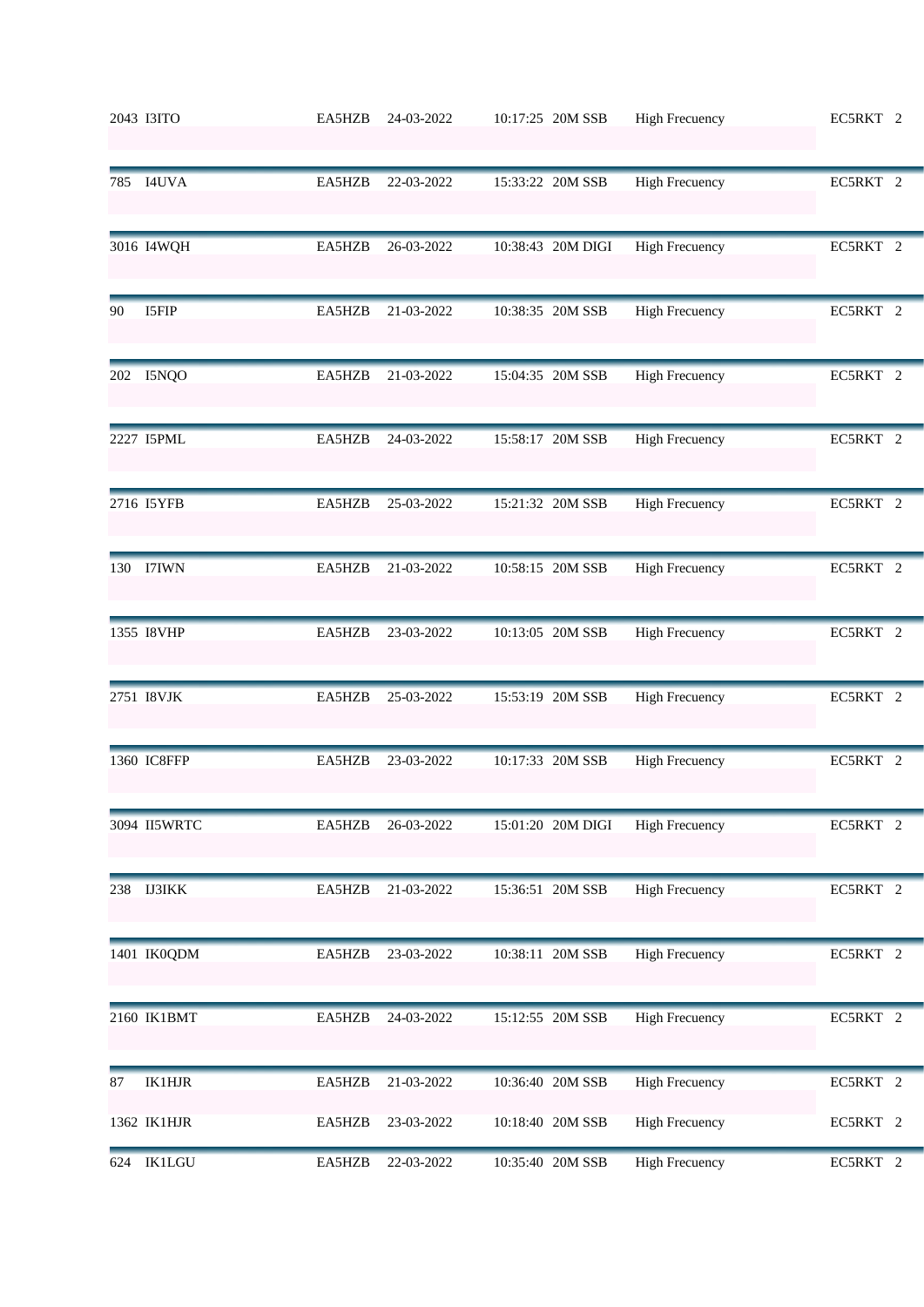| | | | | | | | | |
|---|---|---|---|---|---|---|---|---|
| 2043 | I3ITO | EA5HZB | 24-03-2022 | 10:17:25 | 20M SSB | High Frecuency | EC5RKT | 2 |
| 785 | I4UVA | EA5HZB | 22-03-2022 | 15:33:22 | 20M SSB | High Frecuency | EC5RKT | 2 |
| 3016 | I4WQH | EA5HZB | 26-03-2022 | 10:38:43 | 20M DIGI | High Frecuency | EC5RKT | 2 |
| 90 | I5FIP | EA5HZB | 21-03-2022 | 10:38:35 | 20M SSB | High Frecuency | EC5RKT | 2 |
| 202 | I5NQO | EA5HZB | 21-03-2022 | 15:04:35 | 20M SSB | High Frecuency | EC5RKT | 2 |
| 2227 | I5PML | EA5HZB | 24-03-2022 | 15:58:17 | 20M SSB | High Frecuency | EC5RKT | 2 |
| 2716 | I5YFB | EA5HZB | 25-03-2022 | 15:21:32 | 20M SSB | High Frecuency | EC5RKT | 2 |
| 130 | I7IWN | EA5HZB | 21-03-2022 | 10:58:15 | 20M SSB | High Frecuency | EC5RKT | 2 |
| 1355 | I8VHP | EA5HZB | 23-03-2022 | 10:13:05 | 20M SSB | High Frecuency | EC5RKT | 2 |
| 2751 | I8VJK | EA5HZB | 25-03-2022 | 15:53:19 | 20M SSB | High Frecuency | EC5RKT | 2 |
| 1360 | IC8FFP | EA5HZB | 23-03-2022 | 10:17:33 | 20M SSB | High Frecuency | EC5RKT | 2 |
| 3094 | II5WRTC | EA5HZB | 26-03-2022 | 15:01:20 | 20M DIGI | High Frecuency | EC5RKT | 2 |
| 238 | IJ3IKK | EA5HZB | 21-03-2022 | 15:36:51 | 20M SSB | High Frecuency | EC5RKT | 2 |
| 1401 | IK0QDM | EA5HZB | 23-03-2022 | 10:38:11 | 20M SSB | High Frecuency | EC5RKT | 2 |
| 2160 | IK1BMT | EA5HZB | 24-03-2022 | 15:12:55 | 20M SSB | High Frecuency | EC5RKT | 2 |
| 87 | IK1HJR | EA5HZB | 21-03-2022 | 10:36:40 | 20M SSB | High Frecuency | EC5RKT | 2 |
| 1362 | IK1HJR | EA5HZB | 23-03-2022 | 10:18:40 | 20M SSB | High Frecuency | EC5RKT | 2 |
| 624 | IK1LGU | EA5HZB | 22-03-2022 | 10:35:40 | 20M SSB | High Frecuency | EC5RKT | 2 |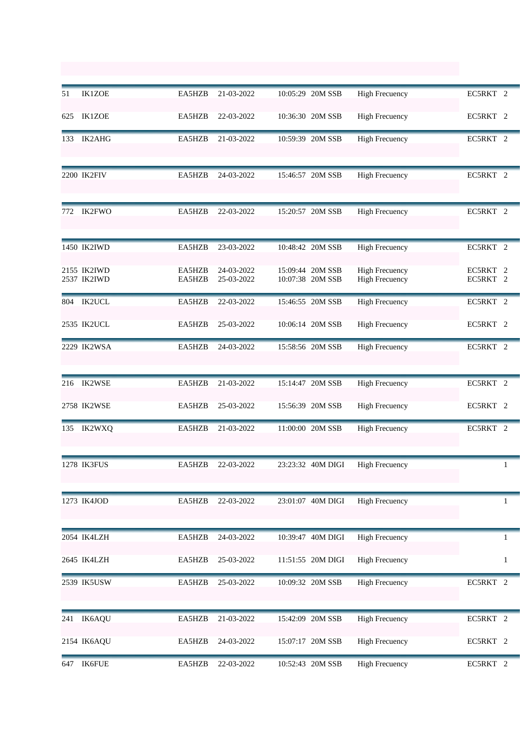| | | | | | | | | |
|---|---|---|---|---|---|---|---|---|
| 51 | IK1ZOE | EA5HZB | 21-03-2022 | 10:05:29 | 20M SSB | High Frecuency | EC5RKT | 2 |
| 625 | IK1ZOE | EA5HZB | 22-03-2022 | 10:36:30 | 20M SSB | High Frecuency | EC5RKT | 2 |
| 133 | IK2AHG | EA5HZB | 21-03-2022 | 10:59:39 | 20M SSB | High Frecuency | EC5RKT | 2 |
| 2200 | IK2FIV | EA5HZB | 24-03-2022 | 15:46:57 | 20M SSB | High Frecuency | EC5RKT | 2 |
| 772 | IK2FWO | EA5HZB | 22-03-2022 | 15:20:57 | 20M SSB | High Frecuency | EC5RKT | 2 |
| 1450 | IK2IWD | EA5HZB | 23-03-2022 | 10:48:42 | 20M SSB | High Frecuency | EC5RKT | 2 |
| 2155 | IK2IWD | EA5HZB | 24-03-2022 | 15:09:44 | 20M SSB | High Frecuency | EC5RKT | 2 |
| 2537 | IK2IWD | EA5HZB | 25-03-2022 | 10:07:38 | 20M SSB | High Frecuency | EC5RKT | 2 |
| 804 | IK2UCL | EA5HZB | 22-03-2022 | 15:46:55 | 20M SSB | High Frecuency | EC5RKT | 2 |
| 2535 | IK2UCL | EA5HZB | 25-03-2022 | 10:06:14 | 20M SSB | High Frecuency | EC5RKT | 2 |
| 2229 | IK2WSA | EA5HZB | 24-03-2022 | 15:58:56 | 20M SSB | High Frecuency | EC5RKT | 2 |
| 216 | IK2WSE | EA5HZB | 21-03-2022 | 15:14:47 | 20M SSB | High Frecuency | EC5RKT | 2 |
| 2758 | IK2WSE | EA5HZB | 25-03-2022 | 15:56:39 | 20M SSB | High Frecuency | EC5RKT | 2 |
| 135 | IK2WXQ | EA5HZB | 21-03-2022 | 11:00:00 | 20M SSB | High Frecuency | EC5RKT | 2 |
| 1278 | IK3FUS | EA5HZB | 22-03-2022 | 23:23:32 | 40M DIGI | High Frecuency | | 1 |
| 1273 | IK4JOD | EA5HZB | 22-03-2022 | 23:01:07 | 40M DIGI | High Frecuency | | 1 |
| 2054 | IK4LZH | EA5HZB | 24-03-2022 | 10:39:47 | 40M DIGI | High Frecuency | | 1 |
| 2645 | IK4LZH | EA5HZB | 25-03-2022 | 11:51:55 | 20M DIGI | High Frecuency | | 1 |
| 2539 | IK5USW | EA5HZB | 25-03-2022 | 10:09:32 | 20M SSB | High Frecuency | EC5RKT | 2 |
| 241 | IK6AQU | EA5HZB | 21-03-2022 | 15:42:09 | 20M SSB | High Frecuency | EC5RKT | 2 |
| 2154 | IK6AQU | EA5HZB | 24-03-2022 | 15:07:17 | 20M SSB | High Frecuency | EC5RKT | 2 |
| 647 | IK6FUE | EA5HZB | 22-03-2022 | 10:52:43 | 20M SSB | High Frecuency | EC5RKT | 2 |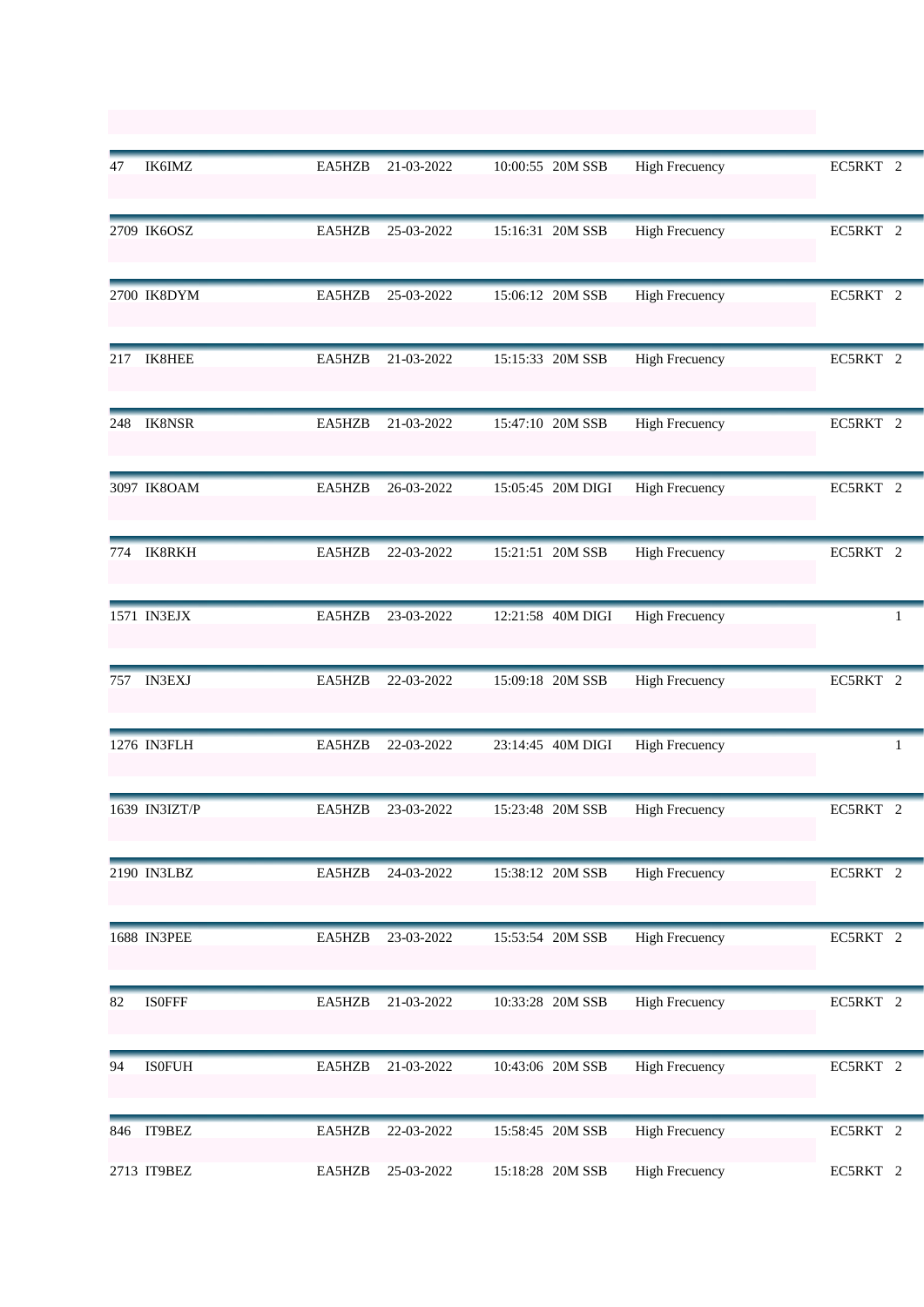| | | | | | | | | |
|---|---|---|---|---|---|---|---|---|
| 47 | IK6IMZ | EA5HZB | 21-03-2022 | 10:00:55 | 20M SSB | High Frecuency | EC5RKT | 2 |
| 2709 | IK6OSZ | EA5HZB | 25-03-2022 | 15:16:31 | 20M SSB | High Frecuency | EC5RKT | 2 |
| 2700 | IK8DYM | EA5HZB | 25-03-2022 | 15:06:12 | 20M SSB | High Frecuency | EC5RKT | 2 |
| 217 | IK8HEE | EA5HZB | 21-03-2022 | 15:15:33 | 20M SSB | High Frecuency | EC5RKT | 2 |
| 248 | IK8NSR | EA5HZB | 21-03-2022 | 15:47:10 | 20M SSB | High Frecuency | EC5RKT | 2 |
| 3097 | IK8OAM | EA5HZB | 26-03-2022 | 15:05:45 | 20M DIGI | High Frecuency | EC5RKT | 2 |
| 774 | IK8RKH | EA5HZB | 22-03-2022 | 15:21:51 | 20M SSB | High Frecuency | EC5RKT | 2 |
| 1571 | IN3EJX | EA5HZB | 23-03-2022 | 12:21:58 | 40M DIGI | High Frecuency | | 1 |
| 757 | IN3EXJ | EA5HZB | 22-03-2022 | 15:09:18 | 20M SSB | High Frecuency | EC5RKT | 2 |
| 1276 | IN3FLH | EA5HZB | 22-03-2022 | 23:14:45 | 40M DIGI | High Frecuency | | 1 |
| 1639 | IN3IZT/P | EA5HZB | 23-03-2022 | 15:23:48 | 20M SSB | High Frecuency | EC5RKT | 2 |
| 2190 | IN3LBZ | EA5HZB | 24-03-2022 | 15:38:12 | 20M SSB | High Frecuency | EC5RKT | 2 |
| 1688 | IN3PEE | EA5HZB | 23-03-2022 | 15:53:54 | 20M SSB | High Frecuency | EC5RKT | 2 |
| 82 | IS0FFF | EA5HZB | 21-03-2022 | 10:33:28 | 20M SSB | High Frecuency | EC5RKT | 2 |
| 94 | IS0FUH | EA5HZB | 21-03-2022 | 10:43:06 | 20M SSB | High Frecuency | EC5RKT | 2 |
| 846 | IT9BEZ | EA5HZB | 22-03-2022 | 15:58:45 | 20M SSB | High Frecuency | EC5RKT | 2 |
| 2713 | IT9BEZ | EA5HZB | 25-03-2022 | 15:18:28 | 20M SSB | High Frecuency | EC5RKT | 2 |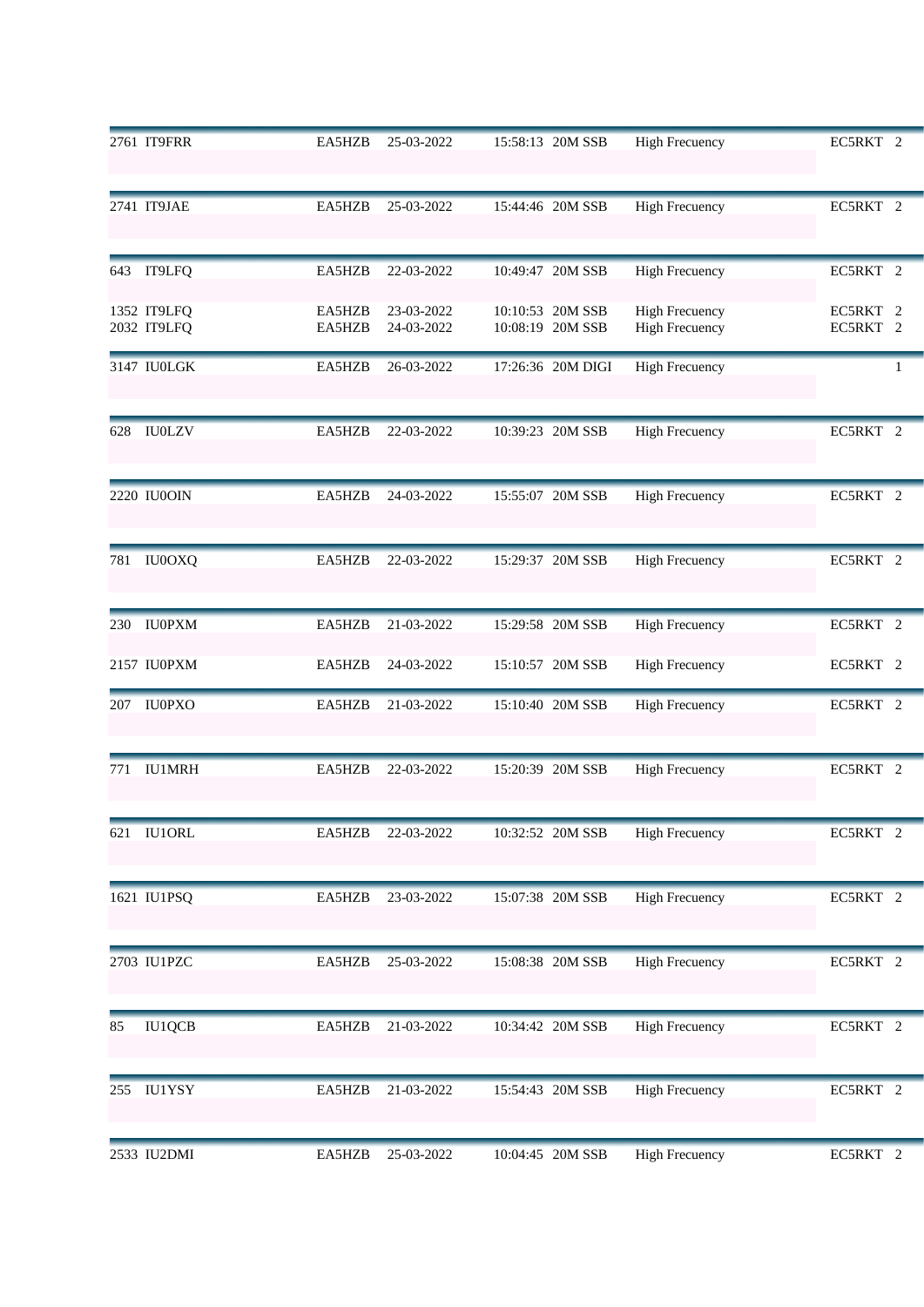| | | | | | | | | |
|---|---|---|---|---|---|---|---|---|
| 2761 | IT9FRR | EA5HZB | 25-03-2022 | 15:58:13 | 20M SSB | High Frecuency | EC5RKT | 2 |
| 2741 | IT9JAE | EA5HZB | 25-03-2022 | 15:44:46 | 20M SSB | High Frecuency | EC5RKT | 2 |
| 643 | IT9LFQ | EA5HZB | 22-03-2022 | 10:49:47 | 20M SSB | High Frecuency | EC5RKT | 2 |
| 1352 | IT9LFQ | EA5HZB | 23-03-2022 | 10:10:53 | 20M SSB | High Frecuency | EC5RKT | 2 |
| 2032 | IT9LFQ | EA5HZB | 24-03-2022 | 10:08:19 | 20M SSB | High Frecuency | EC5RKT | 2 |
| 3147 | IU0LGK | EA5HZB | 26-03-2022 | 17:26:36 | 20M DIGI | High Frecuency | | 1 |
| 628 | IU0LZV | EA5HZB | 22-03-2022 | 10:39:23 | 20M SSB | High Frecuency | EC5RKT | 2 |
| 2220 | IU0OIN | EA5HZB | 24-03-2022 | 15:55:07 | 20M SSB | High Frecuency | EC5RKT | 2 |
| 781 | IU0OXQ | EA5HZB | 22-03-2022 | 15:29:37 | 20M SSB | High Frecuency | EC5RKT | 2 |
| 230 | IU0PXM | EA5HZB | 21-03-2022 | 15:29:58 | 20M SSB | High Frecuency | EC5RKT | 2 |
| 2157 | IU0PXM | EA5HZB | 24-03-2022 | 15:10:57 | 20M SSB | High Frecuency | EC5RKT | 2 |
| 207 | IU0PXO | EA5HZB | 21-03-2022 | 15:10:40 | 20M SSB | High Frecuency | EC5RKT | 2 |
| 771 | IU1MRH | EA5HZB | 22-03-2022 | 15:20:39 | 20M SSB | High Frecuency | EC5RKT | 2 |
| 621 | IU1ORL | EA5HZB | 22-03-2022 | 10:32:52 | 20M SSB | High Frecuency | EC5RKT | 2 |
| 1621 | IU1PSQ | EA5HZB | 23-03-2022 | 15:07:38 | 20M SSB | High Frecuency | EC5RKT | 2 |
| 2703 | IU1PZC | EA5HZB | 25-03-2022 | 15:08:38 | 20M SSB | High Frecuency | EC5RKT | 2 |
| 85 | IU1QCB | EA5HZB | 21-03-2022 | 10:34:42 | 20M SSB | High Frecuency | EC5RKT | 2 |
| 255 | IU1YSY | EA5HZB | 21-03-2022 | 15:54:43 | 20M SSB | High Frecuency | EC5RKT | 2 |
| 2533 | IU2DMI | EA5HZB | 25-03-2022 | 10:04:45 | 20M SSB | High Frecuency | EC5RKT | 2 |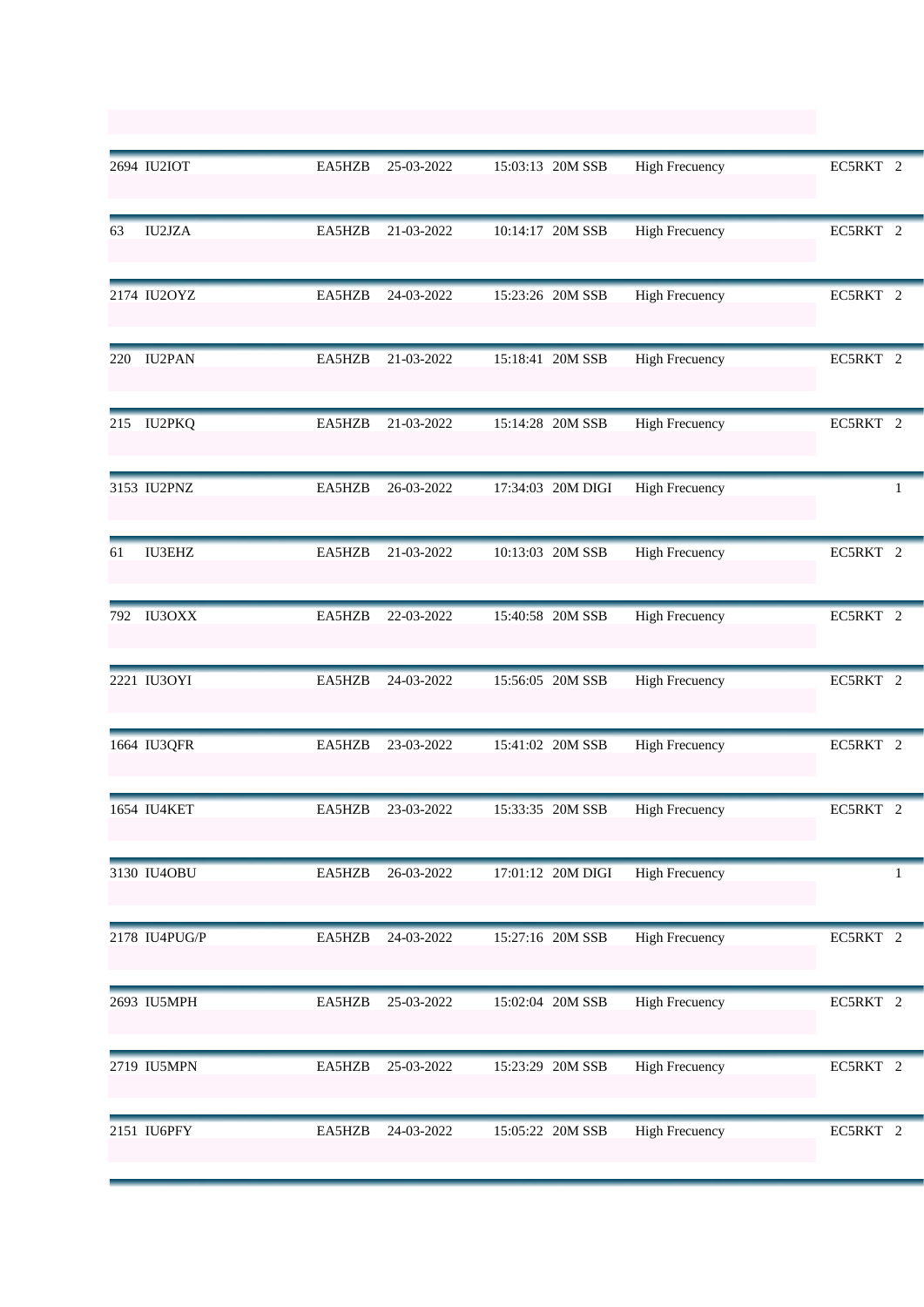| | | | | | | | | |
|---|---|---|---|---|---|---|---|---|
| 2694 | IU2IOT | EA5HZB | 25-03-2022 | 15:03:13 | 20M SSB | High Frecuency | EC5RKT | 2 |
| 63 | IU2JZA | EA5HZB | 21-03-2022 | 10:14:17 | 20M SSB | High Frecuency | EC5RKT | 2 |
| 2174 | IU2OYZ | EA5HZB | 24-03-2022 | 15:23:26 | 20M SSB | High Frecuency | EC5RKT | 2 |
| 220 | IU2PAN | EA5HZB | 21-03-2022 | 15:18:41 | 20M SSB | High Frecuency | EC5RKT | 2 |
| 215 | IU2PKQ | EA5HZB | 21-03-2022 | 15:14:28 | 20M SSB | High Frecuency | EC5RKT | 2 |
| 3153 | IU2PNZ | EA5HZB | 26-03-2022 | 17:34:03 | 20M DIGI | High Frecuency | | 1 |
| 61 | IU3EHZ | EA5HZB | 21-03-2022 | 10:13:03 | 20M SSB | High Frecuency | EC5RKT | 2 |
| 792 | IU3OXX | EA5HZB | 22-03-2022 | 15:40:58 | 20M SSB | High Frecuency | EC5RKT | 2 |
| 2221 | IU3OYI | EA5HZB | 24-03-2022 | 15:56:05 | 20M SSB | High Frecuency | EC5RKT | 2 |
| 1664 | IU3QFR | EA5HZB | 23-03-2022 | 15:41:02 | 20M SSB | High Frecuency | EC5RKT | 2 |
| 1654 | IU4KET | EA5HZB | 23-03-2022 | 15:33:35 | 20M SSB | High Frecuency | EC5RKT | 2 |
| 3130 | IU4OBU | EA5HZB | 26-03-2022 | 17:01:12 | 20M DIGI | High Frecuency | | 1 |
| 2178 | IU4PUG/P | EA5HZB | 24-03-2022 | 15:27:16 | 20M SSB | High Frecuency | EC5RKT | 2 |
| 2693 | IU5MPH | EA5HZB | 25-03-2022 | 15:02:04 | 20M SSB | High Frecuency | EC5RKT | 2 |
| 2719 | IU5MPN | EA5HZB | 25-03-2022 | 15:23:29 | 20M SSB | High Frecuency | EC5RKT | 2 |
| 2151 | IU6PFY | EA5HZB | 24-03-2022 | 15:05:22 | 20M SSB | High Frecuency | EC5RKT | 2 |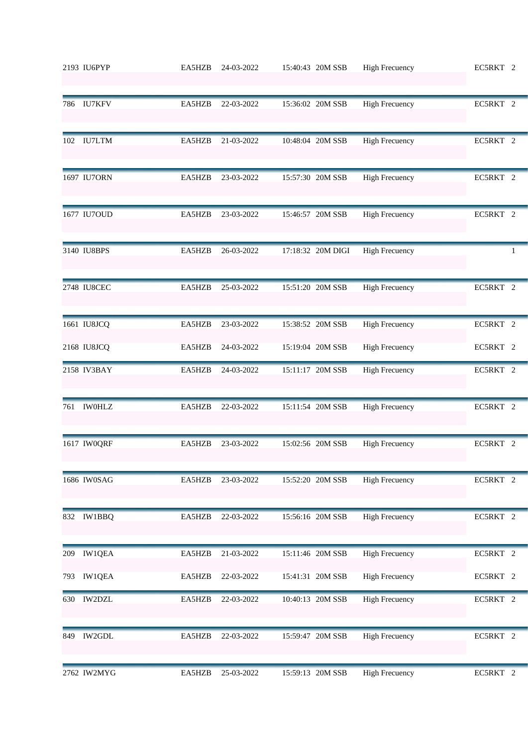| | | | | | | | | |
|---|---|---|---|---|---|---|---|---|
| 2193 | IU6PYP | EA5HZB | 24-03-2022 | 15:40:43 | 20M SSB | High Frecuency | EC5RKT | 2 |
| 786 | IU7KFV | EA5HZB | 22-03-2022 | 15:36:02 | 20M SSB | High Frecuency | EC5RKT | 2 |
| 102 | IU7LTM | EA5HZB | 21-03-2022 | 10:48:04 | 20M SSB | High Frecuency | EC5RKT | 2 |
| 1697 | IU7ORN | EA5HZB | 23-03-2022 | 15:57:30 | 20M SSB | High Frecuency | EC5RKT | 2 |
| 1677 | IU7OUD | EA5HZB | 23-03-2022 | 15:46:57 | 20M SSB | High Frecuency | EC5RKT | 2 |
| 3140 | IU8BPS | EA5HZB | 26-03-2022 | 17:18:32 | 20M DIGI | High Frecuency | | 1 |
| 2748 | IU8CEC | EA5HZB | 25-03-2022 | 15:51:20 | 20M SSB | High Frecuency | EC5RKT | 2 |
| 1661 | IU8JCQ | EA5HZB | 23-03-2022 | 15:38:52 | 20M SSB | High Frecuency | EC5RKT | 2 |
| 2168 | IU8JCQ | EA5HZB | 24-03-2022 | 15:19:04 | 20M SSB | High Frecuency | EC5RKT | 2 |
| 2158 | IV3BAY | EA5HZB | 24-03-2022 | 15:11:17 | 20M SSB | High Frecuency | EC5RKT | 2 |
| 761 | IW0HLZ | EA5HZB | 22-03-2022 | 15:11:54 | 20M SSB | High Frecuency | EC5RKT | 2 |
| 1617 | IW0QRF | EA5HZB | 23-03-2022 | 15:02:56 | 20M SSB | High Frecuency | EC5RKT | 2 |
| 1686 | IW0SAG | EA5HZB | 23-03-2022 | 15:52:20 | 20M SSB | High Frecuency | EC5RKT | 2 |
| 832 | IW1BBQ | EA5HZB | 22-03-2022 | 15:56:16 | 20M SSB | High Frecuency | EC5RKT | 2 |
| 209 | IW1QEA | EA5HZB | 21-03-2022 | 15:11:46 | 20M SSB | High Frecuency | EC5RKT | 2 |
| 793 | IW1QEA | EA5HZB | 22-03-2022 | 15:41:31 | 20M SSB | High Frecuency | EC5RKT | 2 |
| 630 | IW2DZL | EA5HZB | 22-03-2022 | 10:40:13 | 20M SSB | High Frecuency | EC5RKT | 2 |
| 849 | IW2GDL | EA5HZB | 22-03-2022 | 15:59:47 | 20M SSB | High Frecuency | EC5RKT | 2 |
| 2762 | IW2MYG | EA5HZB | 25-03-2022 | 15:59:13 | 20M SSB | High Frecuency | EC5RKT | 2 |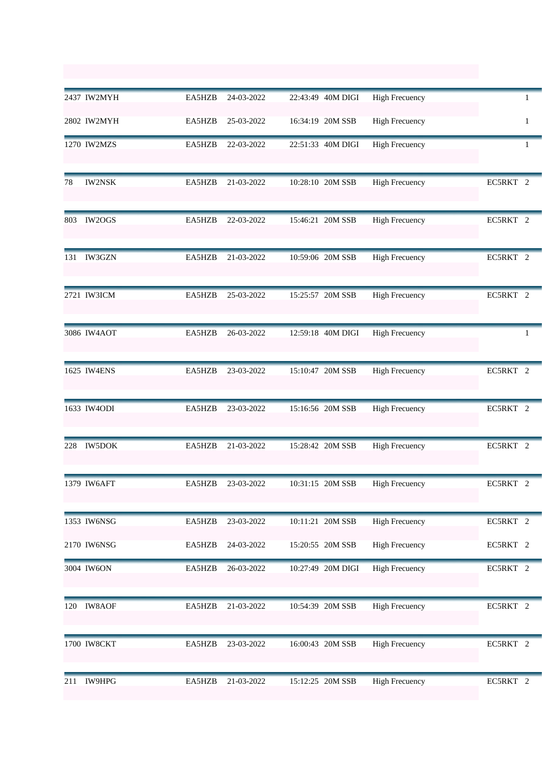| | | | | | | | | |
|---|---|---|---|---|---|---|---|---|
| 2437 | IW2MYH | EA5HZB | 24-03-2022 | 22:43:49 | 40M DIGI | High Frecuency | | 1 |
| 2802 | IW2MYH | EA5HZB | 25-03-2022 | 16:34:19 | 20M SSB | High Frecuency | | 1 |
| 1270 | IW2MZS | EA5HZB | 22-03-2022 | 22:51:33 | 40M DIGI | High Frecuency | | 1 |
| 78 | IW2NSK | EA5HZB | 21-03-2022 | 10:28:10 | 20M SSB | High Frecuency | EC5RKT | 2 |
| 803 | IW2OGS | EA5HZB | 22-03-2022 | 15:46:21 | 20M SSB | High Frecuency | EC5RKT | 2 |
| 131 | IW3GZN | EA5HZB | 21-03-2022 | 10:59:06 | 20M SSB | High Frecuency | EC5RKT | 2 |
| 2721 | IW3ICM | EA5HZB | 25-03-2022 | 15:25:57 | 20M SSB | High Frecuency | EC5RKT | 2 |
| 3086 | IW4AOT | EA5HZB | 26-03-2022 | 12:59:18 | 40M DIGI | High Frecuency | | 1 |
| 1625 | IW4ENS | EA5HZB | 23-03-2022 | 15:10:47 | 20M SSB | High Frecuency | EC5RKT | 2 |
| 1633 | IW4ODI | EA5HZB | 23-03-2022 | 15:16:56 | 20M SSB | High Frecuency | EC5RKT | 2 |
| 228 | IW5DOK | EA5HZB | 21-03-2022 | 15:28:42 | 20M SSB | High Frecuency | EC5RKT | 2 |
| 1379 | IW6AFT | EA5HZB | 23-03-2022 | 10:31:15 | 20M SSB | High Frecuency | EC5RKT | 2 |
| 1353 | IW6NSG | EA5HZB | 23-03-2022 | 10:11:21 | 20M SSB | High Frecuency | EC5RKT | 2 |
| 2170 | IW6NSG | EA5HZB | 24-03-2022 | 15:20:55 | 20M SSB | High Frecuency | EC5RKT | 2 |
| 3004 | IW6ON | EA5HZB | 26-03-2022 | 10:27:49 | 20M DIGI | High Frecuency | EC5RKT | 2 |
| 120 | IW8AOF | EA5HZB | 21-03-2022 | 10:54:39 | 20M SSB | High Frecuency | EC5RKT | 2 |
| 1700 | IW8CKT | EA5HZB | 23-03-2022 | 16:00:43 | 20M SSB | High Frecuency | EC5RKT | 2 |
| 211 | IW9HPG | EA5HZB | 21-03-2022 | 15:12:25 | 20M SSB | High Frecuency | EC5RKT | 2 |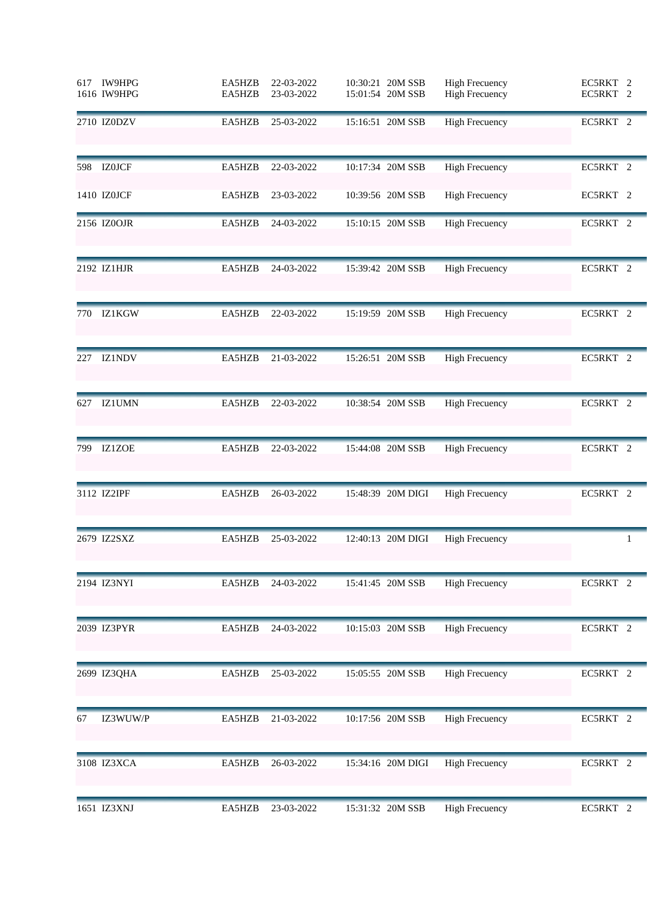| | | | | | | | | |
|---|---|---|---|---|---|---|---|---|
| 617 | IW9HPG | EA5HZB | 22-03-2022 | 10:30:21 | 20M SSB | High Frecuency | EC5RKT | 2 |
| 1616 | IW9HPG | EA5HZB | 23-03-2022 | 15:01:54 | 20M SSB | High Frecuency | EC5RKT | 2 |
| 2710 | IZ0DZV | EA5HZB | 25-03-2022 | 15:16:51 | 20M SSB | High Frecuency | EC5RKT | 2 |
| 598 | IZ0JCF | EA5HZB | 22-03-2022 | 10:17:34 | 20M SSB | High Frecuency | EC5RKT | 2 |
| 1410 | IZ0JCF | EA5HZB | 23-03-2022 | 10:39:56 | 20M SSB | High Frecuency | EC5RKT | 2 |
| 2156 | IZ0OJR | EA5HZB | 24-03-2022 | 15:10:15 | 20M SSB | High Frecuency | EC5RKT | 2 |
| 2192 | IZ1HJR | EA5HZB | 24-03-2022 | 15:39:42 | 20M SSB | High Frecuency | EC5RKT | 2 |
| 770 | IZ1KGW | EA5HZB | 22-03-2022 | 15:19:59 | 20M SSB | High Frecuency | EC5RKT | 2 |
| 227 | IZ1NDV | EA5HZB | 21-03-2022 | 15:26:51 | 20M SSB | High Frecuency | EC5RKT | 2 |
| 627 | IZ1UMN | EA5HZB | 22-03-2022 | 10:38:54 | 20M SSB | High Frecuency | EC5RKT | 2 |
| 799 | IZ1ZOE | EA5HZB | 22-03-2022 | 15:44:08 | 20M SSB | High Frecuency | EC5RKT | 2 |
| 3112 | IZ2IPF | EA5HZB | 26-03-2022 | 15:48:39 | 20M DIGI | High Frecuency | EC5RKT | 2 |
| 2679 | IZ2SXZ | EA5HZB | 25-03-2022 | 12:40:13 | 20M DIGI | High Frecuency | | 1 |
| 2194 | IZ3NYI | EA5HZB | 24-03-2022 | 15:41:45 | 20M SSB | High Frecuency | EC5RKT | 2 |
| 2039 | IZ3PYR | EA5HZB | 24-03-2022 | 10:15:03 | 20M SSB | High Frecuency | EC5RKT | 2 |
| 2699 | IZ3QHA | EA5HZB | 25-03-2022 | 15:05:55 | 20M SSB | High Frecuency | EC5RKT | 2 |
| 67 | IZ3WUW/P | EA5HZB | 21-03-2022 | 10:17:56 | 20M SSB | High Frecuency | EC5RKT | 2 |
| 3108 | IZ3XCA | EA5HZB | 26-03-2022 | 15:34:16 | 20M DIGI | High Frecuency | EC5RKT | 2 |
| 1651 | IZ3XNJ | EA5HZB | 23-03-2022 | 15:31:32 | 20M SSB | High Frecuency | EC5RKT | 2 |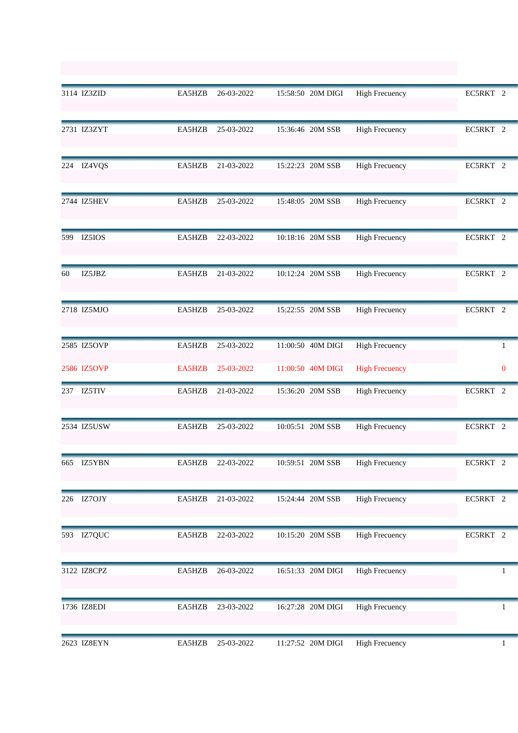| | | | | | | | | |
|---|---|---|---|---|---|---|---|---|
| 3114 | IZ3ZID | EA5HZB | 26-03-2022 | 15:58:50 | 20M DIGI | High Frecuency | EC5RKT | 2 |
| 2731 | IZ3ZYT | EA5HZB | 25-03-2022 | 15:36:46 | 20M SSB | High Frecuency | EC5RKT | 2 |
| 224 | IZ4VQS | EA5HZB | 21-03-2022 | 15:22:23 | 20M SSB | High Frecuency | EC5RKT | 2 |
| 2744 | IZ5HEV | EA5HZB | 25-03-2022 | 15:48:05 | 20M SSB | High Frecuency | EC5RKT | 2 |
| 599 | IZ5IOS | EA5HZB | 22-03-2022 | 10:18:16 | 20M SSB | High Frecuency | EC5RKT | 2 |
| 60 | IZ5JBZ | EA5HZB | 21-03-2022 | 10:12:24 | 20M SSB | High Frecuency | EC5RKT | 2 |
| 2718 | IZ5MJO | EA5HZB | 25-03-2022 | 15:22:55 | 20M SSB | High Frecuency | EC5RKT | 2 |
| 2585 | IZ5OVP | EA5HZB | 25-03-2022 | 11:00:50 | 40M DIGI | High Frecuency | | 1 |
| 2586 | IZ5OVP | EA5HZB | 25-03-2022 | 11:00:50 | 40M DIGI | High Frecuency | | 0 |
| 237 | IZ5TIV | EA5HZB | 21-03-2022 | 15:36:20 | 20M SSB | High Frecuency | EC5RKT | 2 |
| 2534 | IZ5USW | EA5HZB | 25-03-2022 | 10:05:51 | 20M SSB | High Frecuency | EC5RKT | 2 |
| 665 | IZ5YBN | EA5HZB | 22-03-2022 | 10:59:51 | 20M SSB | High Frecuency | EC5RKT | 2 |
| 226 | IZ7OJY | EA5HZB | 21-03-2022 | 15:24:44 | 20M SSB | High Frecuency | EC5RKT | 2 |
| 593 | IZ7QUC | EA5HZB | 22-03-2022 | 10:15:20 | 20M SSB | High Frecuency | EC5RKT | 2 |
| 3122 | IZ8CPZ | EA5HZB | 26-03-2022 | 16:51:33 | 20M DIGI | High Frecuency | | 1 |
| 1736 | IZ8EDI | EA5HZB | 23-03-2022 | 16:27:28 | 20M DIGI | High Frecuency | | 1 |
| 2623 | IZ8EYN | EA5HZB | 25-03-2022 | 11:27:52 | 20M DIGI | High Frecuency | | 1 |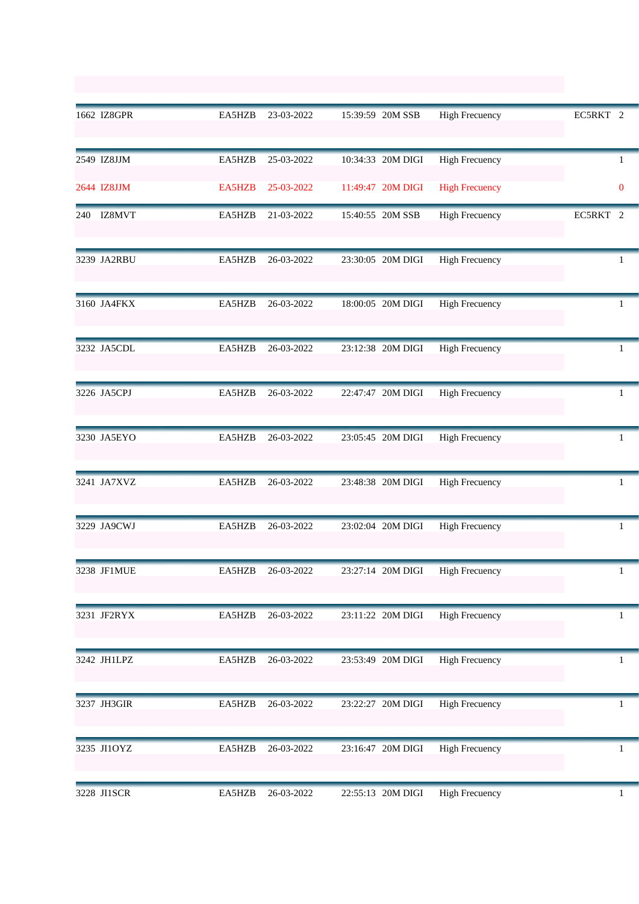| | | | | | | | | |
|---|---|---|---|---|---|---|---|---|
| 1662 | IZ8GPR | EA5HZB | 23-03-2022 | 15:39:59 | 20M SSB | High Frecuency | EC5RKT | 2 |
| 2549 | IZ8JJM | EA5HZB | 25-03-2022 | 10:34:33 | 20M DIGI | High Frecuency | | 1 |
| 2644 | IZ8JJM | EA5HZB | 25-03-2022 | 11:49:47 | 20M DIGI | High Frecuency | | 0 |
| 240 | IZ8MVT | EA5HZB | 21-03-2022 | 15:40:55 | 20M SSB | High Frecuency | EC5RKT | 2 |
| 3239 | JA2RBU | EA5HZB | 26-03-2022 | 23:30:05 | 20M DIGI | High Frecuency | | 1 |
| 3160 | JA4FKX | EA5HZB | 26-03-2022 | 18:00:05 | 20M DIGI | High Frecuency | | 1 |
| 3232 | JA5CDL | EA5HZB | 26-03-2022 | 23:12:38 | 20M DIGI | High Frecuency | | 1 |
| 3226 | JA5CPJ | EA5HZB | 26-03-2022 | 22:47:47 | 20M DIGI | High Frecuency | | 1 |
| 3230 | JA5EYO | EA5HZB | 26-03-2022 | 23:05:45 | 20M DIGI | High Frecuency | | 1 |
| 3241 | JA7XVZ | EA5HZB | 26-03-2022 | 23:48:38 | 20M DIGI | High Frecuency | | 1 |
| 3229 | JA9CWJ | EA5HZB | 26-03-2022 | 23:02:04 | 20M DIGI | High Frecuency | | 1 |
| 3238 | JF1MUE | EA5HZB | 26-03-2022 | 23:27:14 | 20M DIGI | High Frecuency | | 1 |
| 3231 | JF2RYX | EA5HZB | 26-03-2022 | 23:11:22 | 20M DIGI | High Frecuency | | 1 |
| 3242 | JH1LPZ | EA5HZB | 26-03-2022 | 23:53:49 | 20M DIGI | High Frecuency | | 1 |
| 3237 | JH3GIR | EA5HZB | 26-03-2022 | 23:22:27 | 20M DIGI | High Frecuency | | 1 |
| 3235 | JI1OYZ | EA5HZB | 26-03-2022 | 23:16:47 | 20M DIGI | High Frecuency | | 1 |
| 3228 | JI1SCR | EA5HZB | 26-03-2022 | 22:55:13 | 20M DIGI | High Frecuency | | 1 |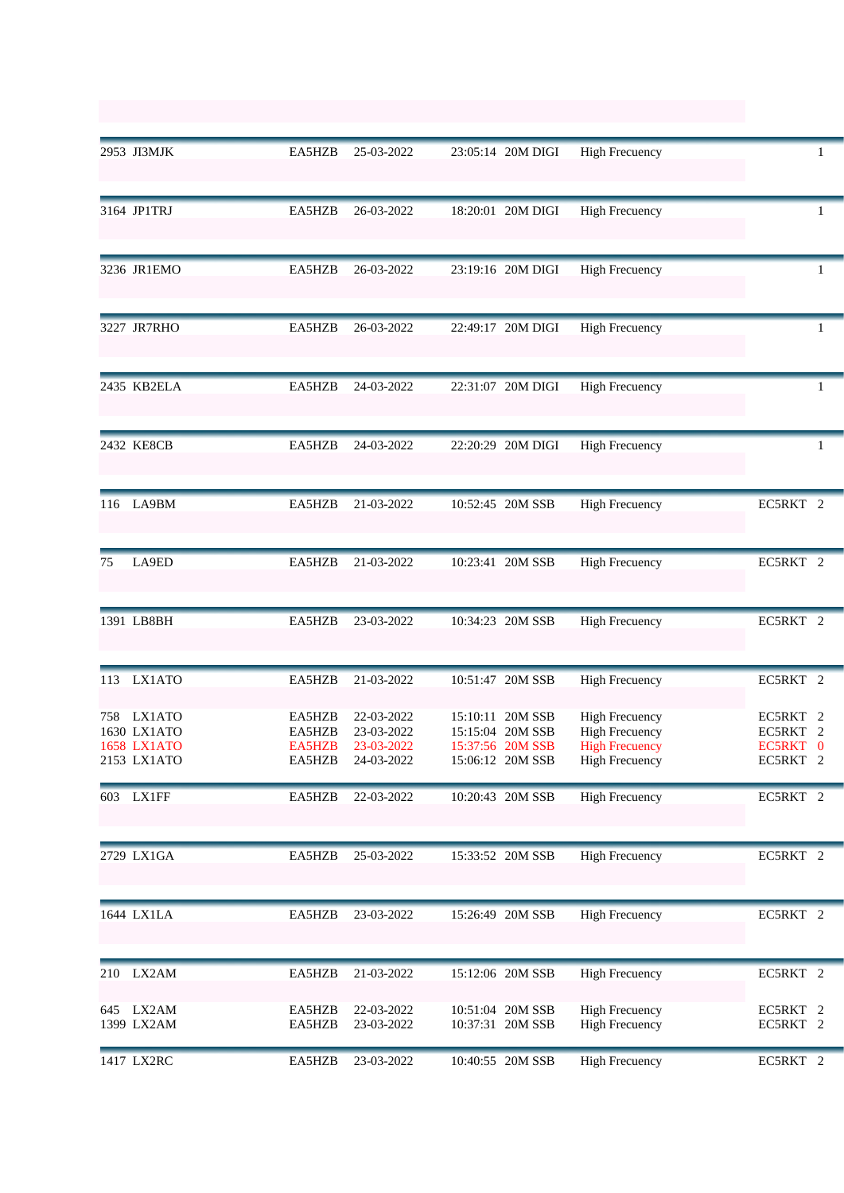| # | Call | Station | Date | Time | Band | Category | Operator | Points |
|---|---|---|---|---|---|---|---|---|
| 2953 | JI3MJK | EA5HZB | 25-03-2022 | 23:05:14 | 20M DIGI | High Frecuency | | 1 |
| 3164 | JP1TRJ | EA5HZB | 26-03-2022 | 18:20:01 | 20M DIGI | High Frecuency | | 1 |
| 3236 | JR1EMO | EA5HZB | 26-03-2022 | 23:19:16 | 20M DIGI | High Frecuency | | 1 |
| 3227 | JR7RHO | EA5HZB | 26-03-2022 | 22:49:17 | 20M DIGI | High Frecuency | | 1 |
| 2435 | KB2ELA | EA5HZB | 24-03-2022 | 22:31:07 | 20M DIGI | High Frecuency | | 1 |
| 2432 | KE8CB | EA5HZB | 24-03-2022 | 22:20:29 | 20M DIGI | High Frecuency | | 1 |
| 116 | LA9BM | EA5HZB | 21-03-2022 | 10:52:45 | 20M SSB | High Frecuency | EC5RKT | 2 |
| 75 | LA9ED | EA5HZB | 21-03-2022 | 10:23:41 | 20M SSB | High Frecuency | EC5RKT | 2 |
| 1391 | LB8BH | EA5HZB | 23-03-2022 | 10:34:23 | 20M SSB | High Frecuency | EC5RKT | 2 |
| 113 | LX1ATO | EA5HZB | 21-03-2022 | 10:51:47 | 20M SSB | High Frecuency | EC5RKT | 2 |
| 758 | LX1ATO | EA5HZB | 22-03-2022 | 15:10:11 | 20M SSB | High Frecuency | EC5RKT | 2 |
| 1630 | LX1ATO | EA5HZB | 23-03-2022 | 15:15:04 | 20M SSB | High Frecuency | EC5RKT | 2 |
| 1658 | LX1ATO | EA5HZB | 23-03-2022 | 15:37:56 | 20M SSB | High Frecuency | EC5RKT | 0 |
| 2153 | LX1ATO | EA5HZB | 24-03-2022 | 15:06:12 | 20M SSB | High Frecuency | EC5RKT | 2 |
| 603 | LX1FF | EA5HZB | 22-03-2022 | 10:20:43 | 20M SSB | High Frecuency | EC5RKT | 2 |
| 2729 | LX1GA | EA5HZB | 25-03-2022 | 15:33:52 | 20M SSB | High Frecuency | EC5RKT | 2 |
| 1644 | LX1LA | EA5HZB | 23-03-2022 | 15:26:49 | 20M SSB | High Frecuency | EC5RKT | 2 |
| 210 | LX2AM | EA5HZB | 21-03-2022 | 15:12:06 | 20M SSB | High Frecuency | EC5RKT | 2 |
| 645 | LX2AM | EA5HZB | 22-03-2022 | 10:51:04 | 20M SSB | High Frecuency | EC5RKT | 2 |
| 1399 | LX2AM | EA5HZB | 23-03-2022 | 10:37:31 | 20M SSB | High Frecuency | EC5RKT | 2 |
| 1417 | LX2RC | EA5HZB | 23-03-2022 | 10:40:55 | 20M SSB | High Frecuency | EC5RKT | 2 |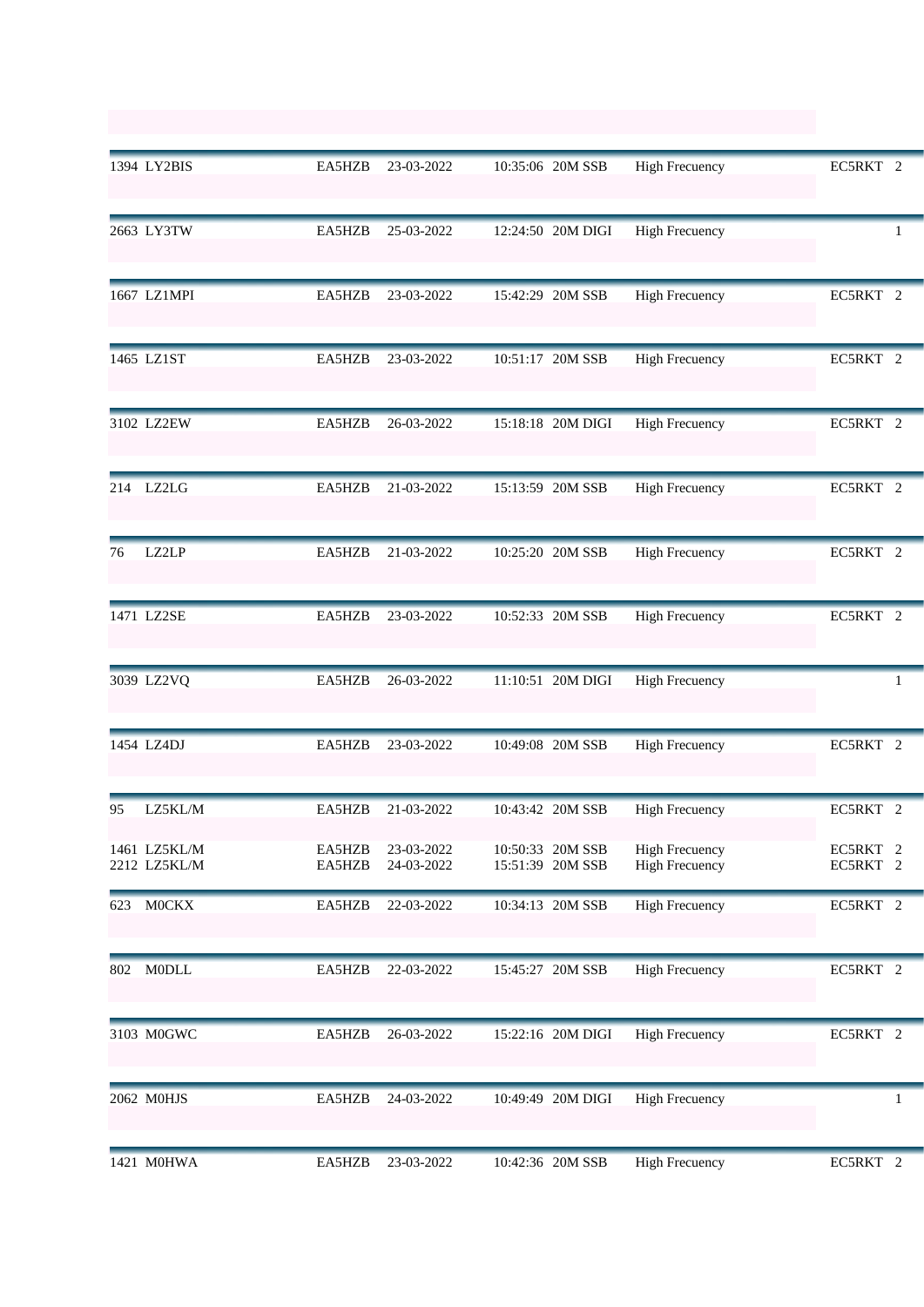| | | | | | | | | |
|---|---|---|---|---|---|---|---|---|
| 1394 | LY2BIS | EA5HZB | 23-03-2022 | 10:35:06 | 20M SSB | High Frecuency | EC5RKT | 2 |
| 2663 | LY3TW | EA5HZB | 25-03-2022 | 12:24:50 | 20M DIGI | High Frecuency | | 1 |
| 1667 | LZ1MPI | EA5HZB | 23-03-2022 | 15:42:29 | 20M SSB | High Frecuency | EC5RKT | 2 |
| 1465 | LZ1ST | EA5HZB | 23-03-2022 | 10:51:17 | 20M SSB | High Frecuency | EC5RKT | 2 |
| 3102 | LZ2EW | EA5HZB | 26-03-2022 | 15:18:18 | 20M DIGI | High Frecuency | EC5RKT | 2 |
| 214 | LZ2LG | EA5HZB | 21-03-2022 | 15:13:59 | 20M SSB | High Frecuency | EC5RKT | 2 |
| 76 | LZ2LP | EA5HZB | 21-03-2022 | 10:25:20 | 20M SSB | High Frecuency | EC5RKT | 2 |
| 1471 | LZ2SE | EA5HZB | 23-03-2022 | 10:52:33 | 20M SSB | High Frecuency | EC5RKT | 2 |
| 3039 | LZ2VQ | EA5HZB | 26-03-2022 | 11:10:51 | 20M DIGI | High Frecuency | | 1 |
| 1454 | LZ4DJ | EA5HZB | 23-03-2022 | 10:49:08 | 20M SSB | High Frecuency | EC5RKT | 2 |
| 95 | LZ5KL/M | EA5HZB | 21-03-2022 | 10:43:42 | 20M SSB | High Frecuency | EC5RKT | 2 |
| 1461 | LZ5KL/M | EA5HZB | 23-03-2022 | 10:50:33 | 20M SSB | High Frecuency | EC5RKT | 2 |
| 2212 | LZ5KL/M | EA5HZB | 24-03-2022 | 15:51:39 | 20M SSB | High Frecuency | EC5RKT | 2 |
| 623 | M0CKX | EA5HZB | 22-03-2022 | 10:34:13 | 20M SSB | High Frecuency | EC5RKT | 2 |
| 802 | M0DLL | EA5HZB | 22-03-2022 | 15:45:27 | 20M SSB | High Frecuency | EC5RKT | 2 |
| 3103 | M0GWC | EA5HZB | 26-03-2022 | 15:22:16 | 20M DIGI | High Frecuency | EC5RKT | 2 |
| 2062 | M0HJS | EA5HZB | 24-03-2022 | 10:49:49 | 20M DIGI | High Frecuency | | 1 |
| 1421 | M0HWA | EA5HZB | 23-03-2022 | 10:42:36 | 20M SSB | High Frecuency | EC5RKT | 2 |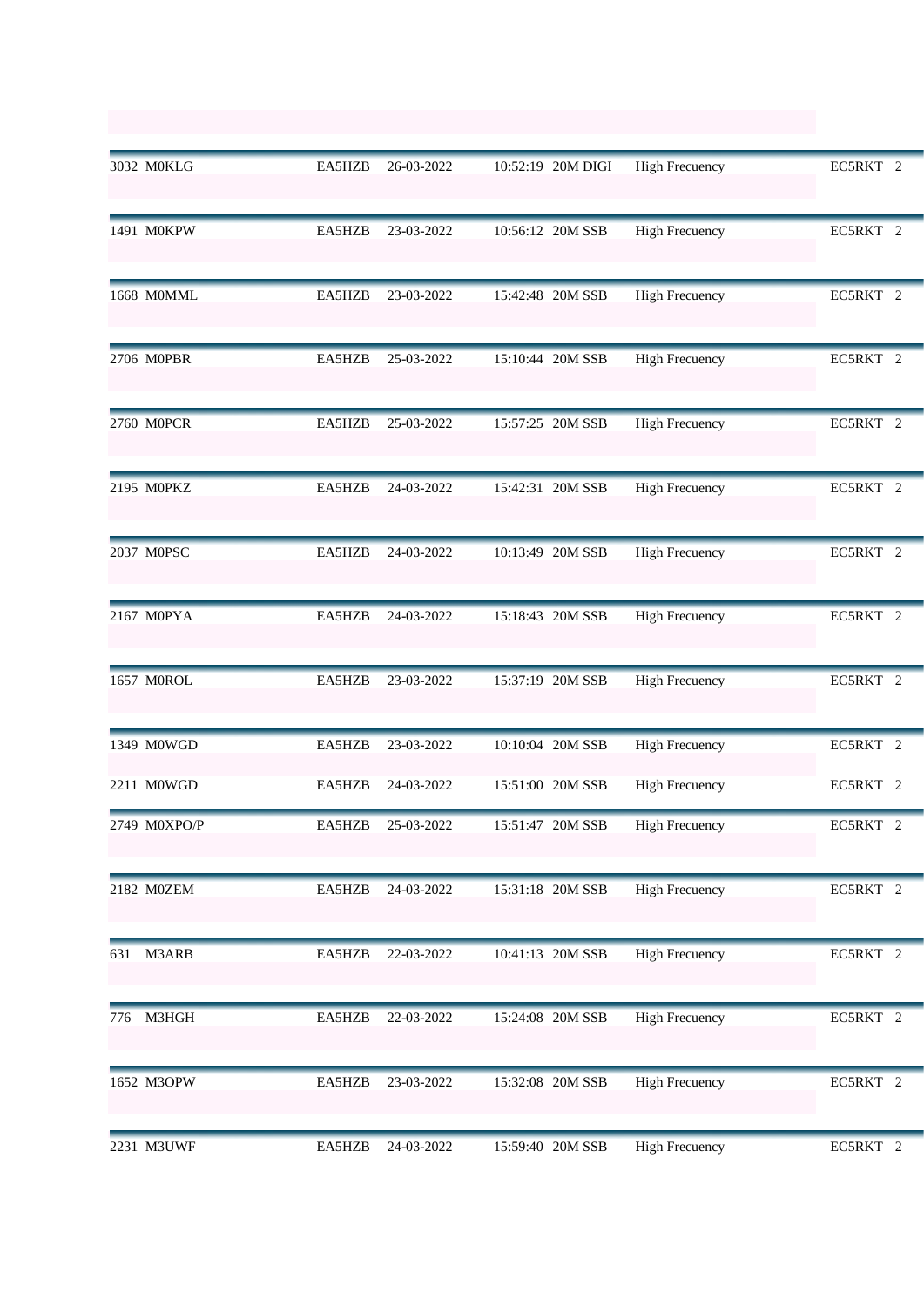| | | | | | | | | |
|---|---|---|---|---|---|---|---|---|
| 3032 | M0KLG | EA5HZB | 26-03-2022 | 10:52:19 | 20M DIGI | High Frecuency | EC5RKT | 2 |
| 1491 | M0KPW | EA5HZB | 23-03-2022 | 10:56:12 | 20M SSB | High Frecuency | EC5RKT | 2 |
| 1668 | M0MML | EA5HZB | 23-03-2022 | 15:42:48 | 20M SSB | High Frecuency | EC5RKT | 2 |
| 2706 | M0PBR | EA5HZB | 25-03-2022 | 15:10:44 | 20M SSB | High Frecuency | EC5RKT | 2 |
| 2760 | M0PCR | EA5HZB | 25-03-2022 | 15:57:25 | 20M SSB | High Frecuency | EC5RKT | 2 |
| 2195 | M0PKZ | EA5HZB | 24-03-2022 | 15:42:31 | 20M SSB | High Frecuency | EC5RKT | 2 |
| 2037 | M0PSC | EA5HZB | 24-03-2022 | 10:13:49 | 20M SSB | High Frecuency | EC5RKT | 2 |
| 2167 | M0PYA | EA5HZB | 24-03-2022 | 15:18:43 | 20M SSB | High Frecuency | EC5RKT | 2 |
| 1657 | M0ROL | EA5HZB | 23-03-2022 | 15:37:19 | 20M SSB | High Frecuency | EC5RKT | 2 |
| 1349 | M0WGD | EA5HZB | 23-03-2022 | 10:10:04 | 20M SSB | High Frecuency | EC5RKT | 2 |
| 2211 | M0WGD | EA5HZB | 24-03-2022 | 15:51:00 | 20M SSB | High Frecuency | EC5RKT | 2 |
| 2749 | M0XPO/P | EA5HZB | 25-03-2022 | 15:51:47 | 20M SSB | High Frecuency | EC5RKT | 2 |
| 2182 | M0ZEM | EA5HZB | 24-03-2022 | 15:31:18 | 20M SSB | High Frecuency | EC5RKT | 2 |
| 631 | M3ARB | EA5HZB | 22-03-2022 | 10:41:13 | 20M SSB | High Frecuency | EC5RKT | 2 |
| 776 | M3HGH | EA5HZB | 22-03-2022 | 15:24:08 | 20M SSB | High Frecuency | EC5RKT | 2 |
| 1652 | M3OPW | EA5HZB | 23-03-2022 | 15:32:08 | 20M SSB | High Frecuency | EC5RKT | 2 |
| 2231 | M3UWF | EA5HZB | 24-03-2022 | 15:59:40 | 20M SSB | High Frecuency | EC5RKT | 2 |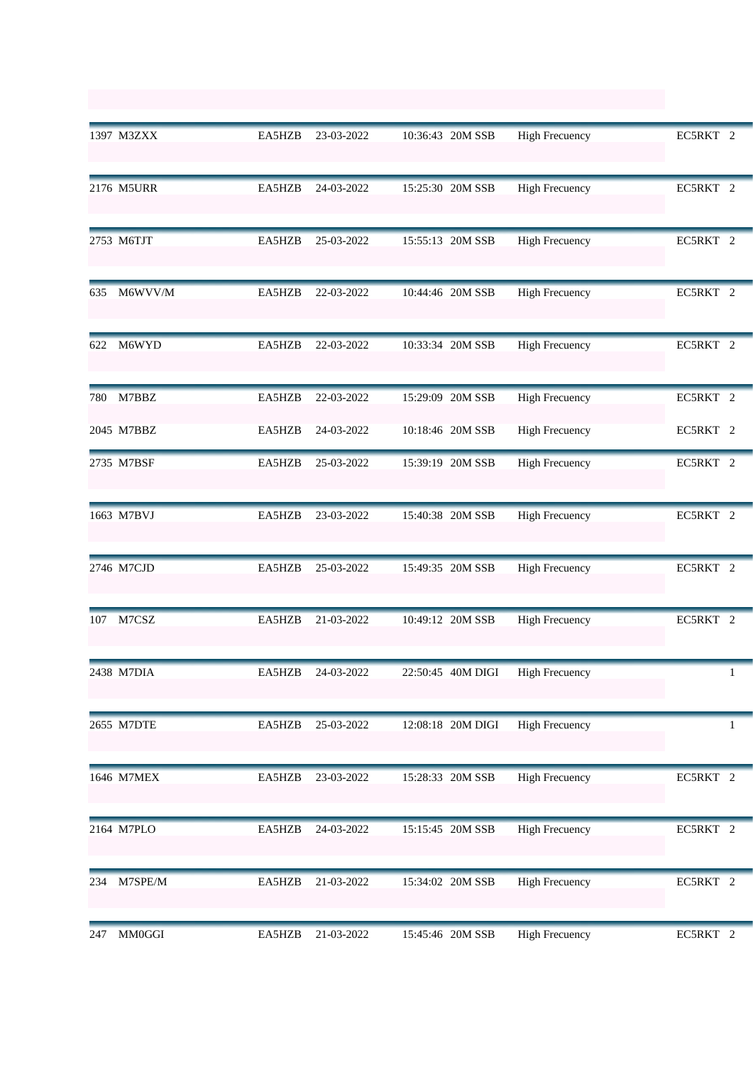| | | | | | | | | |
|---|---|---|---|---|---|---|---|---|
| 1397 | M3ZXX | EA5HZB | 23-03-2022 | 10:36:43 | 20M SSB | High Frecuency | EC5RKT | 2 |
| 2176 | M5URR | EA5HZB | 24-03-2022 | 15:25:30 | 20M SSB | High Frecuency | EC5RKT | 2 |
| 2753 | M6TJT | EA5HZB | 25-03-2022 | 15:55:13 | 20M SSB | High Frecuency | EC5RKT | 2 |
| 635 | M6WVV/M | EA5HZB | 22-03-2022 | 10:44:46 | 20M SSB | High Frecuency | EC5RKT | 2 |
| 622 | M6WYD | EA5HZB | 22-03-2022 | 10:33:34 | 20M SSB | High Frecuency | EC5RKT | 2 |
| 780 | M7BBZ | EA5HZB | 22-03-2022 | 15:29:09 | 20M SSB | High Frecuency | EC5RKT | 2 |
| 2045 | M7BBZ | EA5HZB | 24-03-2022 | 10:18:46 | 20M SSB | High Frecuency | EC5RKT | 2 |
| 2735 | M7BSF | EA5HZB | 25-03-2022 | 15:39:19 | 20M SSB | High Frecuency | EC5RKT | 2 |
| 1663 | M7BVJ | EA5HZB | 23-03-2022 | 15:40:38 | 20M SSB | High Frecuency | EC5RKT | 2 |
| 2746 | M7CJD | EA5HZB | 25-03-2022 | 15:49:35 | 20M SSB | High Frecuency | EC5RKT | 2 |
| 107 | M7CSZ | EA5HZB | 21-03-2022 | 10:49:12 | 20M SSB | High Frecuency | EC5RKT | 2 |
| 2438 | M7DIA | EA5HZB | 24-03-2022 | 22:50:45 | 40M DIGI | High Frecuency | | 1 |
| 2655 | M7DTE | EA5HZB | 25-03-2022 | 12:08:18 | 20M DIGI | High Frecuency | | 1 |
| 1646 | M7MEX | EA5HZB | 23-03-2022 | 15:28:33 | 20M SSB | High Frecuency | EC5RKT | 2 |
| 2164 | M7PLO | EA5HZB | 24-03-2022 | 15:15:45 | 20M SSB | High Frecuency | EC5RKT | 2 |
| 234 | M7SPE/M | EA5HZB | 21-03-2022 | 15:34:02 | 20M SSB | High Frecuency | EC5RKT | 2 |
| 247 | MM0GGI | EA5HZB | 21-03-2022 | 15:45:46 | 20M SSB | High Frecuency | EC5RKT | 2 |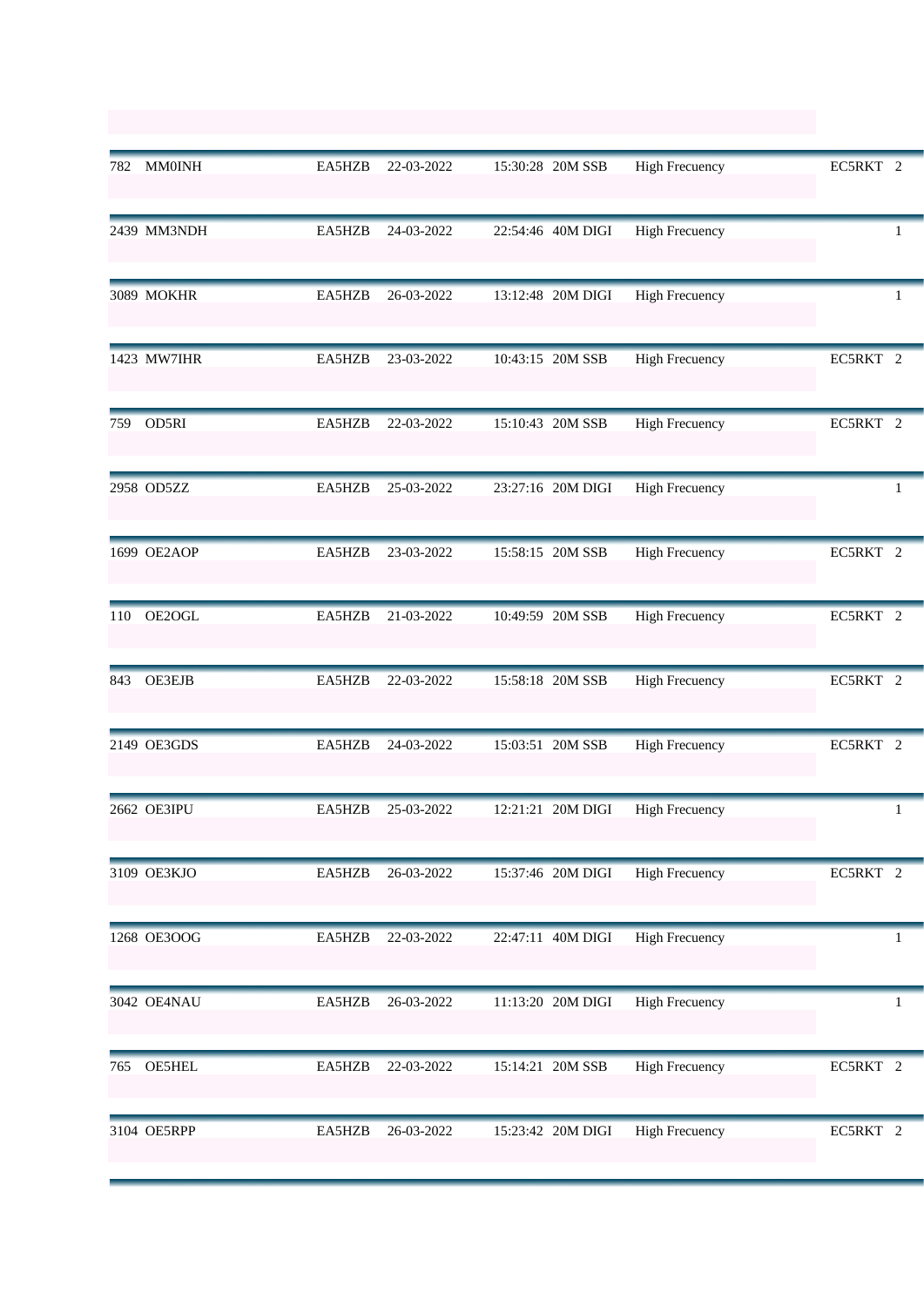| | | | | | | | | |
|---|---|---|---|---|---|---|---|---|
| 782 | MM0INH | EA5HZB | 22-03-2022 | 15:30:28 | 20M SSB | High Frecuency | EC5RKT | 2 |
| 2439 | MM3NDH | EA5HZB | 24-03-2022 | 22:54:46 | 40M DIGI | High Frecuency | | 1 |
| 3089 | MOKHR | EA5HZB | 26-03-2022 | 13:12:48 | 20M DIGI | High Frecuency | | 1 |
| 1423 | MW7IHR | EA5HZB | 23-03-2022 | 10:43:15 | 20M SSB | High Frecuency | EC5RKT | 2 |
| 759 | OD5RI | EA5HZB | 22-03-2022 | 15:10:43 | 20M SSB | High Frecuency | EC5RKT | 2 |
| 2958 | OD5ZZ | EA5HZB | 25-03-2022 | 23:27:16 | 20M DIGI | High Frecuency | | 1 |
| 1699 | OE2AOP | EA5HZB | 23-03-2022 | 15:58:15 | 20M SSB | High Frecuency | EC5RKT | 2 |
| 110 | OE2OGL | EA5HZB | 21-03-2022 | 10:49:59 | 20M SSB | High Frecuency | EC5RKT | 2 |
| 843 | OE3EJB | EA5HZB | 22-03-2022 | 15:58:18 | 20M SSB | High Frecuency | EC5RKT | 2 |
| 2149 | OE3GDS | EA5HZB | 24-03-2022 | 15:03:51 | 20M SSB | High Frecuency | EC5RKT | 2 |
| 2662 | OE3IPU | EA5HZB | 25-03-2022 | 12:21:21 | 20M DIGI | High Frecuency | | 1 |
| 3109 | OE3KJO | EA5HZB | 26-03-2022 | 15:37:46 | 20M DIGI | High Frecuency | EC5RKT | 2 |
| 1268 | OE3OOG | EA5HZB | 22-03-2022 | 22:47:11 | 40M DIGI | High Frecuency | | 1 |
| 3042 | OE4NAU | EA5HZB | 26-03-2022 | 11:13:20 | 20M DIGI | High Frecuency | | 1 |
| 765 | OE5HEL | EA5HZB | 22-03-2022 | 15:14:21 | 20M SSB | High Frecuency | EC5RKT | 2 |
| 3104 | OE5RPP | EA5HZB | 26-03-2022 | 15:23:42 | 20M DIGI | High Frecuency | EC5RKT | 2 |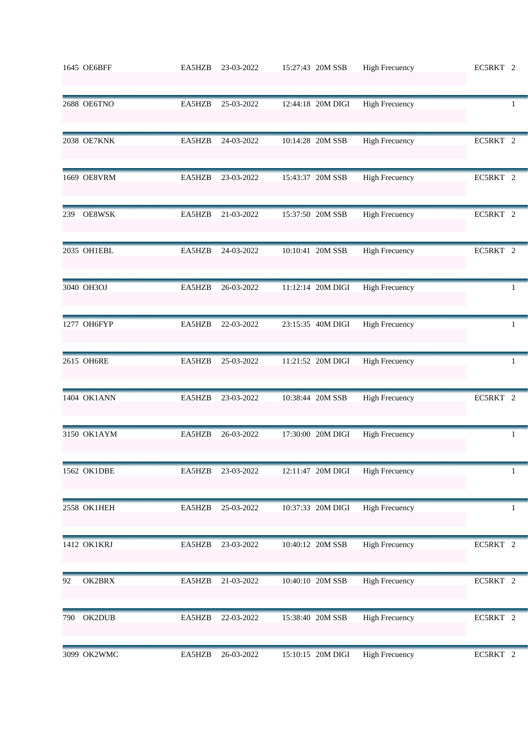| | | | | | | | | |
|---|---|---|---|---|---|---|---|---|
| 1645 | OE6BFF | EA5HZB | 23-03-2022 | 15:27:43 | 20M SSB | High Frecuency | EC5RKT | 2 |
| 2688 | OE6TNO | EA5HZB | 25-03-2022 | 12:44:18 | 20M DIGI | High Frecuency | | 1 |
| 2038 | OE7KNK | EA5HZB | 24-03-2022 | 10:14:28 | 20M SSB | High Frecuency | EC5RKT | 2 |
| 1669 | OE8VRM | EA5HZB | 23-03-2022 | 15:43:37 | 20M SSB | High Frecuency | EC5RKT | 2 |
| 239 | OE8WSK | EA5HZB | 21-03-2022 | 15:37:50 | 20M SSB | High Frecuency | EC5RKT | 2 |
| 2035 | OH1EBL | EA5HZB | 24-03-2022 | 10:10:41 | 20M SSB | High Frecuency | EC5RKT | 2 |
| 3040 | OH3OJ | EA5HZB | 26-03-2022 | 11:12:14 | 20M DIGI | High Frecuency | | 1 |
| 1277 | OH6FYP | EA5HZB | 22-03-2022 | 23:15:35 | 40M DIGI | High Frecuency | | 1 |
| 2615 | OH6RE | EA5HZB | 25-03-2022 | 11:21:52 | 20M DIGI | High Frecuency | | 1 |
| 1404 | OK1ANN | EA5HZB | 23-03-2022 | 10:38:44 | 20M SSB | High Frecuency | EC5RKT | 2 |
| 3150 | OK1AYM | EA5HZB | 26-03-2022 | 17:30:00 | 20M DIGI | High Frecuency | | 1 |
| 1562 | OK1DBE | EA5HZB | 23-03-2022 | 12:11:47 | 20M DIGI | High Frecuency | | 1 |
| 2558 | OK1HEH | EA5HZB | 25-03-2022 | 10:37:33 | 20M DIGI | High Frecuency | | 1 |
| 1412 | OK1KRJ | EA5HZB | 23-03-2022 | 10:40:12 | 20M SSB | High Frecuency | EC5RKT | 2 |
| 92 | OK2BRX | EA5HZB | 21-03-2022 | 10:40:10 | 20M SSB | High Frecuency | EC5RKT | 2 |
| 790 | OK2DUB | EA5HZB | 22-03-2022 | 15:38:40 | 20M SSB | High Frecuency | EC5RKT | 2 |
| 3099 | OK2WMC | EA5HZB | 26-03-2022 | 15:10:15 | 20M DIGI | High Frecuency | EC5RKT | 2 |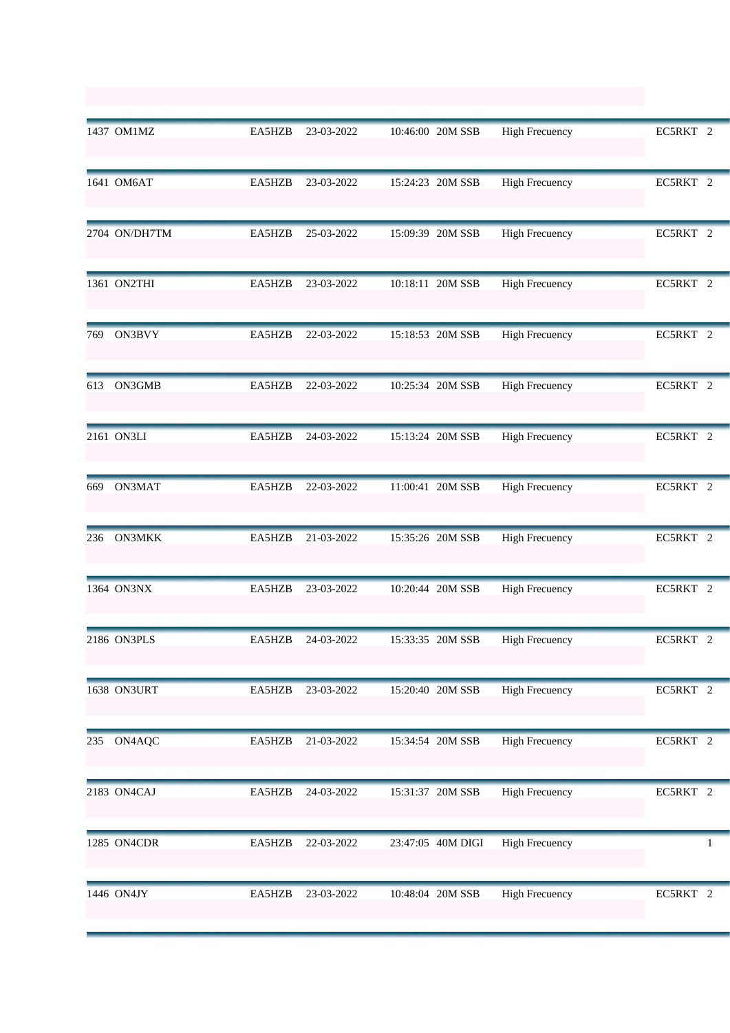| | | | | | | | | |
|---|---|---|---|---|---|---|---|---|
| 1437 | OM1MZ | EA5HZB | 23-03-2022 | 10:46:00 | 20M SSB | High Frecuency | EC5RKT | 2 |
| 1641 | OM6AT | EA5HZB | 23-03-2022 | 15:24:23 | 20M SSB | High Frecuency | EC5RKT | 2 |
| 2704 | ON/DH7TM | EA5HZB | 25-03-2022 | 15:09:39 | 20M SSB | High Frecuency | EC5RKT | 2 |
| 1361 | ON2THI | EA5HZB | 23-03-2022 | 10:18:11 | 20M SSB | High Frecuency | EC5RKT | 2 |
| 769 | ON3BVY | EA5HZB | 22-03-2022 | 15:18:53 | 20M SSB | High Frecuency | EC5RKT | 2 |
| 613 | ON3GMB | EA5HZB | 22-03-2022 | 10:25:34 | 20M SSB | High Frecuency | EC5RKT | 2 |
| 2161 | ON3LI | EA5HZB | 24-03-2022 | 15:13:24 | 20M SSB | High Frecuency | EC5RKT | 2 |
| 669 | ON3MAT | EA5HZB | 22-03-2022 | 11:00:41 | 20M SSB | High Frecuency | EC5RKT | 2 |
| 236 | ON3MKK | EA5HZB | 21-03-2022 | 15:35:26 | 20M SSB | High Frecuency | EC5RKT | 2 |
| 1364 | ON3NX | EA5HZB | 23-03-2022 | 10:20:44 | 20M SSB | High Frecuency | EC5RKT | 2 |
| 2186 | ON3PLS | EA5HZB | 24-03-2022 | 15:33:35 | 20M SSB | High Frecuency | EC5RKT | 2 |
| 1638 | ON3URT | EA5HZB | 23-03-2022 | 15:20:40 | 20M SSB | High Frecuency | EC5RKT | 2 |
| 235 | ON4AQC | EA5HZB | 21-03-2022 | 15:34:54 | 20M SSB | High Frecuency | EC5RKT | 2 |
| 2183 | ON4CAJ | EA5HZB | 24-03-2022 | 15:31:37 | 20M SSB | High Frecuency | EC5RKT | 2 |
| 1285 | ON4CDR | EA5HZB | 22-03-2022 | 23:47:05 | 40M DIGI | High Frecuency | | 1 |
| 1446 | ON4JY | EA5HZB | 23-03-2022 | 10:48:04 | 20M SSB | High Frecuency | EC5RKT | 2 |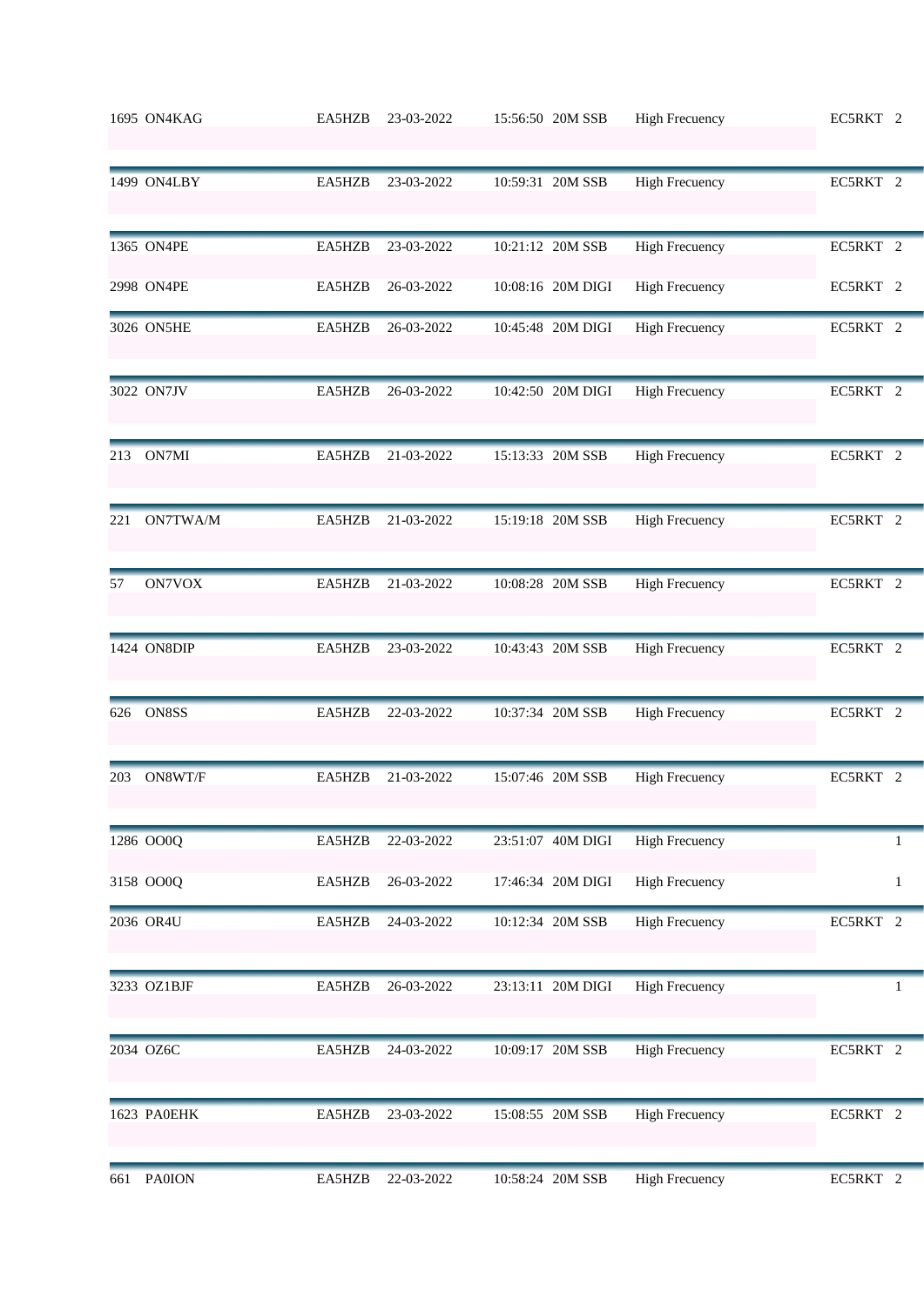| | | | | | | | | |
|---|---|---|---|---|---|---|---|---|
| 1695 | ON4KAG | EA5HZB | 23-03-2022 | 15:56:50 | 20M SSB | High Frecuency | EC5RKT | 2 |
| 1499 | ON4LBY | EA5HZB | 23-03-2022 | 10:59:31 | 20M SSB | High Frecuency | EC5RKT | 2 |
| 1365 | ON4PE | EA5HZB | 23-03-2022 | 10:21:12 | 20M SSB | High Frecuency | EC5RKT | 2 |
| 2998 | ON4PE | EA5HZB | 26-03-2022 | 10:08:16 | 20M DIGI | High Frecuency | EC5RKT | 2 |
| 3026 | ON5HE | EA5HZB | 26-03-2022 | 10:45:48 | 20M DIGI | High Frecuency | EC5RKT | 2 |
| 3022 | ON7JV | EA5HZB | 26-03-2022 | 10:42:50 | 20M DIGI | High Frecuency | EC5RKT | 2 |
| 213 | ON7MI | EA5HZB | 21-03-2022 | 15:13:33 | 20M SSB | High Frecuency | EC5RKT | 2 |
| 221 | ON7TWA/M | EA5HZB | 21-03-2022 | 15:19:18 | 20M SSB | High Frecuency | EC5RKT | 2 |
| 57 | ON7VOX | EA5HZB | 21-03-2022 | 10:08:28 | 20M SSB | High Frecuency | EC5RKT | 2 |
| 1424 | ON8DIP | EA5HZB | 23-03-2022 | 10:43:43 | 20M SSB | High Frecuency | EC5RKT | 2 |
| 626 | ON8SS | EA5HZB | 22-03-2022 | 10:37:34 | 20M SSB | High Frecuency | EC5RKT | 2 |
| 203 | ON8WT/F | EA5HZB | 21-03-2022 | 15:07:46 | 20M SSB | High Frecuency | EC5RKT | 2 |
| 1286 | OO0Q | EA5HZB | 22-03-2022 | 23:51:07 | 40M DIGI | High Frecuency | | 1 |
| 3158 | OO0Q | EA5HZB | 26-03-2022 | 17:46:34 | 20M DIGI | High Frecuency | | 1 |
| 2036 | OR4U | EA5HZB | 24-03-2022 | 10:12:34 | 20M SSB | High Frecuency | EC5RKT | 2 |
| 3233 | OZ1BJF | EA5HZB | 26-03-2022 | 23:13:11 | 20M DIGI | High Frecuency | | 1 |
| 2034 | OZ6C | EA5HZB | 24-03-2022 | 10:09:17 | 20M SSB | High Frecuency | EC5RKT | 2 |
| 1623 | PA0EHK | EA5HZB | 23-03-2022 | 15:08:55 | 20M SSB | High Frecuency | EC5RKT | 2 |
| 661 | PA0ION | EA5HZB | 22-03-2022 | 10:58:24 | 20M SSB | High Frecuency | EC5RKT | 2 |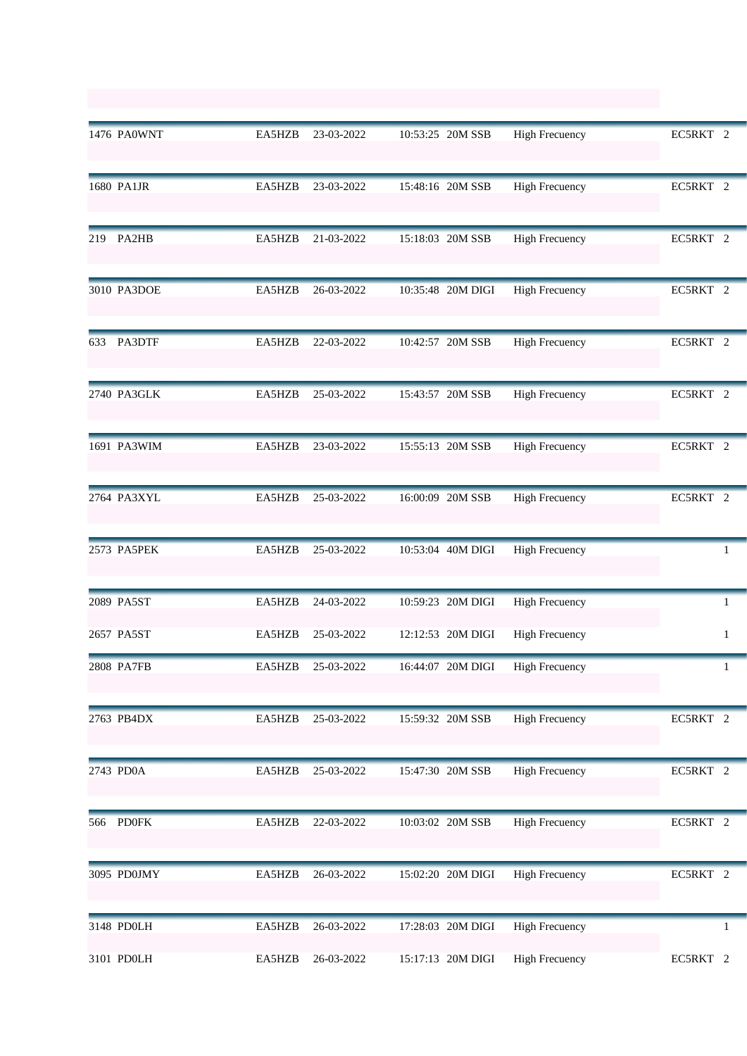| | | | | | | | | |
|---|---|---|---|---|---|---|---|---|
| 1476 | PA0WNT | EA5HZB | 23-03-2022 | 10:53:25 | 20M SSB | High Frecuency | EC5RKT | 2 |
| 1680 | PA1JR | EA5HZB | 23-03-2022 | 15:48:16 | 20M SSB | High Frecuency | EC5RKT | 2 |
| 219 | PA2HB | EA5HZB | 21-03-2022 | 15:18:03 | 20M SSB | High Frecuency | EC5RKT | 2 |
| 3010 | PA3DOE | EA5HZB | 26-03-2022 | 10:35:48 | 20M DIGI | High Frecuency | EC5RKT | 2 |
| 633 | PA3DTF | EA5HZB | 22-03-2022 | 10:42:57 | 20M SSB | High Frecuency | EC5RKT | 2 |
| 2740 | PA3GLK | EA5HZB | 25-03-2022 | 15:43:57 | 20M SSB | High Frecuency | EC5RKT | 2 |
| 1691 | PA3WIM | EA5HZB | 23-03-2022 | 15:55:13 | 20M SSB | High Frecuency | EC5RKT | 2 |
| 2764 | PA3XYL | EA5HZB | 25-03-2022 | 16:00:09 | 20M SSB | High Frecuency | EC5RKT | 2 |
| 2573 | PA5PEK | EA5HZB | 25-03-2022 | 10:53:04 | 40M DIGI | High Frecuency | | 1 |
| 2089 | PA5ST | EA5HZB | 24-03-2022 | 10:59:23 | 20M DIGI | High Frecuency | | 1 |
| 2657 | PA5ST | EA5HZB | 25-03-2022 | 12:12:53 | 20M DIGI | High Frecuency | | 1 |
| 2808 | PA7FB | EA5HZB | 25-03-2022 | 16:44:07 | 20M DIGI | High Frecuency | | 1 |
| 2763 | PB4DX | EA5HZB | 25-03-2022 | 15:59:32 | 20M SSB | High Frecuency | EC5RKT | 2 |
| 2743 | PD0A | EA5HZB | 25-03-2022 | 15:47:30 | 20M SSB | High Frecuency | EC5RKT | 2 |
| 566 | PD0FK | EA5HZB | 22-03-2022 | 10:03:02 | 20M SSB | High Frecuency | EC5RKT | 2 |
| 3095 | PD0JMY | EA5HZB | 26-03-2022 | 15:02:20 | 20M DIGI | High Frecuency | EC5RKT | 2 |
| 3148 | PD0LH | EA5HZB | 26-03-2022 | 17:28:03 | 20M DIGI | High Frecuency | | 1 |
| 3101 | PD0LH | EA5HZB | 26-03-2022 | 15:17:13 | 20M DIGI | High Frecuency | EC5RKT | 2 |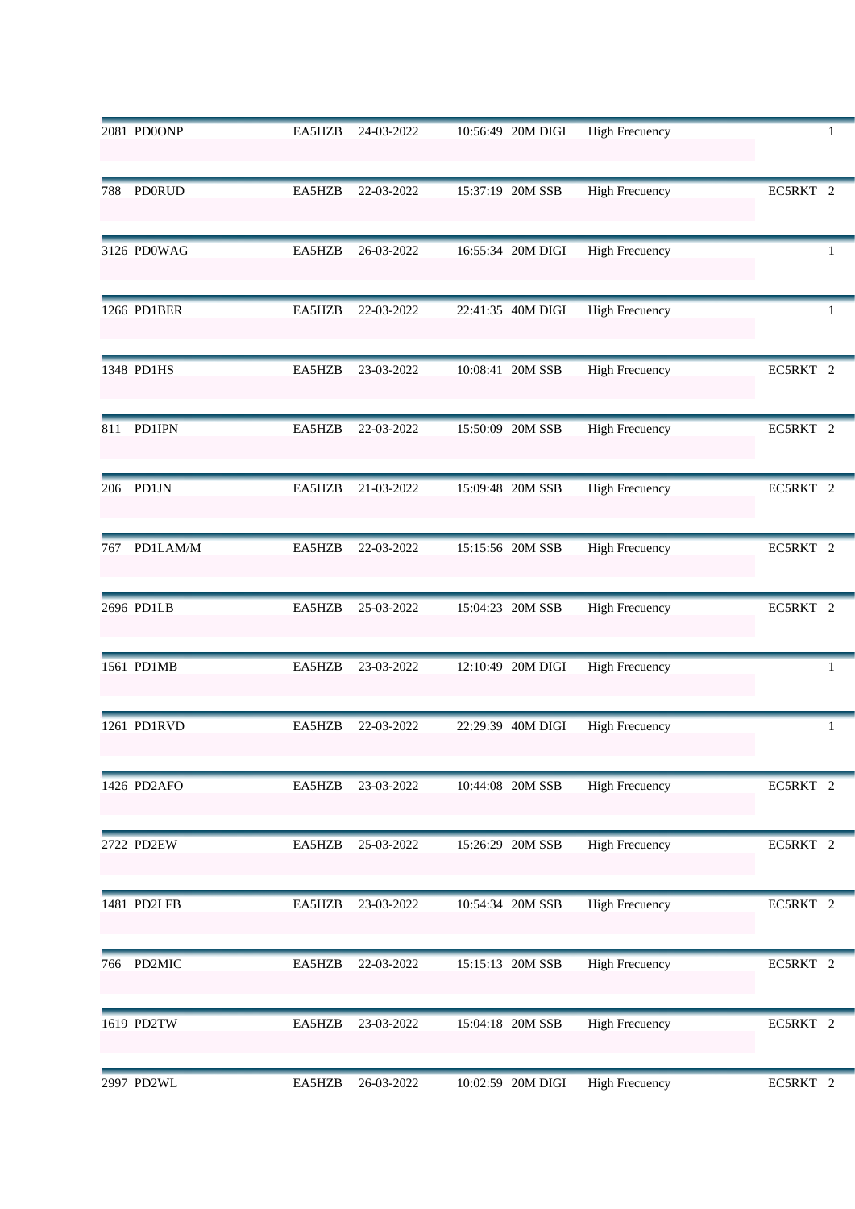| | | | | | | | | |
|---|---|---|---|---|---|---|---|---|
| 2081 | PD0ONP | EA5HZB | 24-03-2022 | 10:56:49 | 20M DIGI | High Frecuency | | 1 |
| 788 | PD0RUD | EA5HZB | 22-03-2022 | 15:37:19 | 20M SSB | High Frecuency | EC5RKT | 2 |
| 3126 | PD0WAG | EA5HZB | 26-03-2022 | 16:55:34 | 20M DIGI | High Frecuency | | 1 |
| 1266 | PD1BER | EA5HZB | 22-03-2022 | 22:41:35 | 40M DIGI | High Frecuency | | 1 |
| 1348 | PD1HS | EA5HZB | 23-03-2022 | 10:08:41 | 20M SSB | High Frecuency | EC5RKT | 2 |
| 811 | PD1IPN | EA5HZB | 22-03-2022 | 15:50:09 | 20M SSB | High Frecuency | EC5RKT | 2 |
| 206 | PD1JN | EA5HZB | 21-03-2022 | 15:09:48 | 20M SSB | High Frecuency | EC5RKT | 2 |
| 767 | PD1LAM/M | EA5HZB | 22-03-2022 | 15:15:56 | 20M SSB | High Frecuency | EC5RKT | 2 |
| 2696 | PD1LB | EA5HZB | 25-03-2022 | 15:04:23 | 20M SSB | High Frecuency | EC5RKT | 2 |
| 1561 | PD1MB | EA5HZB | 23-03-2022 | 12:10:49 | 20M DIGI | High Frecuency | | 1 |
| 1261 | PD1RVD | EA5HZB | 22-03-2022 | 22:29:39 | 40M DIGI | High Frecuency | | 1 |
| 1426 | PD2AFO | EA5HZB | 23-03-2022 | 10:44:08 | 20M SSB | High Frecuency | EC5RKT | 2 |
| 2722 | PD2EW | EA5HZB | 25-03-2022 | 15:26:29 | 20M SSB | High Frecuency | EC5RKT | 2 |
| 1481 | PD2LFB | EA5HZB | 23-03-2022 | 10:54:34 | 20M SSB | High Frecuency | EC5RKT | 2 |
| 766 | PD2MIC | EA5HZB | 22-03-2022 | 15:15:13 | 20M SSB | High Frecuency | EC5RKT | 2 |
| 1619 | PD2TW | EA5HZB | 23-03-2022 | 15:04:18 | 20M SSB | High Frecuency | EC5RKT | 2 |
| 2997 | PD2WL | EA5HZB | 26-03-2022 | 10:02:59 | 20M DIGI | High Frecuency | EC5RKT | 2 |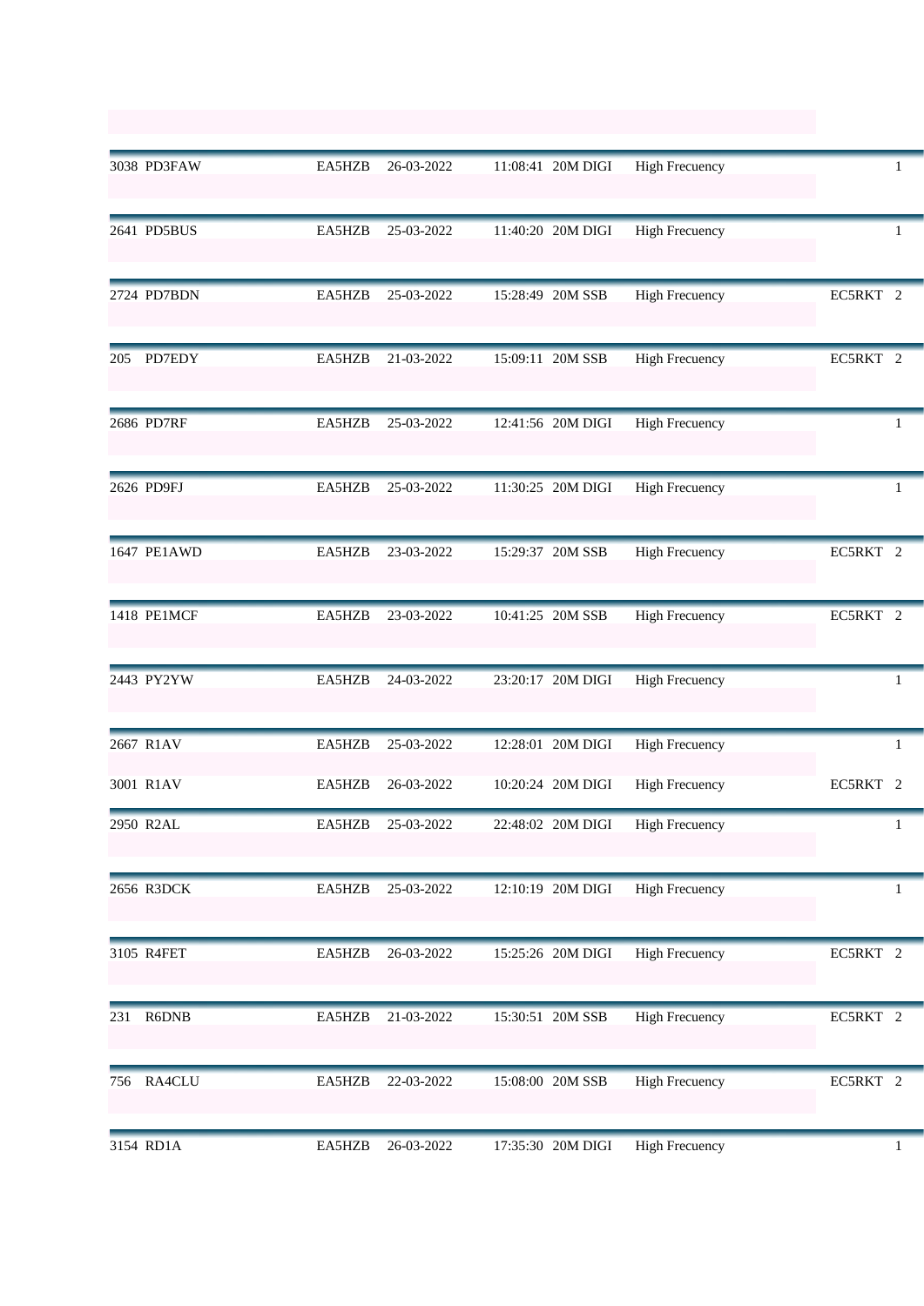| | | | | | | | | |
|---|---|---|---|---|---|---|---|---|
| 3038 | PD3FAW | EA5HZB | 26-03-2022 | 11:08:41 | 20M DIGI | High Frecuency | | 1 |
| 2641 | PD5BUS | EA5HZB | 25-03-2022 | 11:40:20 | 20M DIGI | High Frecuency | | 1 |
| 2724 | PD7BDN | EA5HZB | 25-03-2022 | 15:28:49 | 20M SSB | High Frecuency | EC5RKT | 2 |
| 205 | PD7EDY | EA5HZB | 21-03-2022 | 15:09:11 | 20M SSB | High Frecuency | EC5RKT | 2 |
| 2686 | PD7RF | EA5HZB | 25-03-2022 | 12:41:56 | 20M DIGI | High Frecuency | | 1 |
| 2626 | PD9FJ | EA5HZB | 25-03-2022 | 11:30:25 | 20M DIGI | High Frecuency | | 1 |
| 1647 | PE1AWD | EA5HZB | 23-03-2022 | 15:29:37 | 20M SSB | High Frecuency | EC5RKT | 2 |
| 1418 | PE1MCF | EA5HZB | 23-03-2022 | 10:41:25 | 20M SSB | High Frecuency | EC5RKT | 2 |
| 2443 | PY2YW | EA5HZB | 24-03-2022 | 23:20:17 | 20M DIGI | High Frecuency | | 1 |
| 2667 | R1AV | EA5HZB | 25-03-2022 | 12:28:01 | 20M DIGI | High Frecuency | | 1 |
| 3001 | R1AV | EA5HZB | 26-03-2022 | 10:20:24 | 20M DIGI | High Frecuency | EC5RKT | 2 |
| 2950 | R2AL | EA5HZB | 25-03-2022 | 22:48:02 | 20M DIGI | High Frecuency | | 1 |
| 2656 | R3DCK | EA5HZB | 25-03-2022 | 12:10:19 | 20M DIGI | High Frecuency | | 1 |
| 3105 | R4FET | EA5HZB | 26-03-2022 | 15:25:26 | 20M DIGI | High Frecuency | EC5RKT | 2 |
| 231 | R6DNB | EA5HZB | 21-03-2022 | 15:30:51 | 20M SSB | High Frecuency | EC5RKT | 2 |
| 756 | RA4CLU | EA5HZB | 22-03-2022 | 15:08:00 | 20M SSB | High Frecuency | EC5RKT | 2 |
| 3154 | RD1A | EA5HZB | 26-03-2022 | 17:35:30 | 20M DIGI | High Frecuency | | 1 |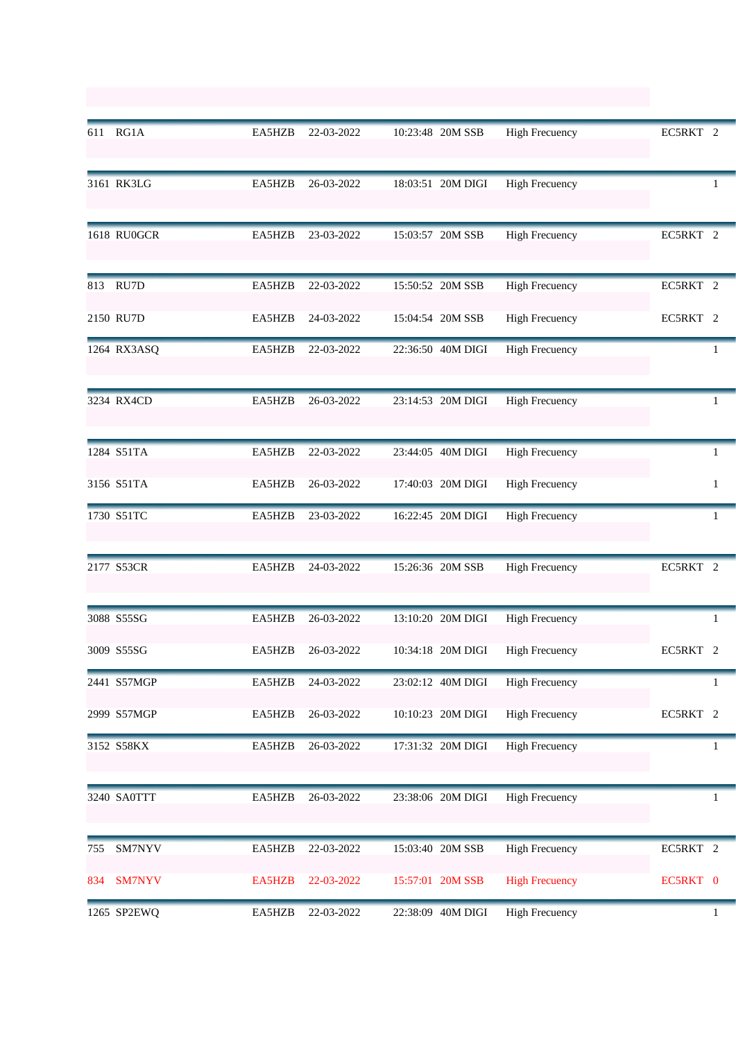| | | | | | | | | |
|---|---|---|---|---|---|---|---|---|
| 611 | RG1A | EA5HZB | 22-03-2022 | 10:23:48 | 20M SSB | High Frecuency | EC5RKT | 2 |
| 3161 | RK3LG | EA5HZB | 26-03-2022 | 18:03:51 | 20M DIGI | High Frecuency | | 1 |
| 1618 | RU0GCR | EA5HZB | 23-03-2022 | 15:03:57 | 20M SSB | High Frecuency | EC5RKT | 2 |
| 813 | RU7D | EA5HZB | 22-03-2022 | 15:50:52 | 20M SSB | High Frecuency | EC5RKT | 2 |
| 2150 | RU7D | EA5HZB | 24-03-2022 | 15:04:54 | 20M SSB | High Frecuency | EC5RKT | 2 |
| 1264 | RX3ASQ | EA5HZB | 22-03-2022 | 22:36:50 | 40M DIGI | High Frecuency | | 1 |
| 3234 | RX4CD | EA5HZB | 26-03-2022 | 23:14:53 | 20M DIGI | High Frecuency | | 1 |
| 1284 | S51TA | EA5HZB | 22-03-2022 | 23:44:05 | 40M DIGI | High Frecuency | | 1 |
| 3156 | S51TA | EA5HZB | 26-03-2022 | 17:40:03 | 20M DIGI | High Frecuency | | 1 |
| 1730 | S51TC | EA5HZB | 23-03-2022 | 16:22:45 | 20M DIGI | High Frecuency | | 1 |
| 2177 | S53CR | EA5HZB | 24-03-2022 | 15:26:36 | 20M SSB | High Frecuency | EC5RKT | 2 |
| 3088 | S55SG | EA5HZB | 26-03-2022 | 13:10:20 | 20M DIGI | High Frecuency | | 1 |
| 3009 | S55SG | EA5HZB | 26-03-2022 | 10:34:18 | 20M DIGI | High Frecuency | EC5RKT | 2 |
| 2441 | S57MGP | EA5HZB | 24-03-2022 | 23:02:12 | 40M DIGI | High Frecuency | | 1 |
| 2999 | S57MGP | EA5HZB | 26-03-2022 | 10:10:23 | 20M DIGI | High Frecuency | EC5RKT | 2 |
| 3152 | S58KX | EA5HZB | 26-03-2022 | 17:31:32 | 20M DIGI | High Frecuency | | 1 |
| 3240 | SA0TTT | EA5HZB | 26-03-2022 | 23:38:06 | 20M DIGI | High Frecuency | | 1 |
| 755 | SM7NYV | EA5HZB | 22-03-2022 | 15:03:40 | 20M SSB | High Frecuency | EC5RKT | 2 |
| 834 | SM7NYV | EA5HZB | 22-03-2022 | 15:57:01 | 20M SSB | High Frecuency | EC5RKT | 0 |
| 1265 | SP2EWQ | EA5HZB | 22-03-2022 | 22:38:09 | 40M DIGI | High Frecuency | | 1 |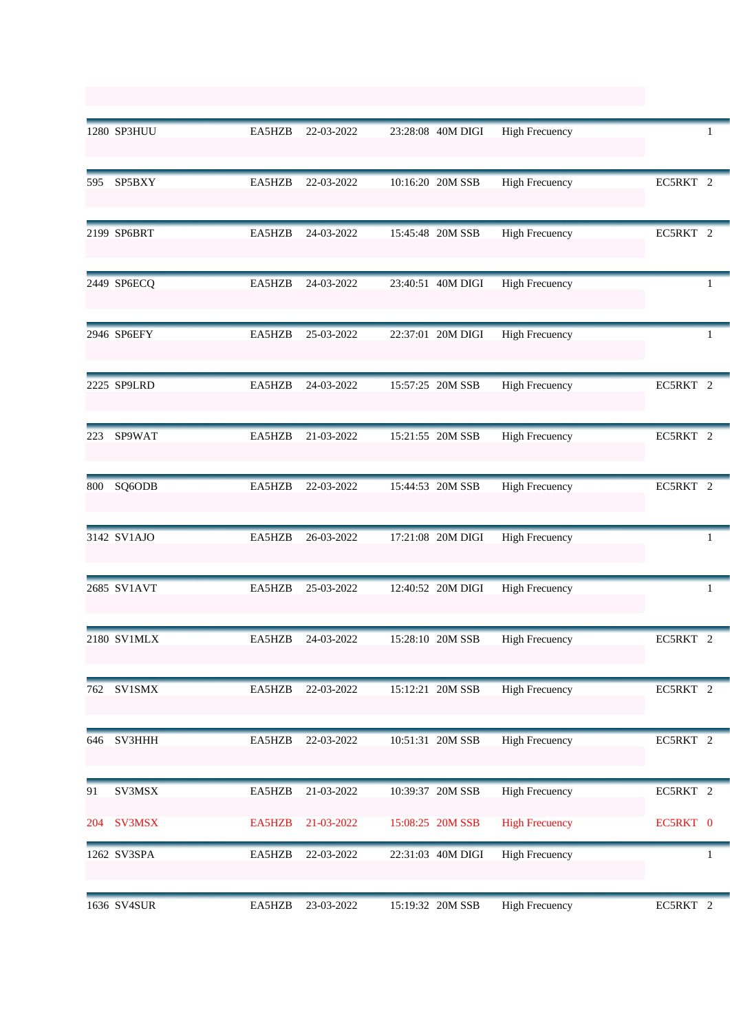| | | | | | | | | |
|---|---|---|---|---|---|---|---|---|
| 1280 | SP3HUU | EA5HZB | 22-03-2022 | 23:28:08 | 40M DIGI | High Frecuency | | 1 |
| 595 | SP5BXY | EA5HZB | 22-03-2022 | 10:16:20 | 20M SSB | High Frecuency | EC5RKT | 2 |
| 2199 | SP6BRT | EA5HZB | 24-03-2022 | 15:45:48 | 20M SSB | High Frecuency | EC5RKT | 2 |
| 2449 | SP6ECQ | EA5HZB | 24-03-2022 | 23:40:51 | 40M DIGI | High Frecuency | | 1 |
| 2946 | SP6EFY | EA5HZB | 25-03-2022 | 22:37:01 | 20M DIGI | High Frecuency | | 1 |
| 2225 | SP9LRD | EA5HZB | 24-03-2022 | 15:57:25 | 20M SSB | High Frecuency | EC5RKT | 2 |
| 223 | SP9WAT | EA5HZB | 21-03-2022 | 15:21:55 | 20M SSB | High Frecuency | EC5RKT | 2 |
| 800 | SQ6ODB | EA5HZB | 22-03-2022 | 15:44:53 | 20M SSB | High Frecuency | EC5RKT | 2 |
| 3142 | SV1AJO | EA5HZB | 26-03-2022 | 17:21:08 | 20M DIGI | High Frecuency | | 1 |
| 2685 | SV1AVT | EA5HZB | 25-03-2022 | 12:40:52 | 20M DIGI | High Frecuency | | 1 |
| 2180 | SV1MLX | EA5HZB | 24-03-2022 | 15:28:10 | 20M SSB | High Frecuency | EC5RKT | 2 |
| 762 | SV1SMX | EA5HZB | 22-03-2022 | 15:12:21 | 20M SSB | High Frecuency | EC5RKT | 2 |
| 646 | SV3HHH | EA5HZB | 22-03-2022 | 10:51:31 | 20M SSB | High Frecuency | EC5RKT | 2 |
| 91 | SV3MSX | EA5HZB | 21-03-2022 | 10:39:37 | 20M SSB | High Frecuency | EC5RKT | 2 |
| 204 | SV3MSX | EA5HZB | 21-03-2022 | 15:08:25 | 20M SSB | High Frecuency | EC5RKT | 0 |
| 1262 | SV3SPA | EA5HZB | 22-03-2022 | 22:31:03 | 40M DIGI | High Frecuency | | 1 |
| 1636 | SV4SUR | EA5HZB | 23-03-2022 | 15:19:32 | 20M SSB | High Frecuency | EC5RKT | 2 |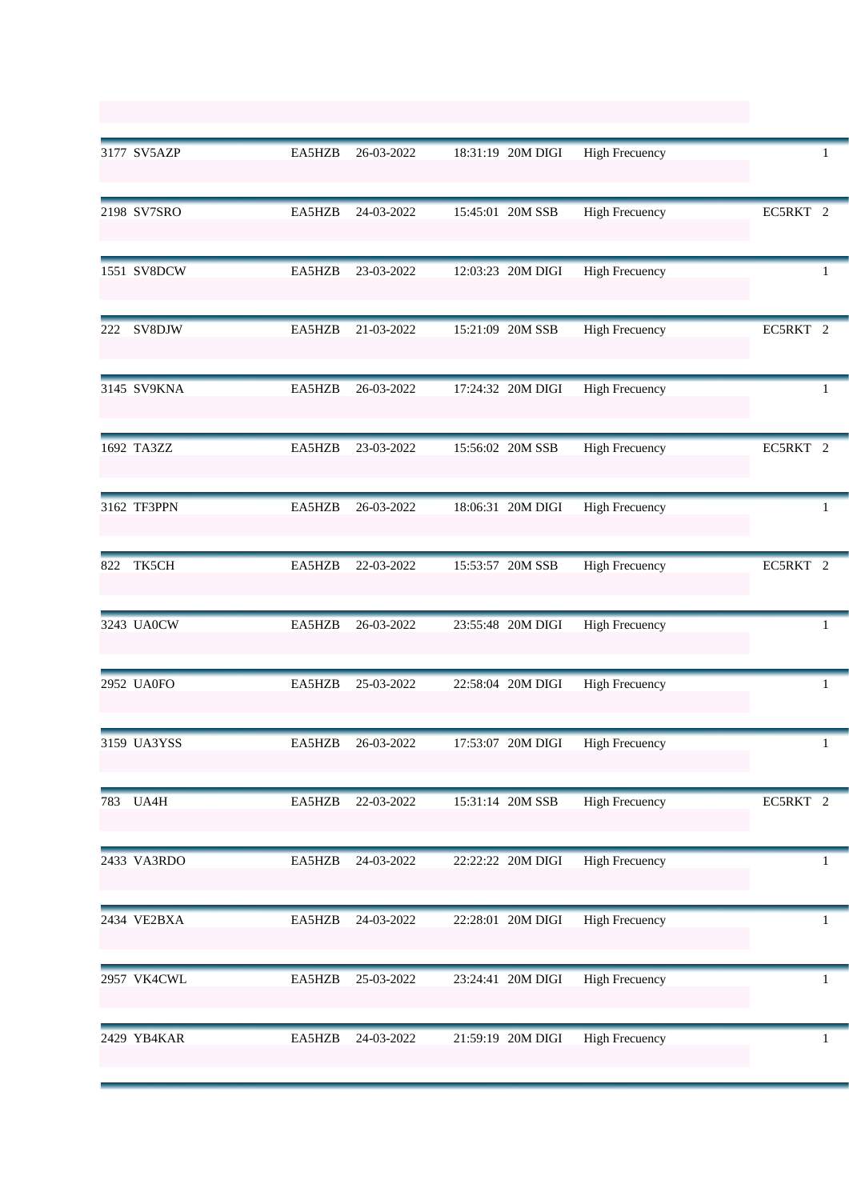| | | | | | | | | |
|---|---|---|---|---|---|---|---|---|
| 3177 | SV5AZP | EA5HZB | 26-03-2022 | 18:31:19 | 20M DIGI | High Frecuency | | 1 |
| 2198 | SV7SRO | EA5HZB | 24-03-2022 | 15:45:01 | 20M SSB | High Frecuency | EC5RKT | 2 |
| 1551 | SV8DCW | EA5HZB | 23-03-2022 | 12:03:23 | 20M DIGI | High Frecuency | | 1 |
| 222 | SV8DJW | EA5HZB | 21-03-2022 | 15:21:09 | 20M SSB | High Frecuency | EC5RKT | 2 |
| 3145 | SV9KNA | EA5HZB | 26-03-2022 | 17:24:32 | 20M DIGI | High Frecuency | | 1 |
| 1692 | TA3ZZ | EA5HZB | 23-03-2022 | 15:56:02 | 20M SSB | High Frecuency | EC5RKT | 2 |
| 3162 | TF3PPN | EA5HZB | 26-03-2022 | 18:06:31 | 20M DIGI | High Frecuency | | 1 |
| 822 | TK5CH | EA5HZB | 22-03-2022 | 15:53:57 | 20M SSB | High Frecuency | EC5RKT | 2 |
| 3243 | UA0CW | EA5HZB | 26-03-2022 | 23:55:48 | 20M DIGI | High Frecuency | | 1 |
| 2952 | UA0FO | EA5HZB | 25-03-2022 | 22:58:04 | 20M DIGI | High Frecuency | | 1 |
| 3159 | UA3YSS | EA5HZB | 26-03-2022 | 17:53:07 | 20M DIGI | High Frecuency | | 1 |
| 783 | UA4H | EA5HZB | 22-03-2022 | 15:31:14 | 20M SSB | High Frecuency | EC5RKT | 2 |
| 2433 | VA3RDO | EA5HZB | 24-03-2022 | 22:22:22 | 20M DIGI | High Frecuency | | 1 |
| 2434 | VE2BXA | EA5HZB | 24-03-2022 | 22:28:01 | 20M DIGI | High Frecuency | | 1 |
| 2957 | VK4CWL | EA5HZB | 25-03-2022 | 23:24:41 | 20M DIGI | High Frecuency | | 1 |
| 2429 | YB4KAR | EA5HZB | 24-03-2022 | 21:59:19 | 20M DIGI | High Frecuency | | 1 |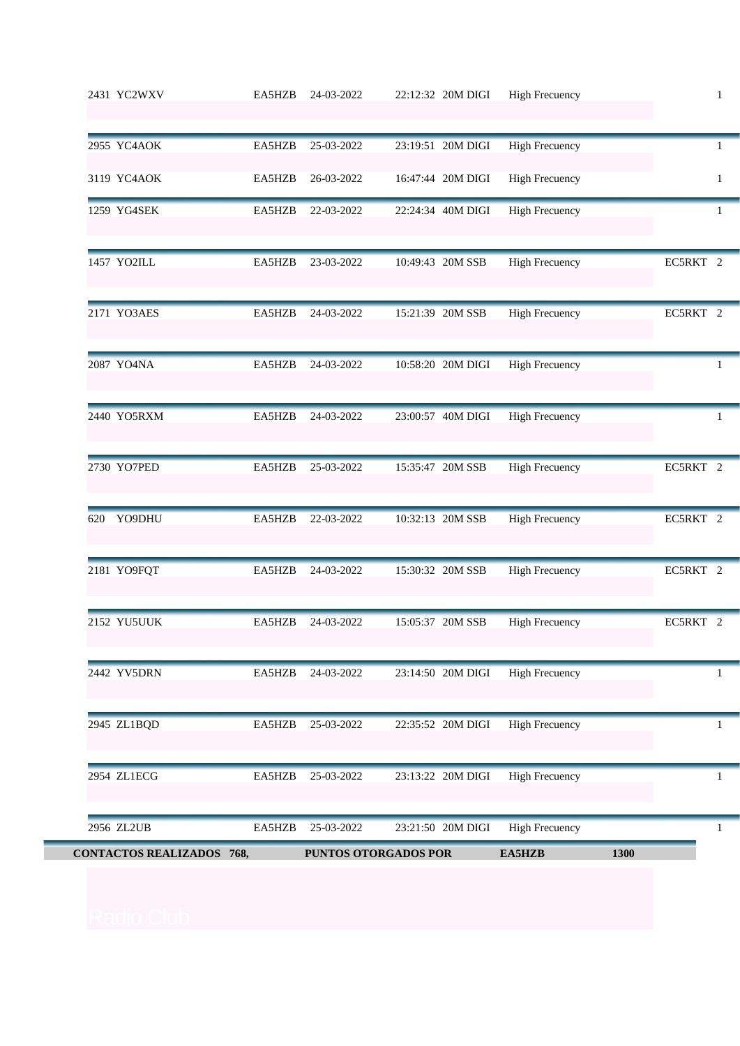| | | | | | | | | |
|---|---|---|---|---|---|---|---|---|
| 2431 | YC2WXV | EA5HZB | 24-03-2022 | 22:12:32 | 20M DIGI | High Frecuency | | 1 |
| 2955 | YC4AOK | EA5HZB | 25-03-2022 | 23:19:51 | 20M DIGI | High Frecuency | | 1 |
| 3119 | YC4AOK | EA5HZB | 26-03-2022 | 16:47:44 | 20M DIGI | High Frecuency | | 1 |
| 1259 | YG4SEK | EA5HZB | 22-03-2022 | 22:24:34 | 40M DIGI | High Frecuency | | 1 |
| 1457 | YO2ILL | EA5HZB | 23-03-2022 | 10:49:43 | 20M SSB | High Frecuency | EC5RKT | 2 |
| 2171 | YO3AES | EA5HZB | 24-03-2022 | 15:21:39 | 20M SSB | High Frecuency | EC5RKT | 2 |
| 2087 | YO4NA | EA5HZB | 24-03-2022 | 10:58:20 | 20M DIGI | High Frecuency | | 1 |
| 2440 | YO5RXM | EA5HZB | 24-03-2022 | 23:00:57 | 40M DIGI | High Frecuency | | 1 |
| 2730 | YO7PED | EA5HZB | 25-03-2022 | 15:35:47 | 20M SSB | High Frecuency | EC5RKT | 2 |
| 620 | YO9DHU | EA5HZB | 22-03-2022 | 10:32:13 | 20M SSB | High Frecuency | EC5RKT | 2 |
| 2181 | YO9FQT | EA5HZB | 24-03-2022 | 15:30:32 | 20M SSB | High Frecuency | EC5RKT | 2 |
| 2152 | YU5UUK | EA5HZB | 24-03-2022 | 15:05:37 | 20M SSB | High Frecuency | EC5RKT | 2 |
| 2442 | YV5DRN | EA5HZB | 24-03-2022 | 23:14:50 | 20M DIGI | High Frecuency | | 1 |
| 2945 | ZL1BQD | EA5HZB | 25-03-2022 | 22:35:52 | 20M DIGI | High Frecuency | | 1 |
| 2954 | ZL1ECG | EA5HZB | 25-03-2022 | 23:13:22 | 20M DIGI | High Frecuency | | 1 |
| 2956 | ZL2UB | EA5HZB | 25-03-2022 | 23:21:50 | 20M DIGI | High Frecuency | | 1 |

**CONTACTOS REALIZADOS 768, PUNTOS OTORGADOS POR EA5HZB 1300**

Radio Club